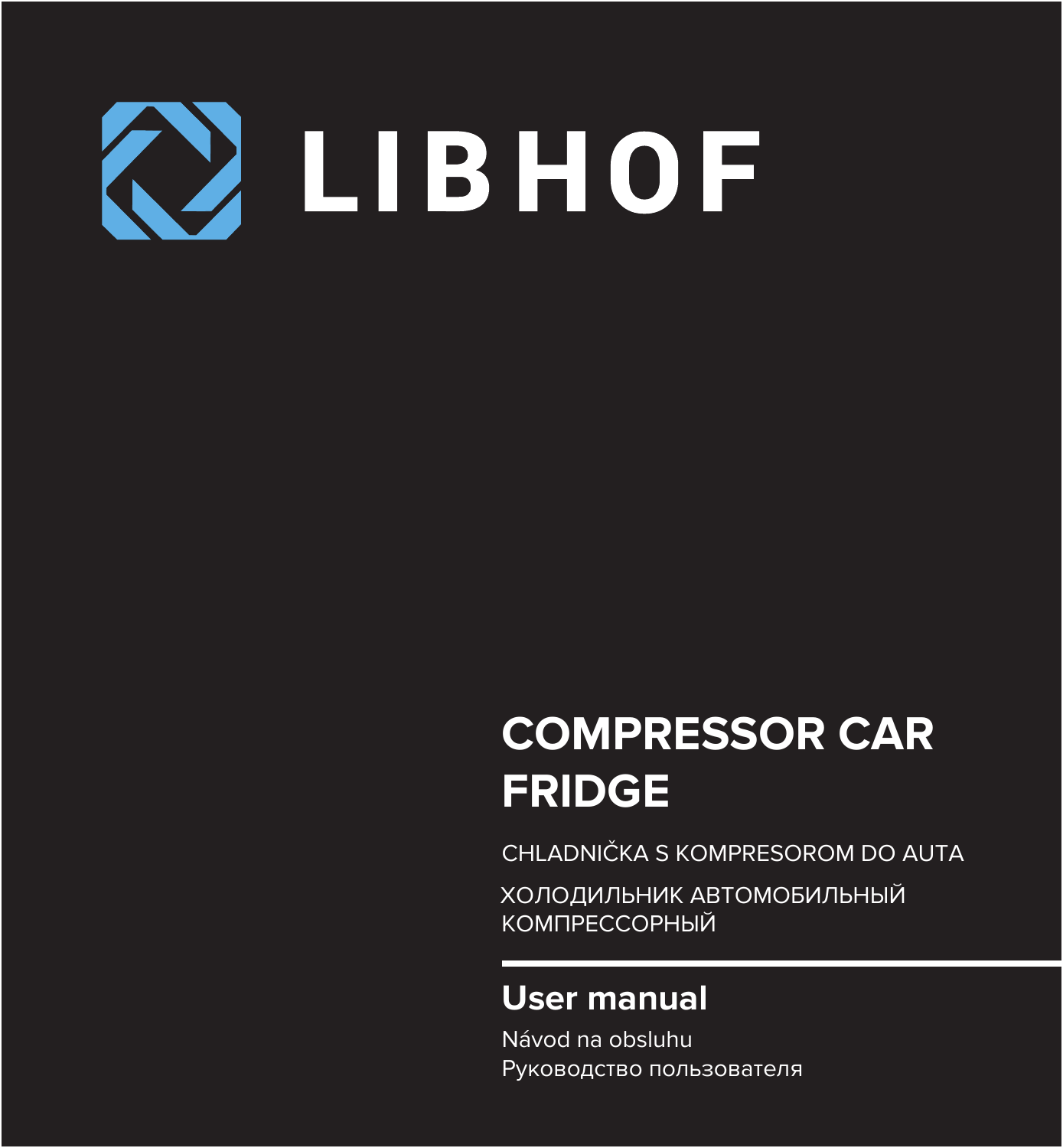# LIBHOF

# COMPRESSOR CAR FRIDGE

CHLADNIČKA S KOMPRESOROM DO AUTA

ХОЛОДИЛЬНИК АВТОМОБИЛЬНЫЙ КОМПРЕССОРНЫЙ

## User manual

Návod na obsluhu

Руководство пользователя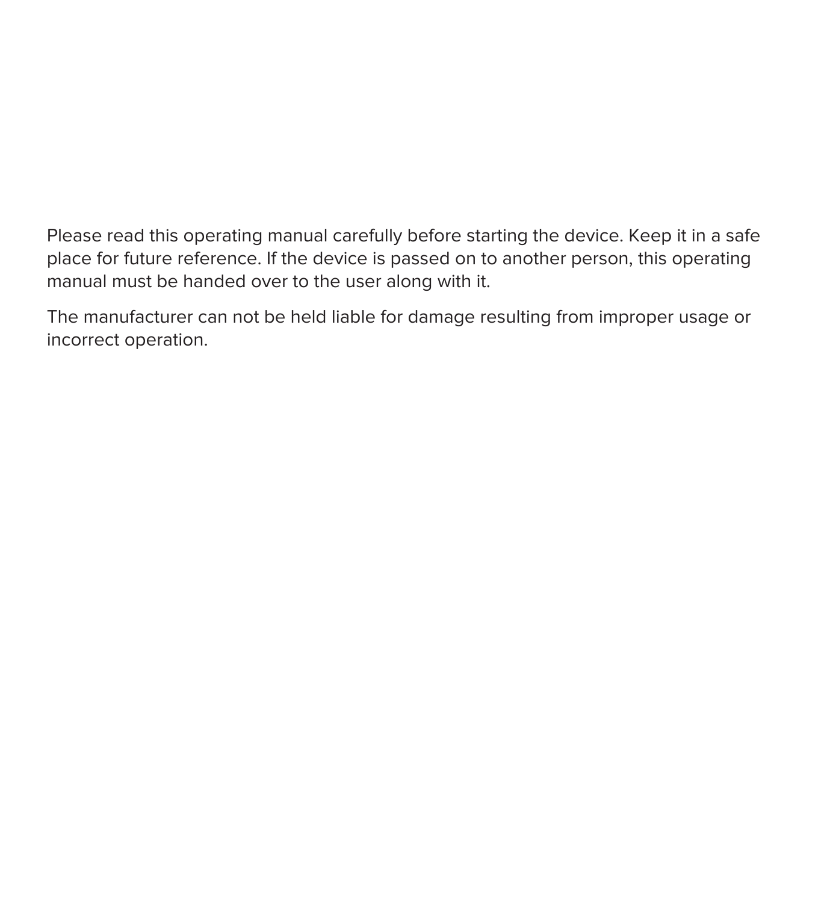Please read this operating manual carefully before starting the device. Keep it in a safe place for future reference. If the device is passed on to another person, this operating manual must be handed over to the user along with it.

The manufacturer can not be held liable for damage resulting from improper usage or incorrect operation.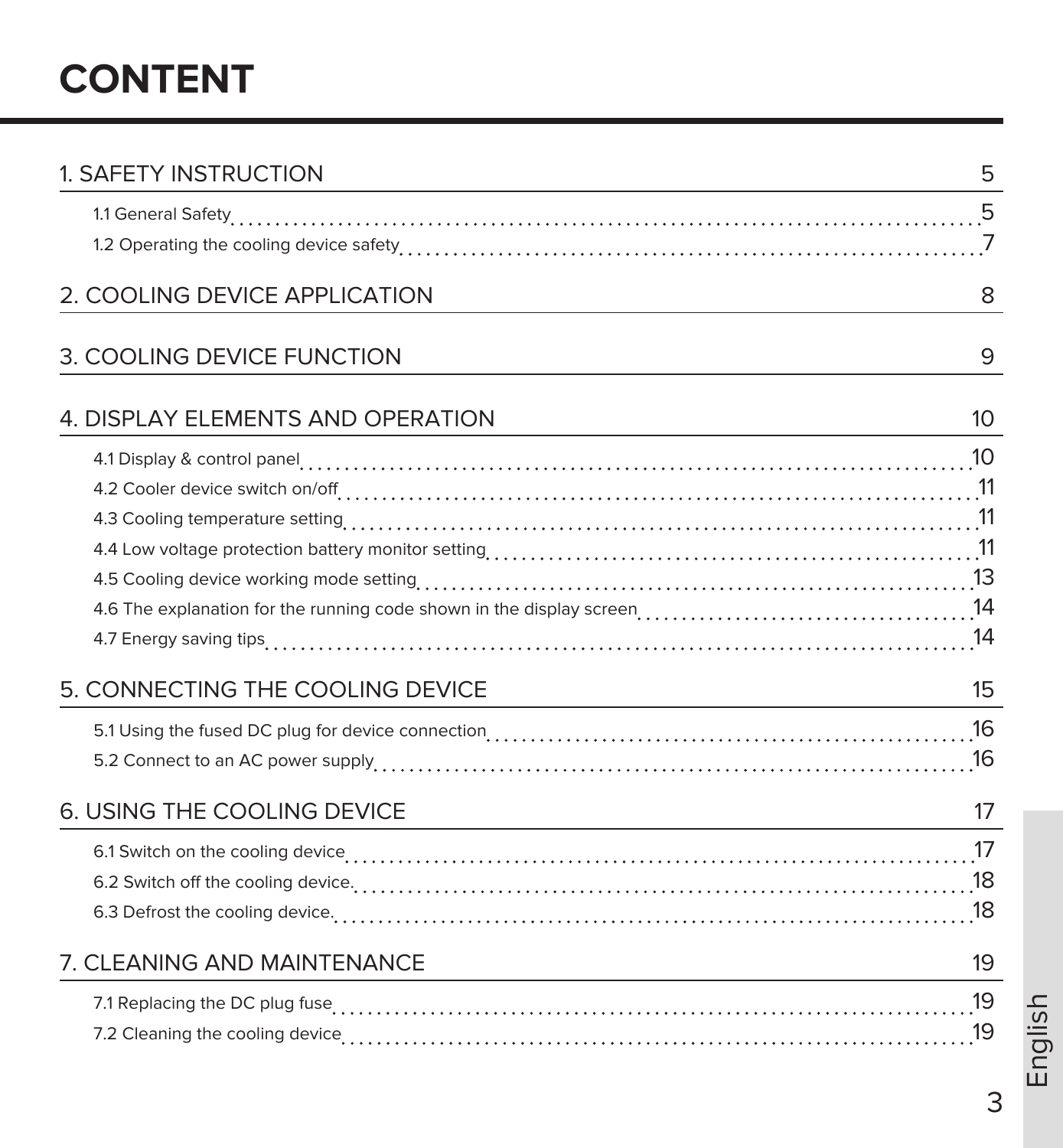# CONTENT

1. SAFETY INSTRUCTION 5
   - 1.1 General Safety 5
   - 1.2 Operating the cooling device safety 7

2. COOLING DEVICE APPLICATION 8

3. COOLING DEVICE FUNCTION 9

4. DISPLAY ELEMENTS AND OPERATION 10
   - 4.1 Display & control panel 10
   - 4.2 Cooler device switch on/off 11
   - 4.3 Cooling temperature setting 11
   - 4.4 Low voltage protection battery monitor setting 11
   - 4.5 Cooling device working mode setting 13
   - 4.6 The explanation for the running code shown in the display screen 14
   - 4.7 Energy saving tips 14

5. CONNECTING THE COOLING DEVICE 15
   - 5.1 Using the fused DC plug for device connection 16
   - 5.2 Connect to an AC power supply 16

6. USING THE COOLING DEVICE 17
   - 6.1 Switch on the cooling device 17
   - 6.2 Switch off the cooling device. 18
   - 6.3 Defrost the cooling device. 18

7. CLEANING AND MAINTENANCE 19
   - 7.1 Replacing the DC plug fuse 19
   - 7.2 Cleaning the cooling device 19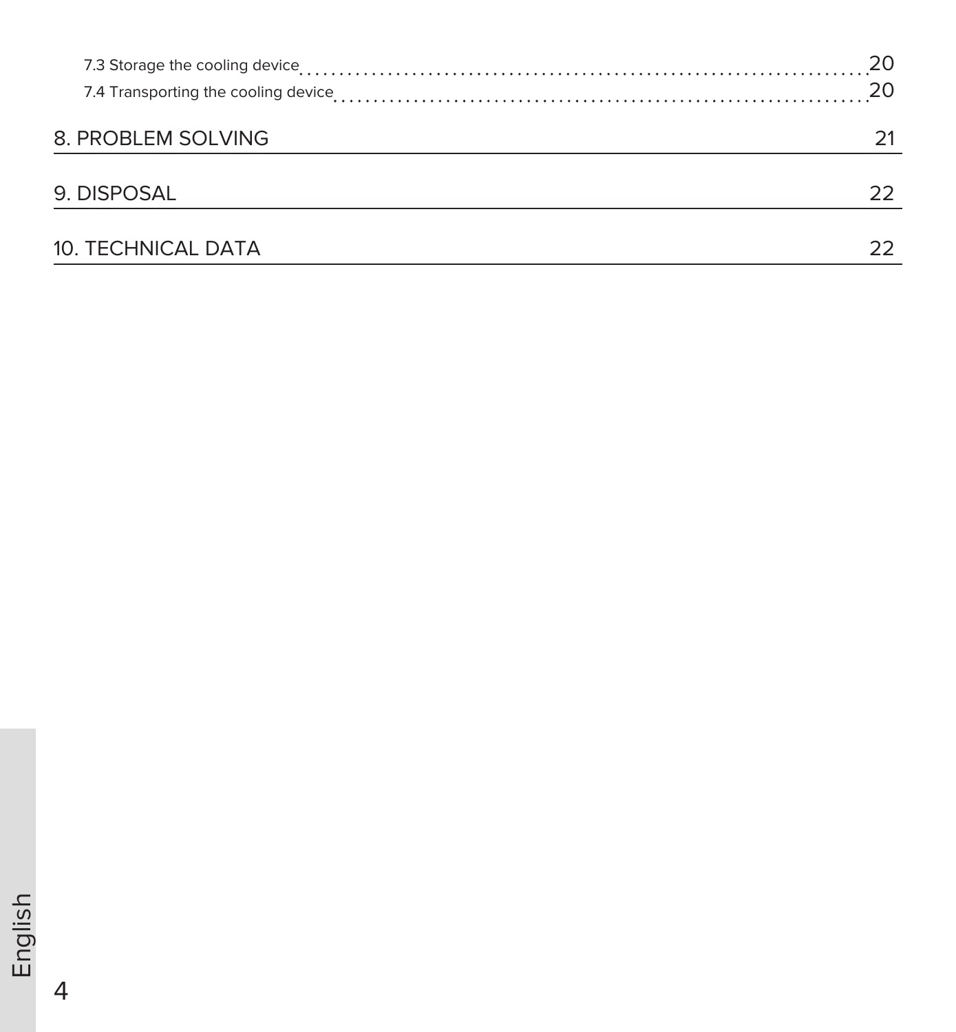7.3 Storage the cooling device ........ 20
7.4 Transporting the cooling device ........ 20

8. PROBLEM SOLVING 21

9. DISPOSAL 22

10. TECHNICAL DATA 22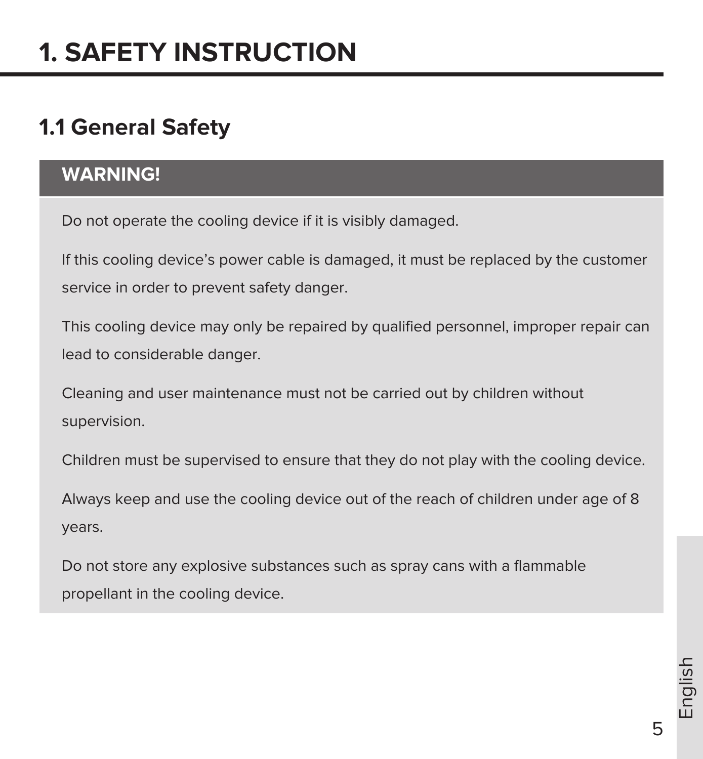# 1. SAFETY INSTRUCTION

## 1.1 General Safety

**WARNING!**

Do not operate the cooling device if it is visibly damaged.

If this cooling device's power cable is damaged, it must be replaced by the customer service in order to prevent safety danger.

This cooling device may only be repaired by qualified personnel, improper repair can lead to considerable danger.

Cleaning and user maintenance must not be carried out by children without supervision.

Children must be supervised to ensure that they do not play with the cooling device.

Always keep and use the cooling device out of the reach of children under age of 8 years.

Do not store any explosive substances such as spray cans with a flammable propellant in the cooling device.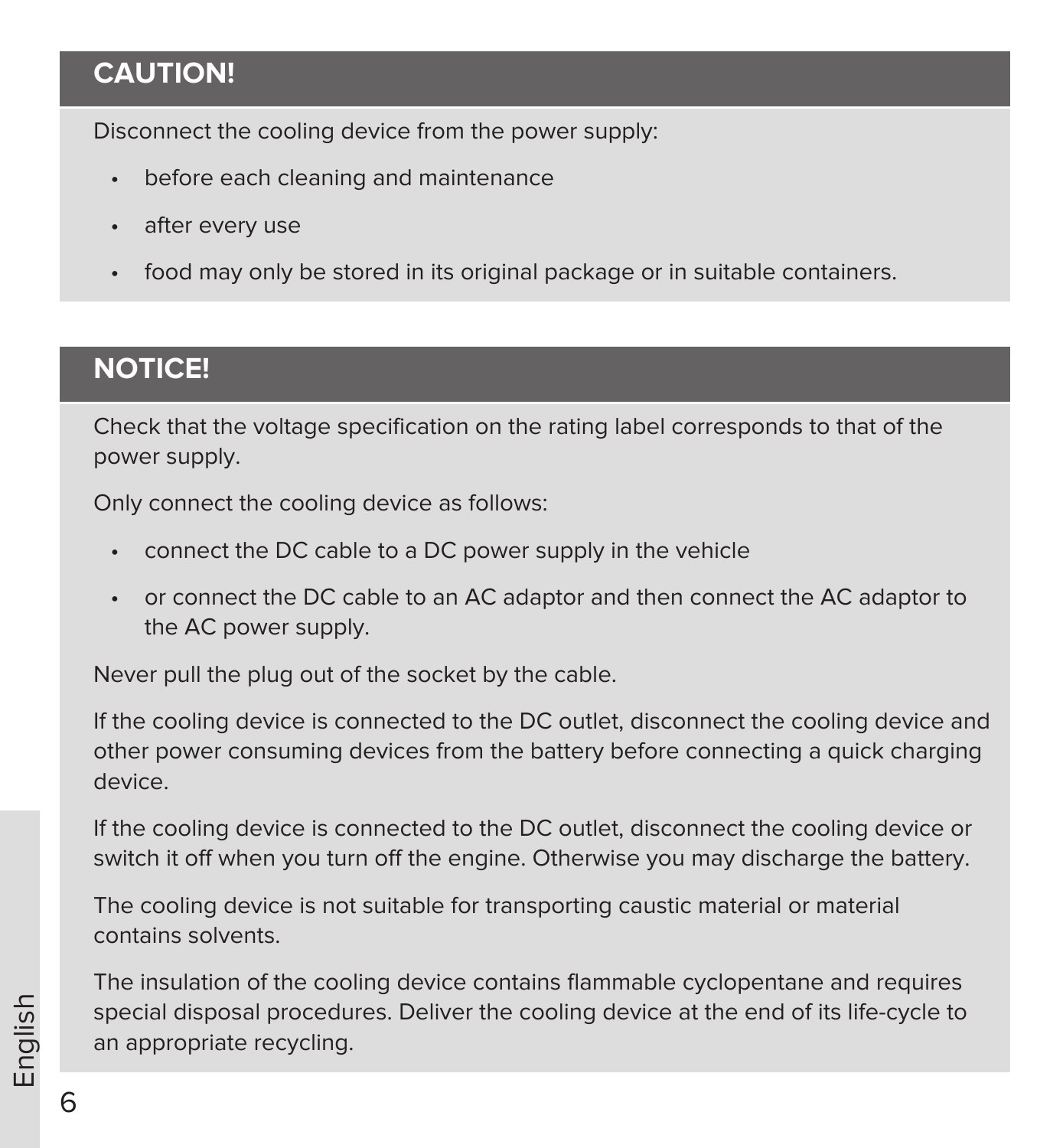**CAUTION!**

Disconnect the cooling device from the power supply:

- before each cleaning and maintenance
- after every use
- food may only be stored in its original package or in suitable containers.

**NOTICE!**

Check that the voltage specification on the rating label corresponds to that of the power supply.

Only connect the cooling device as follows:

- connect the DC cable to a DC power supply in the vehicle
- or connect the DC cable to an AC adaptor and then connect the AC adaptor to the AC power supply.

Never pull the plug out of the socket by the cable.

If the cooling device is connected to the DC outlet, disconnect the cooling device and other power consuming devices from the battery before connecting a quick charging device.

If the cooling device is connected to the DC outlet, disconnect the cooling device or switch it off when you turn off the engine. Otherwise you may discharge the battery.

The cooling device is not suitable for transporting caustic material or material contains solvents.

The insulation of the cooling device contains flammable cyclopentane and requires special disposal procedures. Deliver the cooling device at the end of its life-cycle to an appropriate recycling.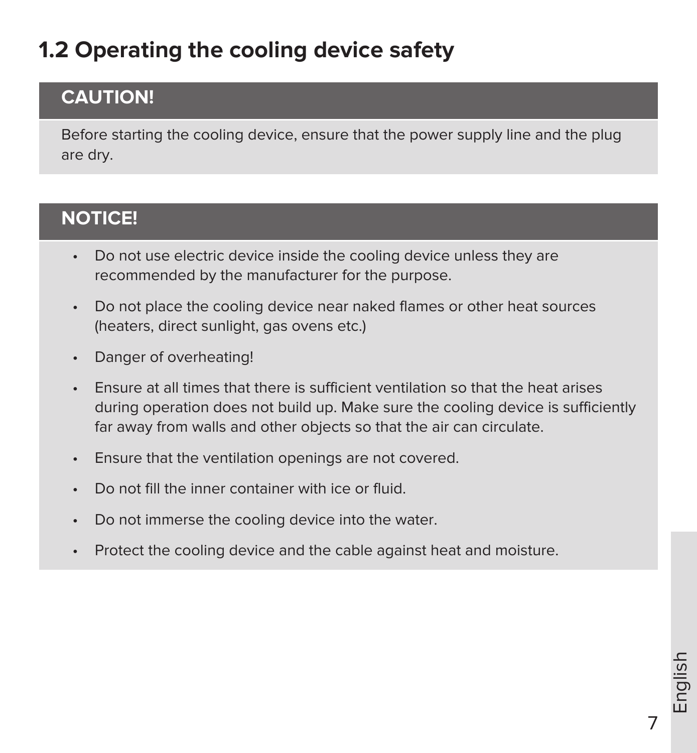## 1.2 Operating the cooling device safety

**CAUTION!**

Before starting the cooling device, ensure that the power supply line and the plug are dry.

**NOTICE!**

- Do not use electric device inside the cooling device unless they are recommended by the manufacturer for the purpose.
- Do not place the cooling device near naked flames or other heat sources (heaters, direct sunlight, gas ovens etc.)
- Danger of overheating!
- Ensure at all times that there is sufficient ventilation so that the heat arises during operation does not build up. Make sure the cooling device is sufficiently far away from walls and other objects so that the air can circulate.
- Ensure that the ventilation openings are not covered.
- Do not fill the inner container with ice or fluid.
- Do not immerse the cooling device into the water.
- Protect the cooling device and the cable against heat and moisture.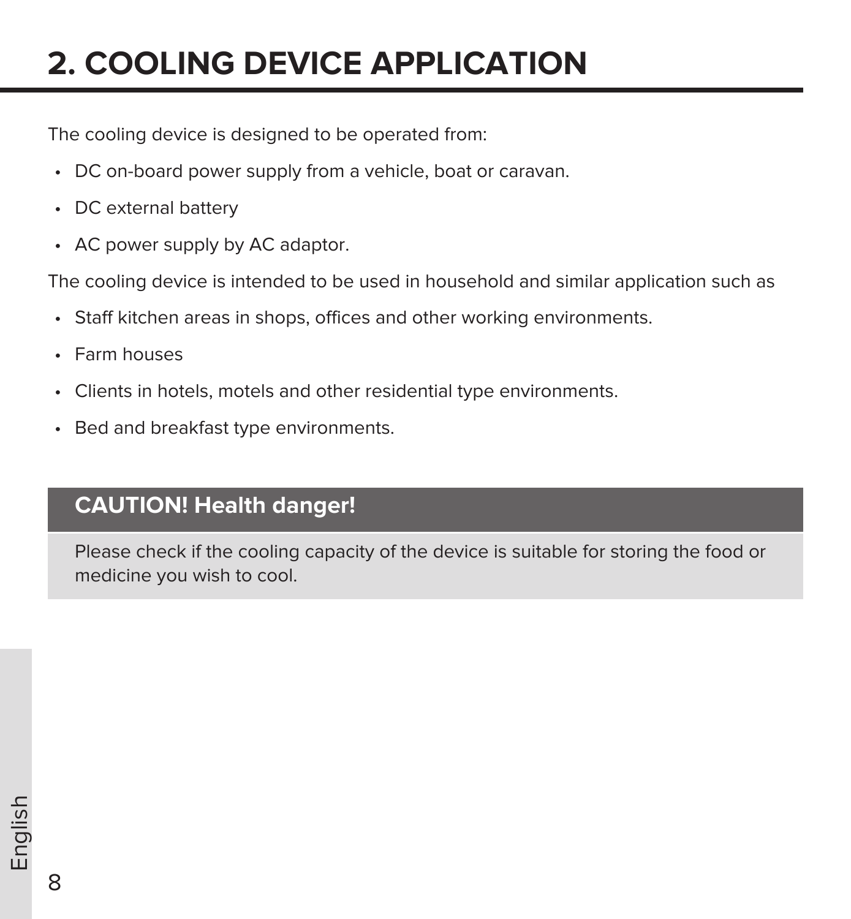# 2. COOLING DEVICE APPLICATION

The cooling device is designed to be operated from:

- DC on-board power supply from a vehicle, boat or caravan.
- DC external battery
- AC power supply by AC adaptor.

The cooling device is intended to be used in household and similar application such as

- Staff kitchen areas in shops, offices and other working environments.
- Farm houses
- Clients in hotels, motels and other residential type environments.
- Bed and breakfast type environments.

**CAUTION! Health danger!**

Please check if the cooling capacity of the device is suitable for storing the food or medicine you wish to cool.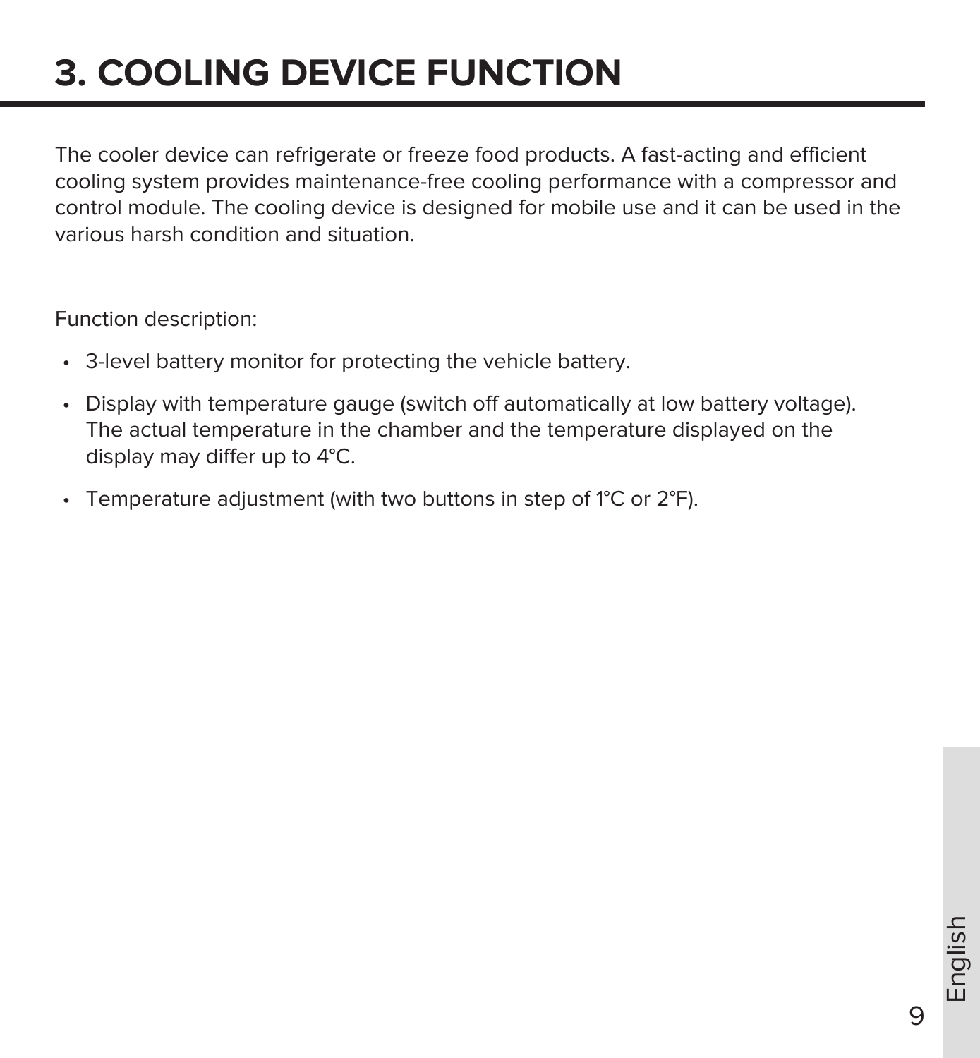# 3. COOLING DEVICE FUNCTION

The cooler device can refrigerate or freeze food products. A fast-acting and efficient cooling system provides maintenance-free cooling performance with a compressor and control module. The cooling device is designed for mobile use and it can be used in the various harsh condition and situation.

Function description:

- 3-level battery monitor for protecting the vehicle battery.
- Display with temperature gauge (switch off automatically at low battery voltage). The actual temperature in the chamber and the temperature displayed on the display may differ up to 4°C.
- Temperature adjustment (with two buttons in step of 1°C or 2°F).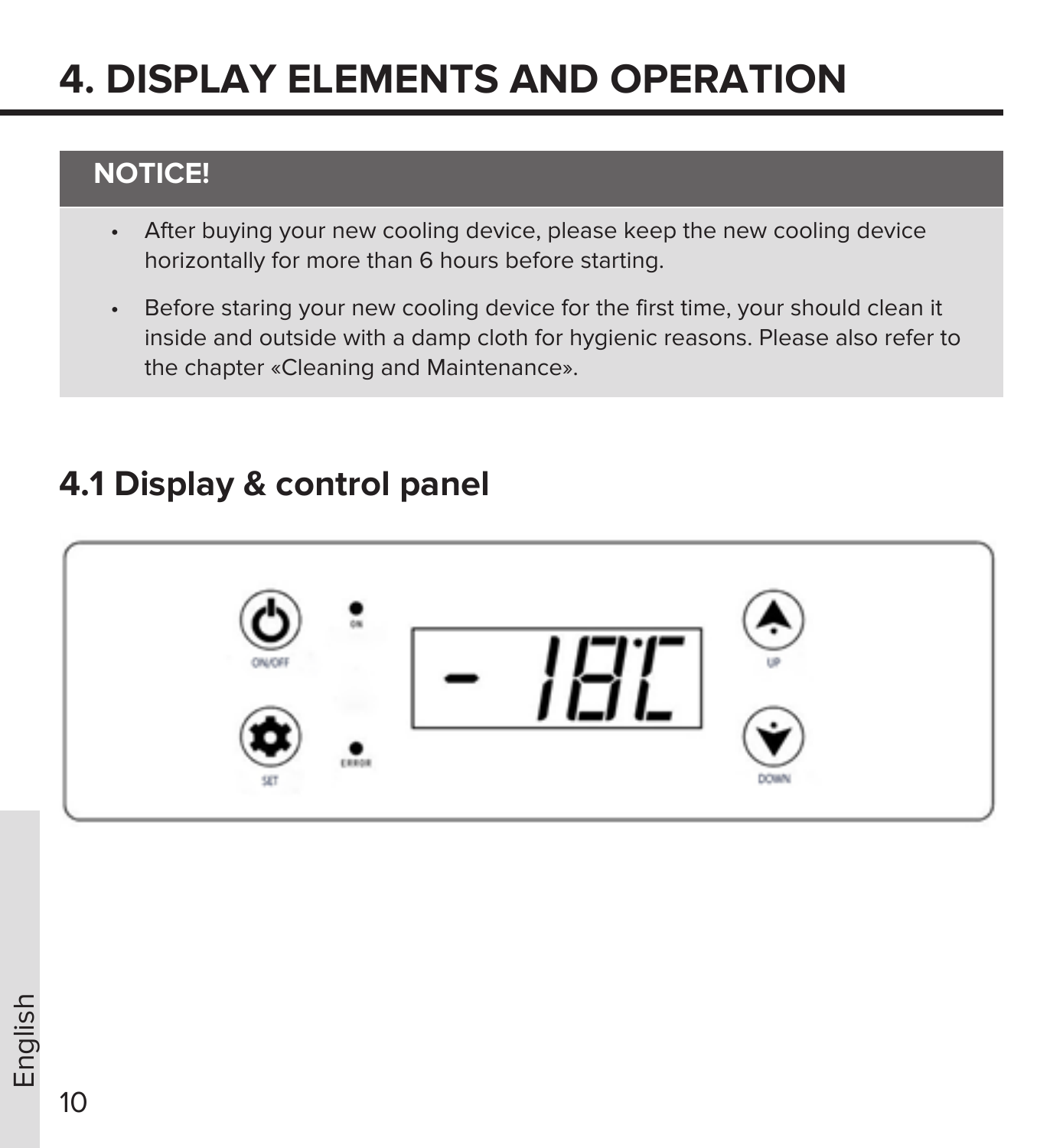# 4. DISPLAY ELEMENTS AND OPERATION

**NOTICE!**

- After buying your new cooling device, please keep the new cooling device horizontally for more than 6 hours before starting.
- Before staring your new cooling device for the first time, your should clean it inside and outside with a damp cloth for hygienic reasons. Please also refer to the chapter «Cleaning and Maintenance».

## 4.1 Display & control panel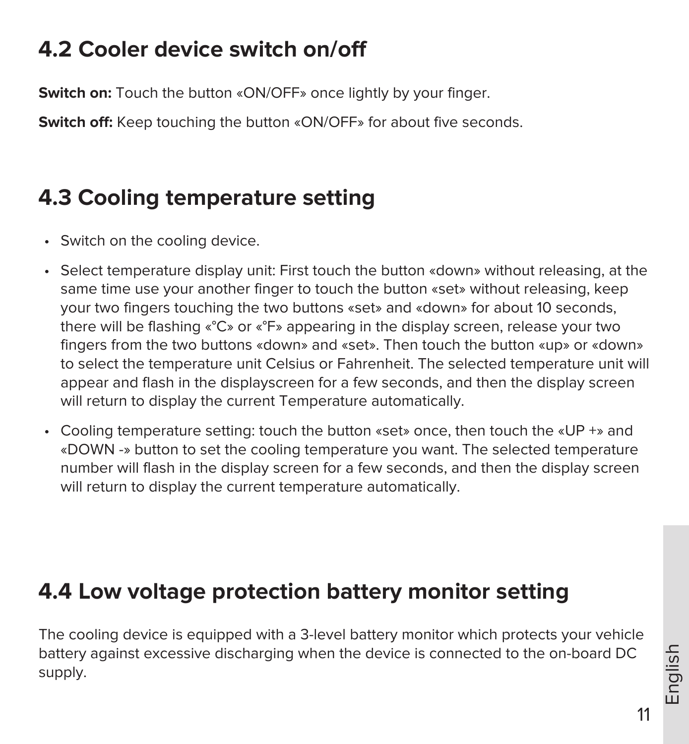## 4.2 Cooler device switch on/off

**Switch on:** Touch the button «ON/OFF» once lightly by your finger.

**Switch off:** Keep touching the button «ON/OFF» for about five seconds.

## 4.3 Cooling temperature setting

- Switch on the cooling device.
- Select temperature display unit: First touch the button «down» without releasing, at the same time use your another finger to touch the button «set» without releasing, keep your two fingers touching the two buttons «set» and «down» for about 10 seconds, there will be flashing «°C» or «°F» appearing in the display screen, release your two fingers from the two buttons «down» and «set». Then touch the button «up» or «down» to select the temperature unit Celsius or Fahrenheit. The selected temperature unit will appear and flash in the displayscreen for a few seconds, and then the display screen will return to display the current Temperature automatically.
- Cooling temperature setting: touch the button «set» once, then touch the «UP +» and «DOWN -» button to set the cooling temperature you want. The selected temperature number will flash in the display screen for a few seconds, and then the display screen will return to display the current temperature automatically.

## 4.4 Low voltage protection battery monitor setting

The cooling device is equipped with a 3-level battery monitor which protects your vehicle battery against excessive discharging when the device is connected to the on-board DC supply.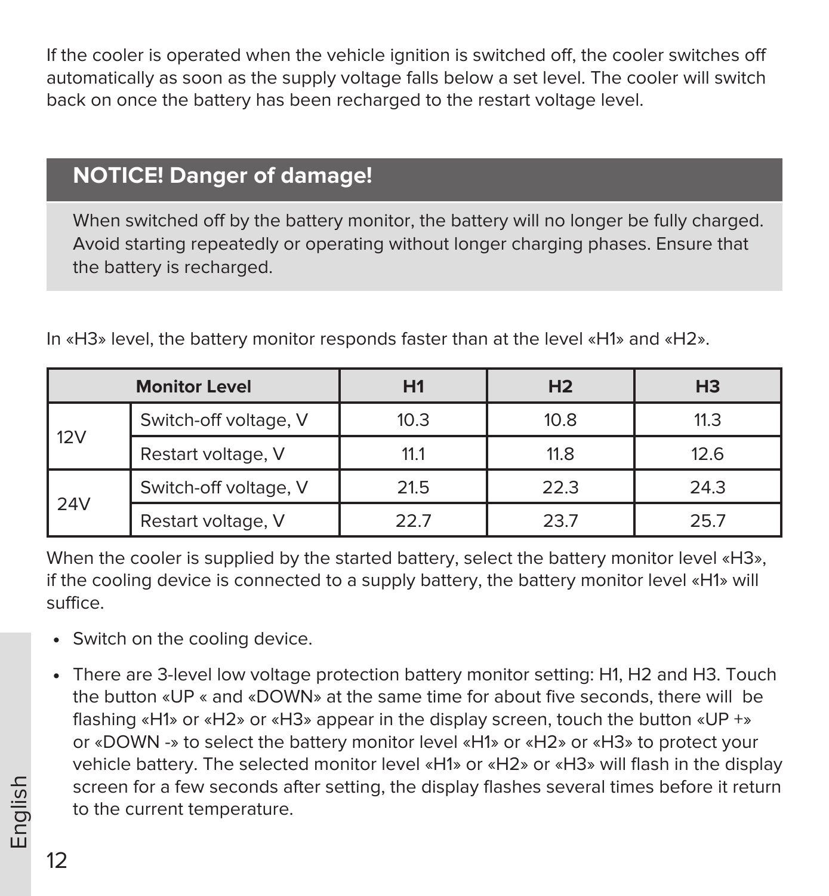If the cooler is operated when the vehicle ignition is switched off, the cooler switches off automatically as soon as the supply voltage falls below a set level. The cooler will switch back on once the battery has been recharged to the restart voltage level.

## NOTICE! Danger of damage!

When switched off by the battery monitor, the battery will no longer be fully charged. Avoid starting repeatedly or operating without longer charging phases. Ensure that the battery is recharged.

In «H3» level, the battery monitor responds faster than at the level «H1» and «H2».

| Monitor Level | | H1 | H2 | H3 |
|---|---|---|---|---|
| 12V | Switch-off voltage, V | 10.3 | 10.8 | 11.3 |
| | Restart voltage, V | 11.1 | 11.8 | 12.6 |
| 24V | Switch-off voltage, V | 21.5 | 22.3 | 24.3 |
| | Restart voltage, V | 22.7 | 23.7 | 25.7 |

When the cooler is supplied by the started battery, select the battery monitor level «H3», if the cooling device is connected to a supply battery, the battery monitor level «H1» will suffice.

- Switch on the cooling device.
- There are 3-level low voltage protection battery monitor setting: H1, H2 and H3. Touch the button «UP « and «DOWN» at the same time for about five seconds, there will be flashing «H1» or «H2» or «H3» appear in the display screen, touch the button «UP +» or «DOWN -» to select the battery monitor level «H1» or «H2» or «H3» to protect your vehicle battery. The selected monitor level «H1» or «H2» or «H3» will flash in the display screen for a few seconds after setting, the display flashes several times before it return to the current temperature.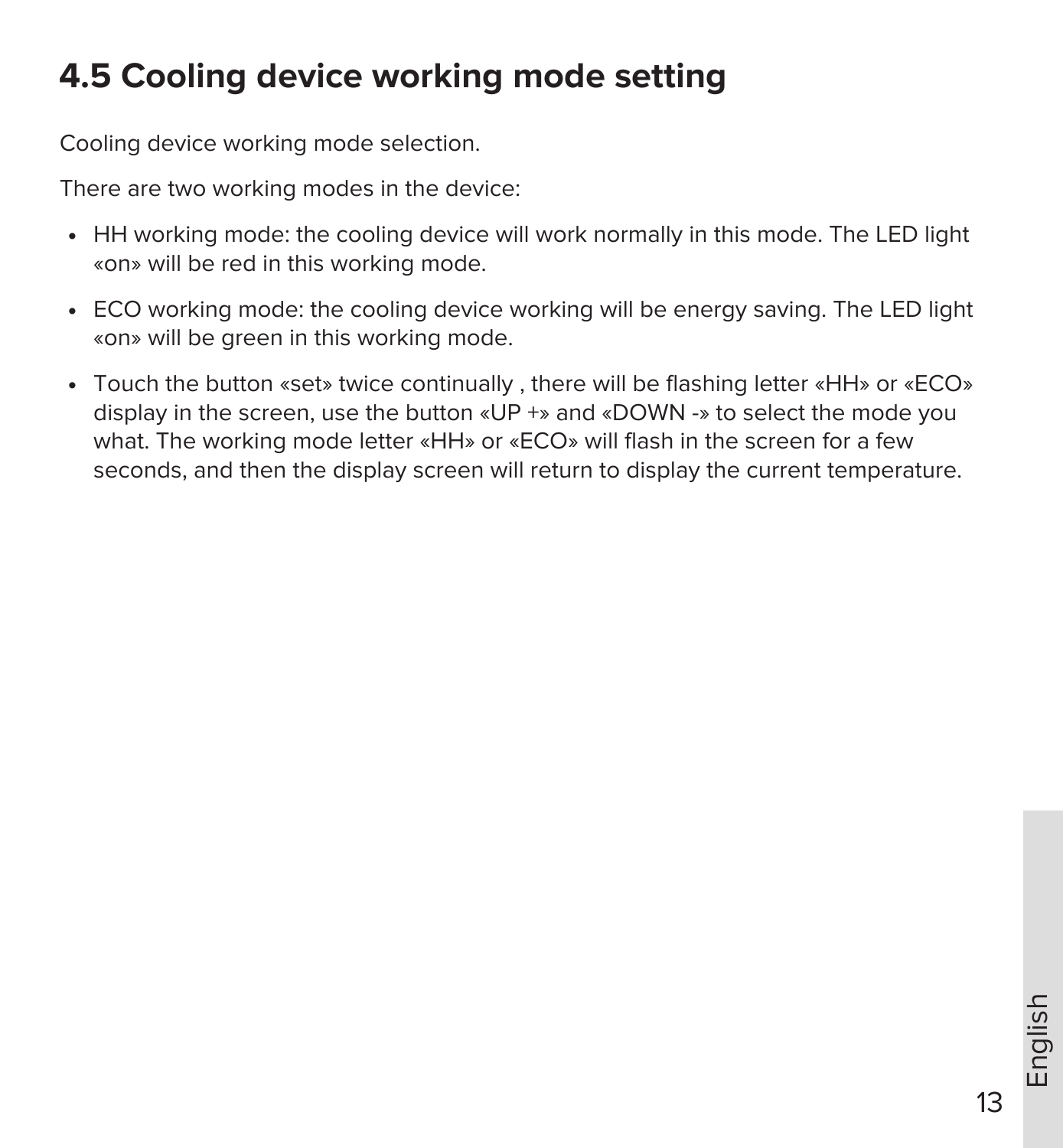## 4.5 Cooling device working mode setting

Cooling device working mode selection.

There are two working modes in the device:

- HH working mode: the cooling device will work normally in this mode. The LED light «on» will be red in this working mode.
- ECO working mode: the cooling device working will be energy saving. The LED light «on» will be green in this working mode.
- Touch the button «set» twice continually , there will be flashing letter «HH» or «ECO» display in the screen, use the button «UP +» and «DOWN -» to select the mode you what. The working mode letter «HH» or «ECO» will flash in the screen for a few seconds, and then the display screen will return to display the current temperature.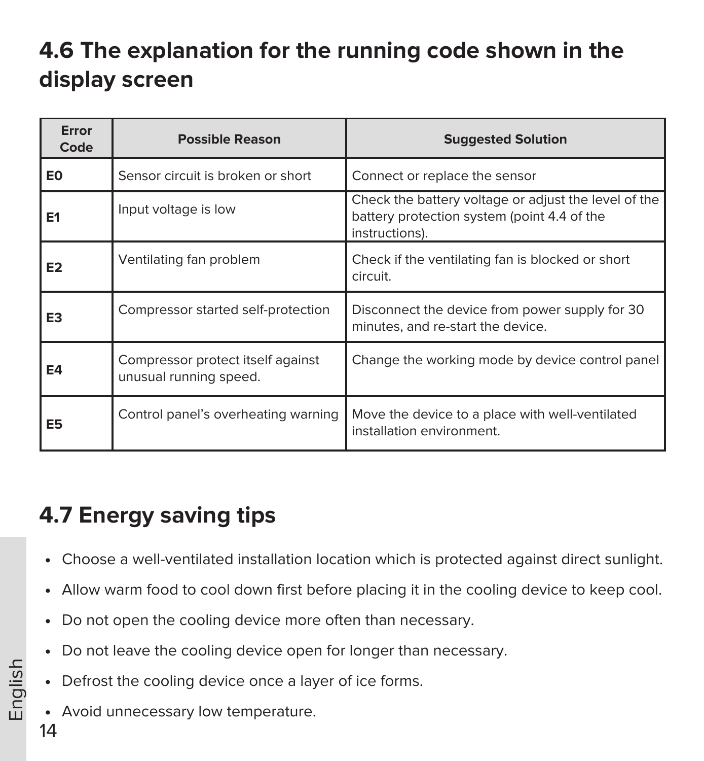## 4.6 The explanation for the running code shown in the display screen

| Error Code | Possible Reason | Suggested Solution |
| --- | --- | --- |
| **E0** | Sensor circuit is broken or short | Connect or replace the sensor |
| **E1** | Input voltage is low | Check the battery voltage or adjust the level of the battery protection system (point 4.4 of the instructions). |
| **E2** | Ventilating fan problem | Check if the ventilating fan is blocked or short circuit. |
| **E3** | Compressor started self-protection | Disconnect the device from power supply for 30 minutes, and re-start the device. |
| **E4** | Compressor protect itself against unusual running speed. | Change the working mode by device control panel |
| **E5** | Control panel's overheating warning | Move the device to a place with well-ventilated installation environment. |

## 4.7 Energy saving tips

- Choose a well-ventilated installation location which is protected against direct sunlight.
- Allow warm food to cool down first before placing it in the cooling device to keep cool.
- Do not open the cooling device more often than necessary.
- Do not leave the cooling device open for longer than necessary.
- Defrost the cooling device once a layer of ice forms.
- Avoid unnecessary low temperature.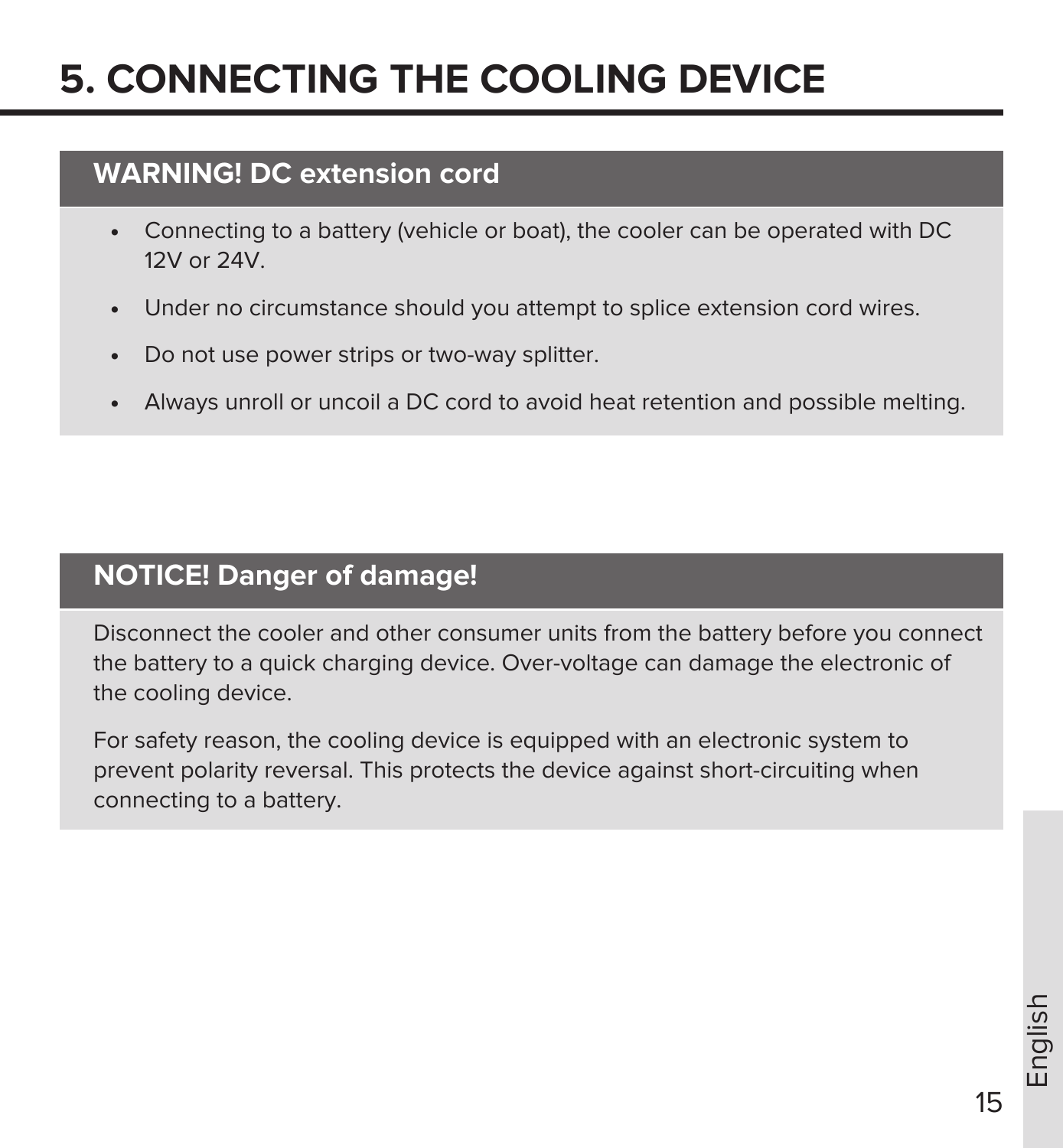# 5. CONNECTING THE COOLING DEVICE

## WARNING! DC extension cord

- Connecting to a battery (vehicle or boat), the cooler can be operated with DC 12V or 24V.
- Under no circumstance should you attempt to splice extension cord wires.
- Do not use power strips or two-way splitter.
- Always unroll or uncoil a DC cord to avoid heat retention and possible melting.

## NOTICE! Danger of damage!

Disconnect the cooler and other consumer units from the battery before you connect the battery to a quick charging device. Over-voltage can damage the electronic of the cooling device.

For safety reason, the cooling device is equipped with an electronic system to prevent polarity reversal. This protects the device against short-circuiting when connecting to a battery.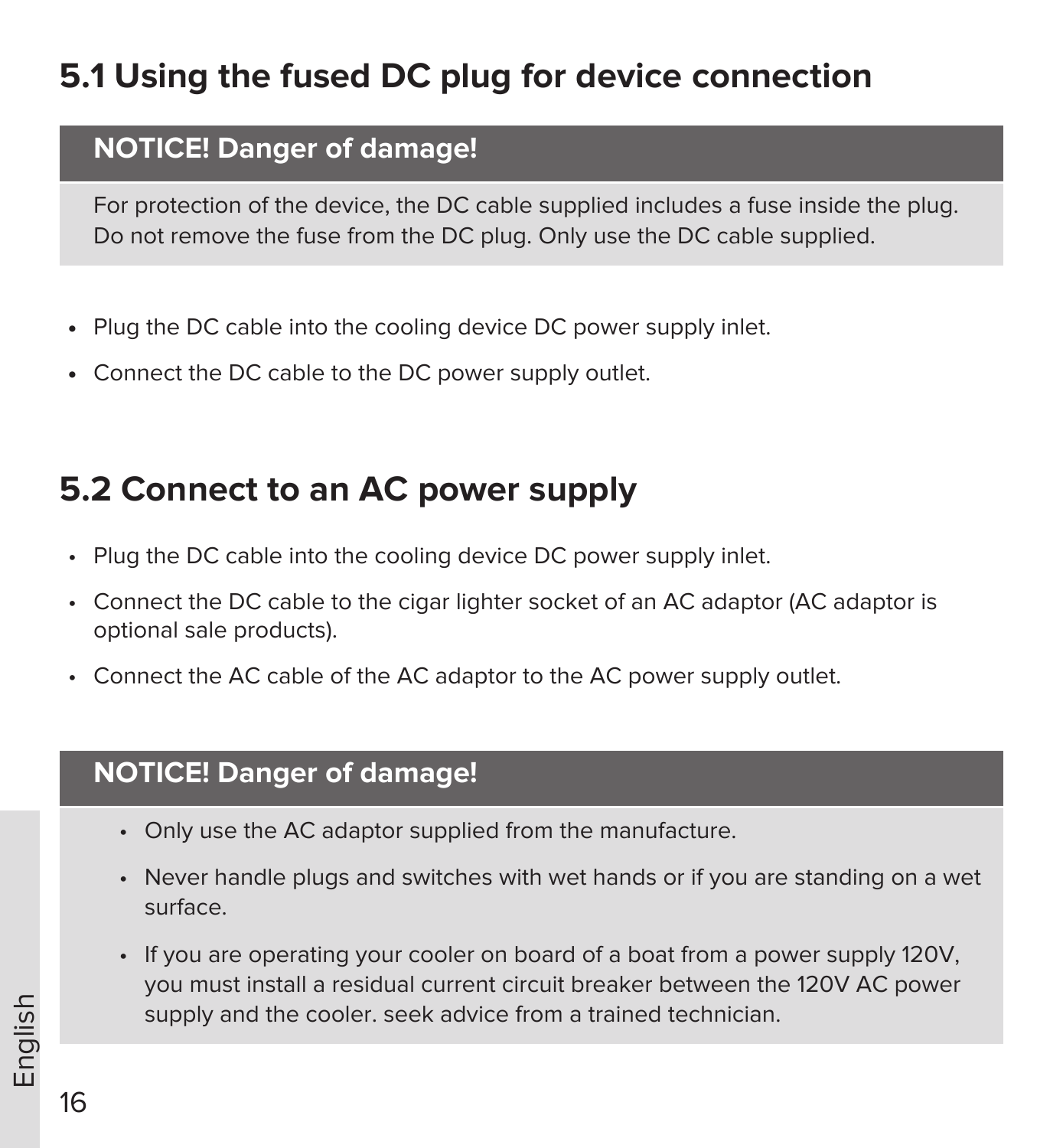## 5.1 Using the fused DC plug for device connection

**NOTICE! Danger of damage!**

For protection of the device, the DC cable supplied includes a fuse inside the plug. Do not remove the fuse from the DC plug. Only use the DC cable supplied.

- Plug the DC cable into the cooling device DC power supply inlet.
- Connect the DC cable to the DC power supply outlet.

## 5.2 Connect to an AC power supply

- Plug the DC cable into the cooling device DC power supply inlet.
- Connect the DC cable to the cigar lighter socket of an AC adaptor (AC adaptor is optional sale products).
- Connect the AC cable of the AC adaptor to the AC power supply outlet.

**NOTICE! Danger of damage!**

- Only use the AC adaptor supplied from the manufacture.
- Never handle plugs and switches with wet hands or if you are standing on a wet surface.
- If you are operating your cooler on board of a boat from a power supply 120V, you must install a residual current circuit breaker between the 120V AC power supply and the cooler. seek advice from a trained technician.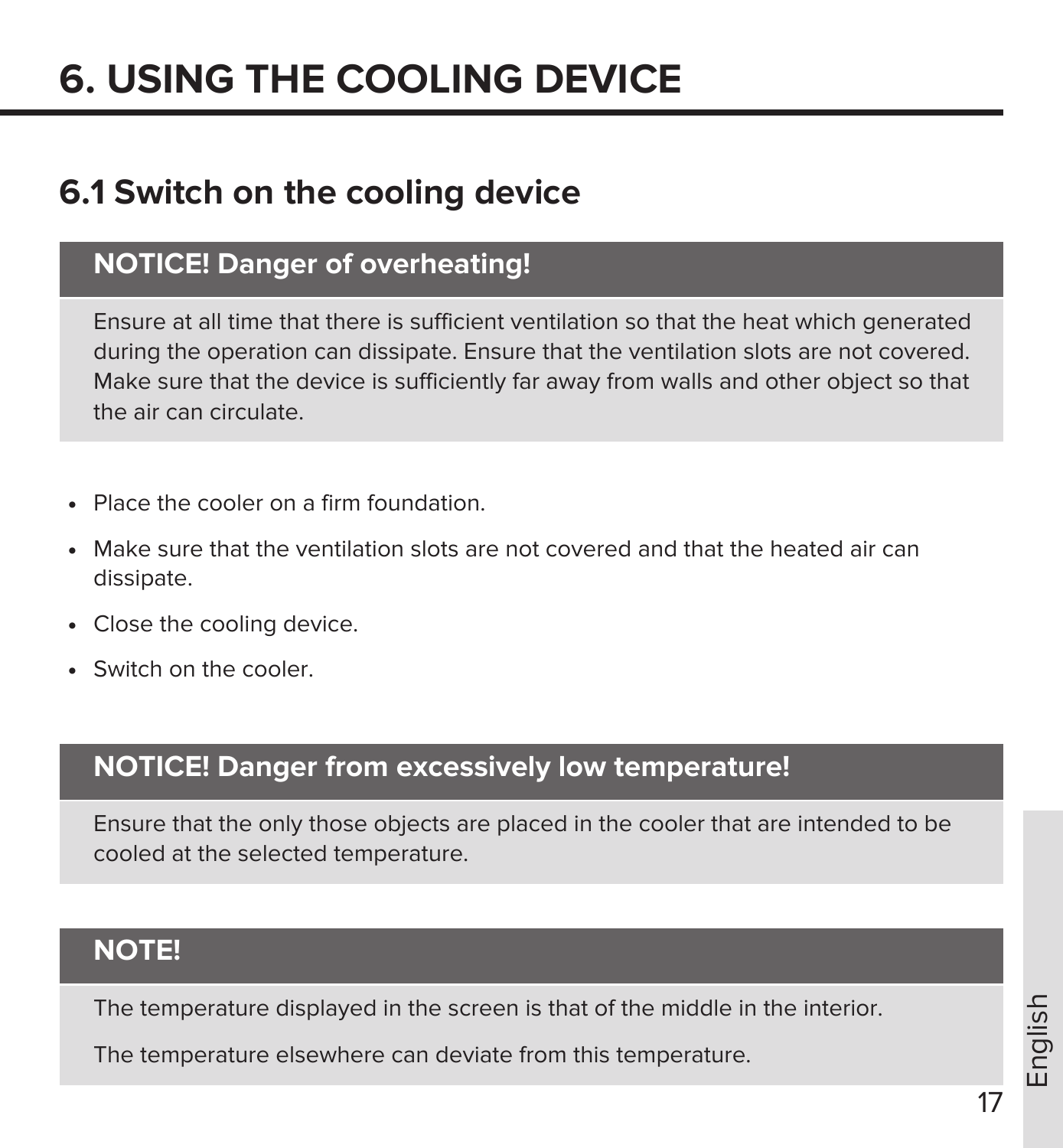# 6. USING THE COOLING DEVICE

## 6.1 Switch on the cooling device

**NOTICE! Danger of overheating!**

Ensure at all time that there is sufficient ventilation so that the heat which generated during the operation can dissipate. Ensure that the ventilation slots are not covered. Make sure that the device is sufficiently far away from walls and other object so that the air can circulate.

- Place the cooler on a firm foundation.
- Make sure that the ventilation slots are not covered and that the heated air can dissipate.
- Close the cooling device.
- Switch on the cooler.

**NOTICE! Danger from excessively low temperature!**

Ensure that the only those objects are placed in the cooler that are intended to be cooled at the selected temperature.

**NOTE!**

The temperature displayed in the screen is that of the middle in the interior.

The temperature elsewhere can deviate from this temperature.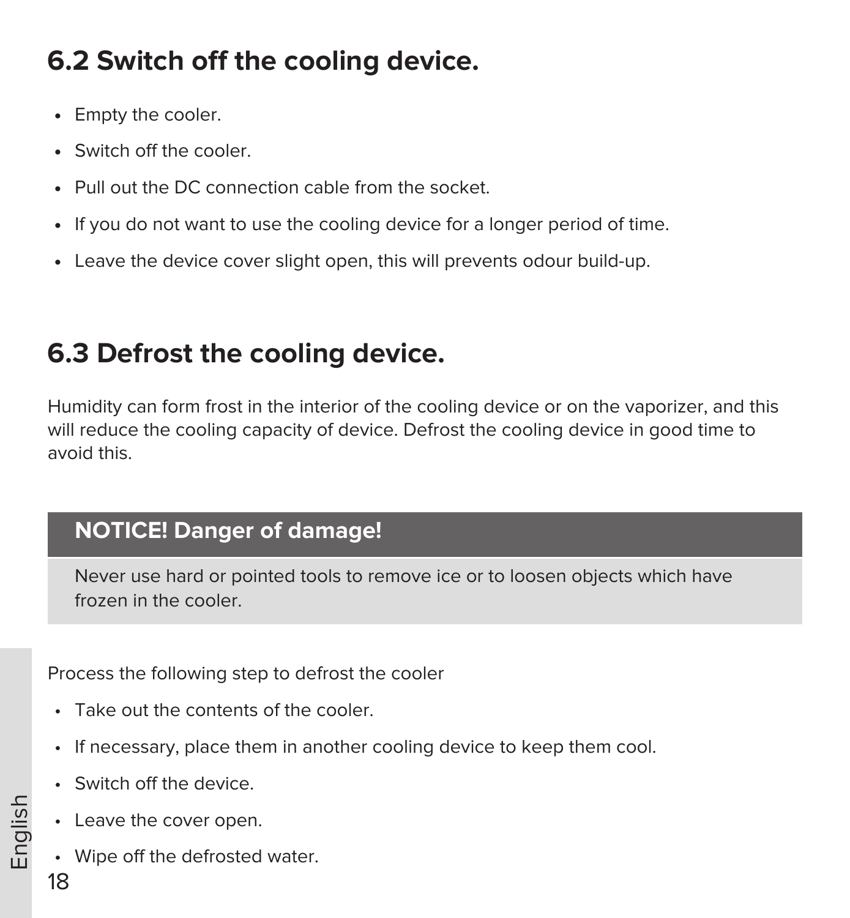## 6.2 Switch off the cooling device.

- Empty the cooler.
- Switch off the cooler.
- Pull out the DC connection cable from the socket.
- If you do not want to use the cooling device for a longer period of time.
- Leave the device cover slight open, this will prevents odour build-up.

## 6.3 Defrost the cooling device.

Humidity can form frost in the interior of the cooling device or on the vaporizer, and this will reduce the cooling capacity of device. Defrost the cooling device in good time to avoid this.

> **NOTICE! Danger of damage!**
>
> Never use hard or pointed tools to remove ice or to loosen objects which have frozen in the cooler.

Process the following step to defrost the cooler

- Take out the contents of the cooler.
- If necessary, place them in another cooling device to keep them cool.
- Switch off the device.
- Leave the cover open.
- Wipe off the defrosted water.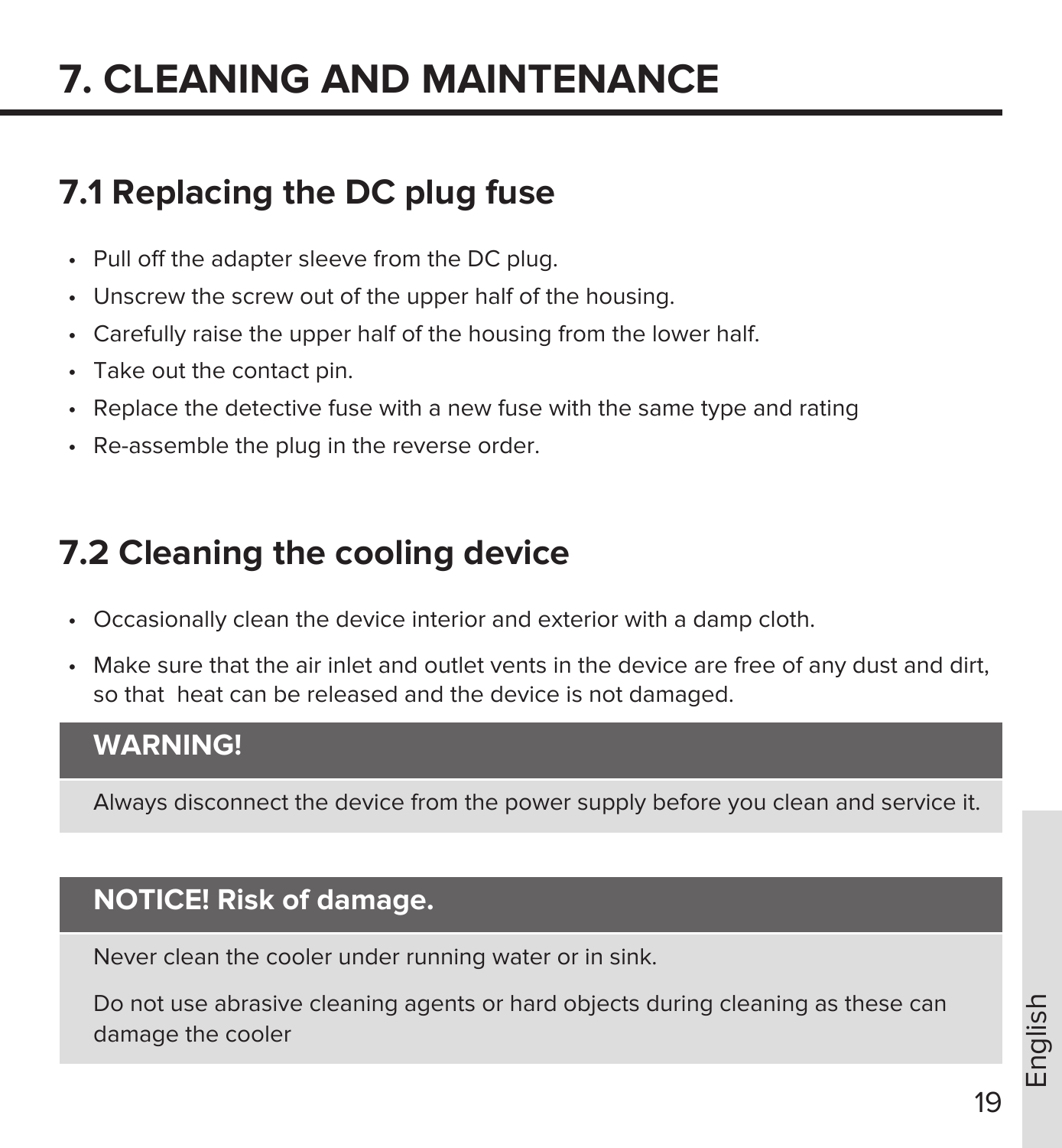# 7. CLEANING AND MAINTENANCE

## 7.1 Replacing the DC plug fuse

- Pull off the adapter sleeve from the DC plug.
- Unscrew the screw out of the upper half of the housing.
- Carefully raise the upper half of the housing from the lower half.
- Take out the contact pin.
- Replace the detective fuse with a new fuse with the same type and rating
- Re-assemble the plug in the reverse order.

## 7.2 Cleaning the cooling device

- Occasionally clean the device interior and exterior with a damp cloth.
- Make sure that the air inlet and outlet vents in the device are free of any dust and dirt, so that heat can be released and the device is not damaged.

**WARNING!**

Always disconnect the device from the power supply before you clean and service it.

**NOTICE! Risk of damage.**

Never clean the cooler under running water or in sink.

Do not use abrasive cleaning agents or hard objects during cleaning as these can damage the cooler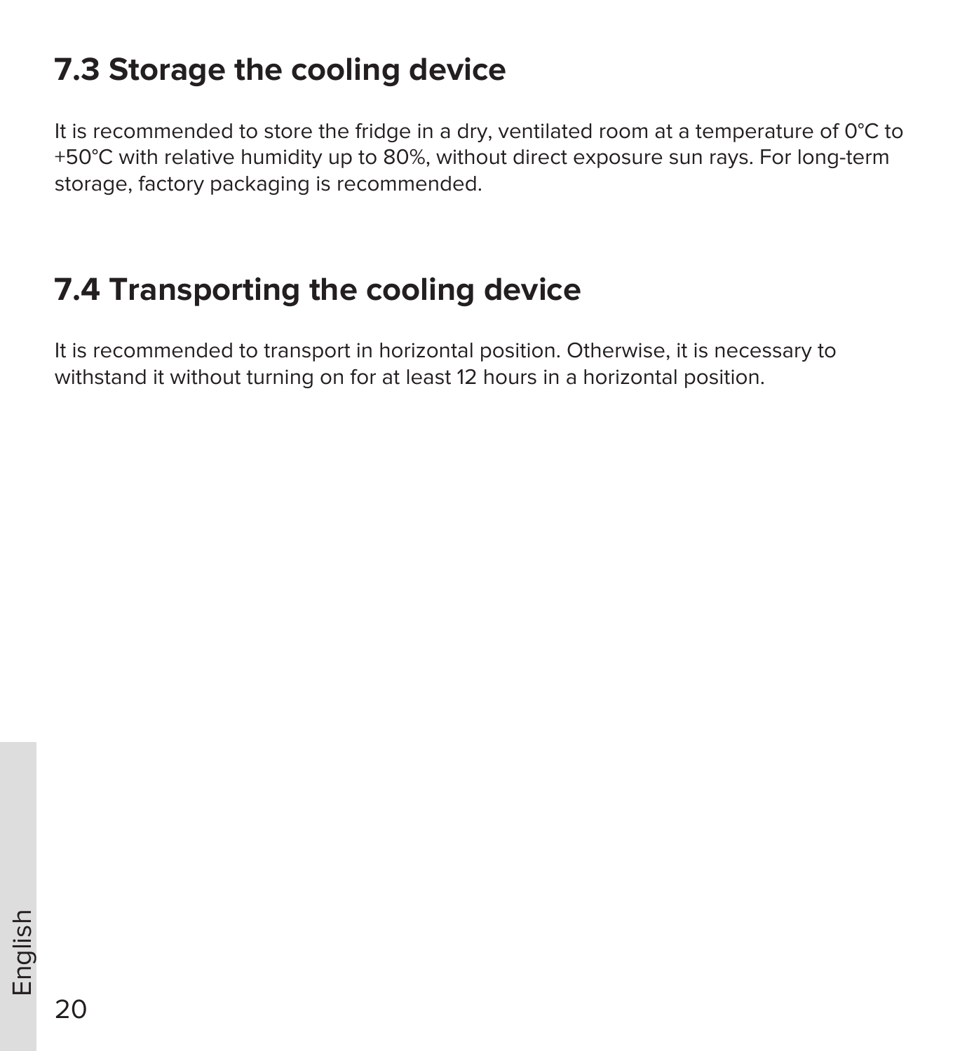## 7.3 Storage the cooling device

It is recommended to store the fridge in a dry, ventilated room at a temperature of 0°C to +50°C with relative humidity up to 80%, without direct exposure sun rays. For long-term storage, factory packaging is recommended.

## 7.4 Transporting the cooling device

It is recommended to transport in horizontal position. Otherwise, it is necessary to withstand it without turning on for at least 12 hours in a horizontal position.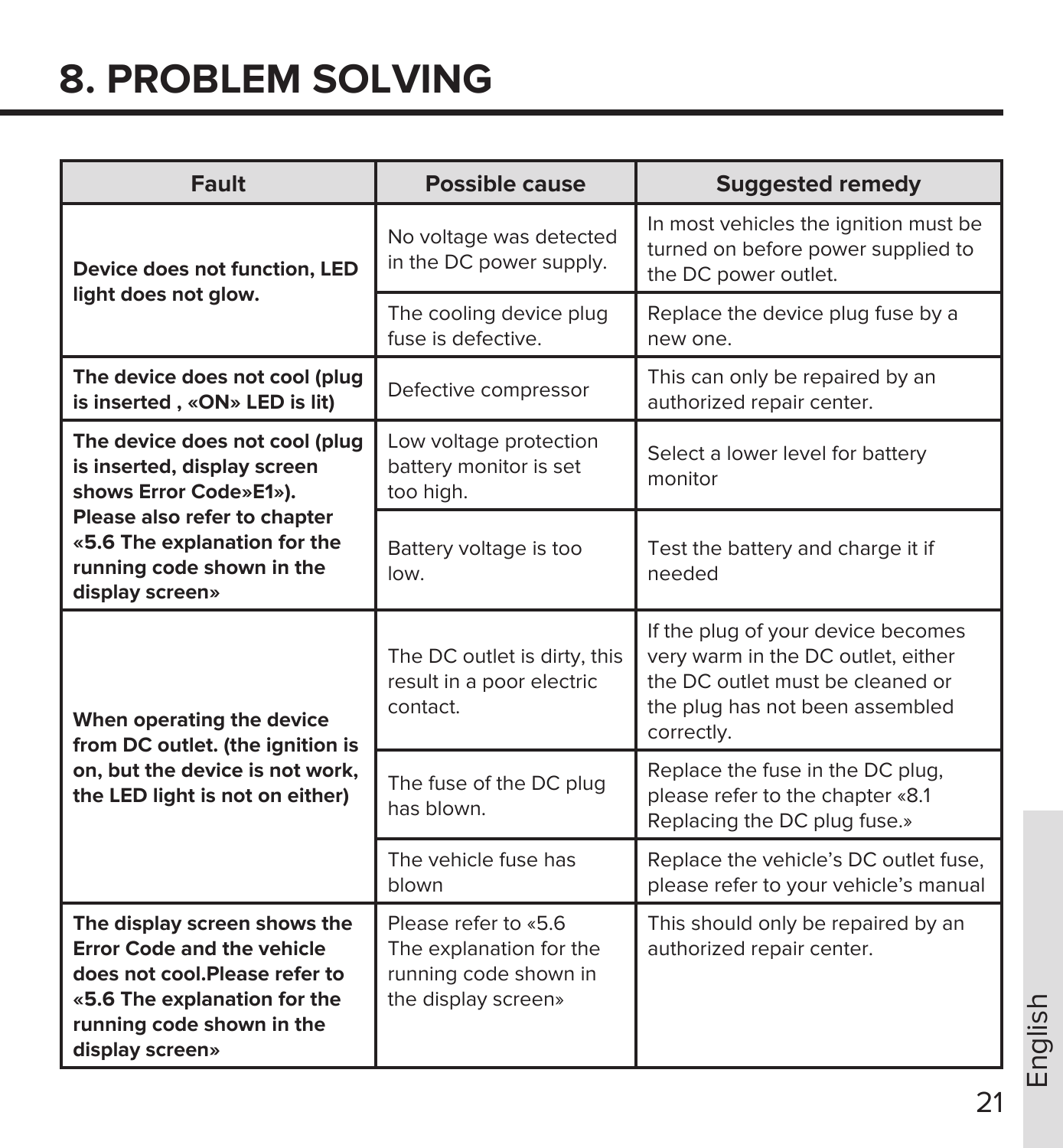# 8. PROBLEM SOLVING

| Fault | Possible cause | Suggested remedy |
| --- | --- | --- |
| **Device does not function, LED light does not glow.** | No voltage was detected in the DC power supply. | In most vehicles the ignition must be turned on before power supplied to the DC power outlet. |
| | The cooling device plug fuse is defective. | Replace the device plug fuse by a new one. |
| **The device does not cool (plug is inserted , «ON» LED is lit)** | Defective compressor | This can only be repaired by an authorized repair center. |
| **The device does not cool (plug is inserted, display screen shows Error Code»E1»). Please also refer to chapter «5.6 The explanation for the running code shown in the display screen»** | Low voltage protection battery monitor is set too high. | Select a lower level for battery monitor |
| | Battery voltage is too low. | Test the battery and charge it if needed |
| **When operating the device from DC outlet. (the ignition is on, but the device is not work, the LED light is not on either)** | The DC outlet is dirty, this result in a poor electric contact. | If the plug of your device becomes very warm in the DC outlet, either the DC outlet must be cleaned or the plug has not been assembled correctly. |
| | The fuse of the DC plug has blown. | Replace the fuse in the DC plug, please refer to the chapter «8.1 Replacing the DC plug fuse.» |
| | The vehicle fuse has blown | Replace the vehicle's DC outlet fuse, please refer to your vehicle's manual |
| **The display screen shows the Error Code and the vehicle does not cool.Please refer to «5.6 The explanation for the running code shown in the display screen»** | Please refer to «5.6 The explanation for the running code shown in the display screen» | This should only be repaired by an authorized repair center. |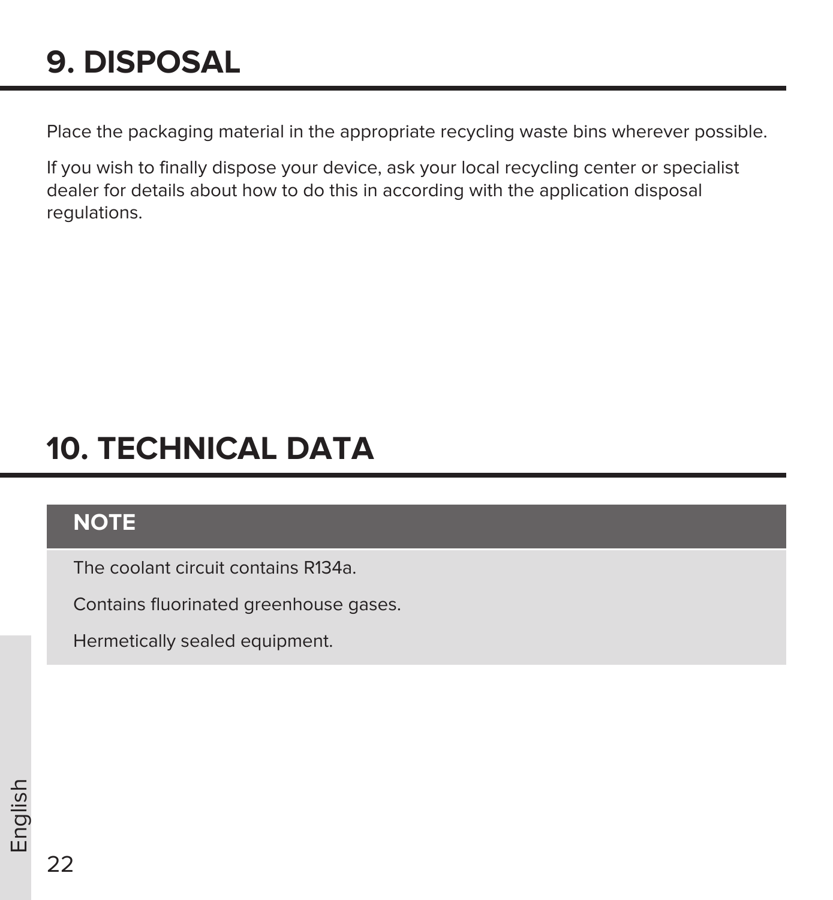# 9. DISPOSAL

Place the packaging material in the appropriate recycling waste bins wherever possible.

If you wish to finally dispose your device, ask your local recycling center or specialist dealer for details about how to do this in according with the application disposal regulations.

# 10. TECHNICAL DATA

**NOTE**

The coolant circuit contains R134a.

Contains fluorinated greenhouse gases.

Hermetically sealed equipment.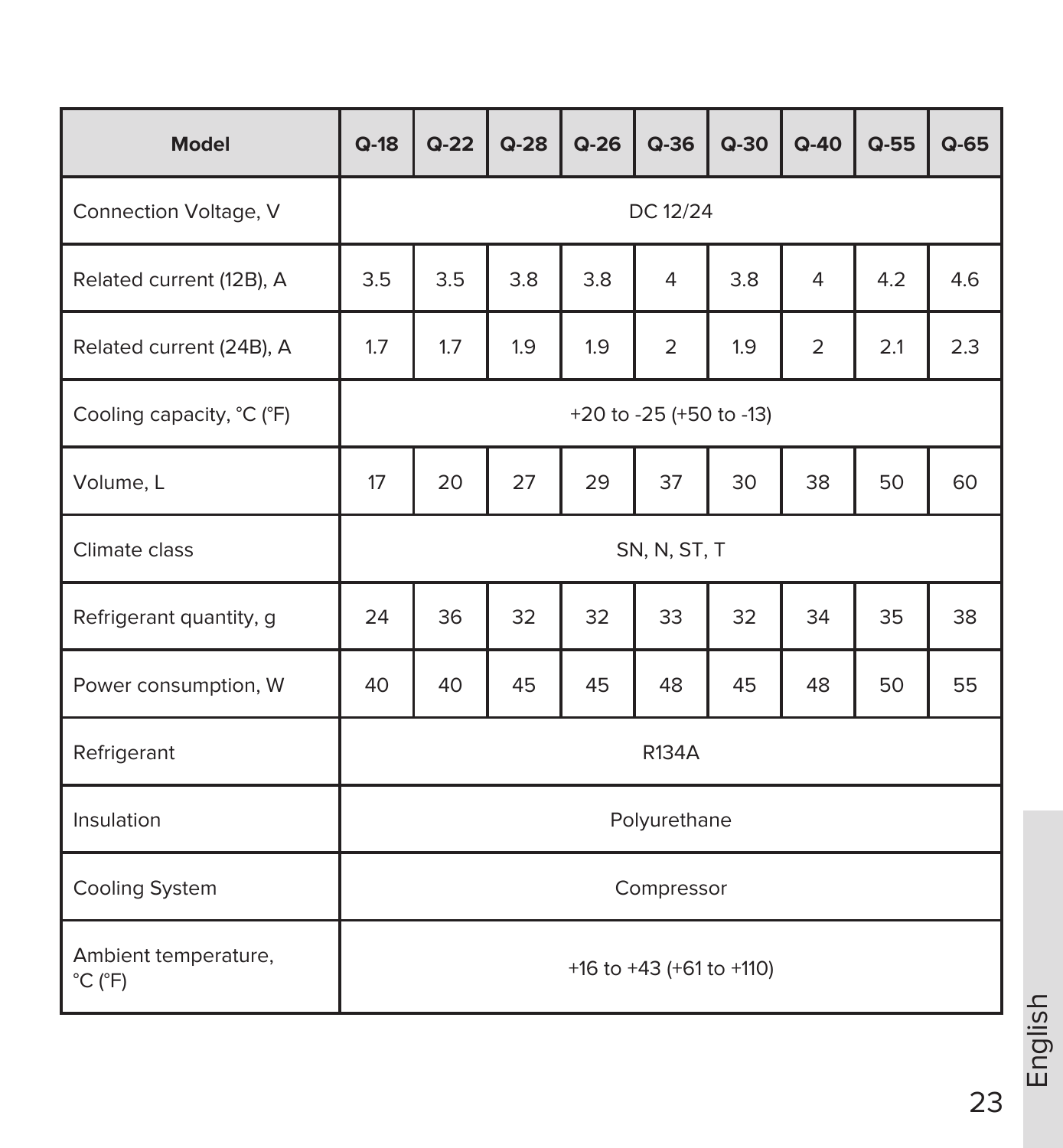| Model | Q-18 | Q-22 | Q-28 | Q-26 | Q-36 | Q-30 | Q-40 | Q-55 | Q-65 |
|---|---|---|---|---|---|---|---|---|---|
| Connection Voltage, V | DC 12/24 | | | | | | | | |
| Related current (12B), A | 3.5 | 3.5 | 3.8 | 3.8 | 4 | 3.8 | 4 | 4.2 | 4.6 |
| Related current (24B), A | 1.7 | 1.7 | 1.9 | 1.9 | 2 | 1.9 | 2 | 2.1 | 2.3 |
| Cooling capacity, °C (°F) | +20 to -25 (+50 to -13) | | | | | | | | |
| Volume, L | 17 | 20 | 27 | 29 | 37 | 30 | 38 | 50 | 60 |
| Climate class | SN, N, ST, T | | | | | | | | |
| Refrigerant quantity, g | 24 | 36 | 32 | 32 | 33 | 32 | 34 | 35 | 38 |
| Power consumption, W | 40 | 40 | 45 | 45 | 48 | 45 | 48 | 50 | 55 |
| Refrigerant | R134A | | | | | | | | |
| Insulation | Polyurethane | | | | | | | | |
| Cooling System | Compressor | | | | | | | | |
| Ambient temperature, °C (°F) | +16 to +43 (+61 to +110) | | | | | | | | |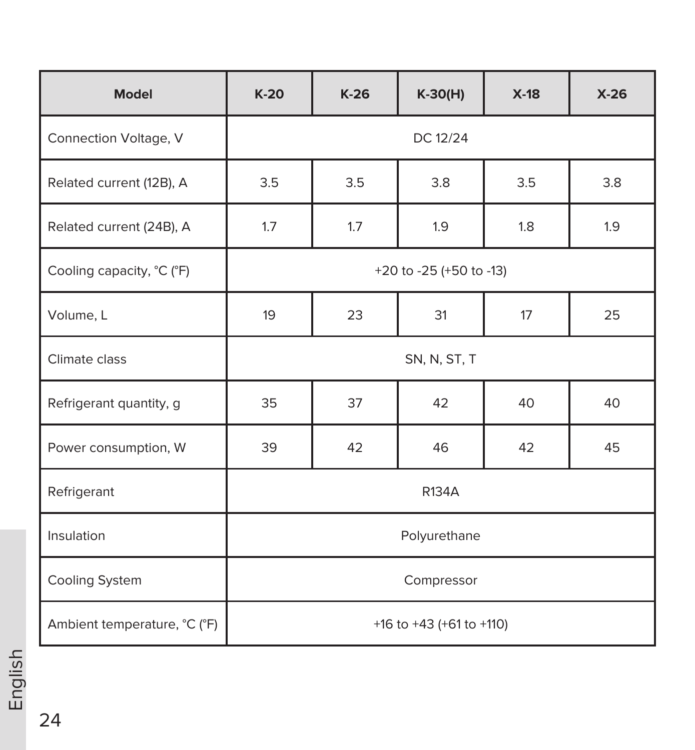| Model | K-20 | K-26 | K-30(H) | X-18 | X-26 |
|---|---|---|---|---|---|
| Connection Voltage, V | DC 12/24 | | | | |
| Related current (12B), A | 3.5 | 3.5 | 3.8 | 3.5 | 3.8 |
| Related current (24B), A | 1.7 | 1.7 | 1.9 | 1.8 | 1.9 |
| Cooling capacity, °C (°F) | +20 to -25 (+50 to -13) | | | | |
| Volume, L | 19 | 23 | 31 | 17 | 25 |
| Climate class | SN, N, ST, T | | | | |
| Refrigerant quantity, g | 35 | 37 | 42 | 40 | 40 |
| Power consumption, W | 39 | 42 | 46 | 42 | 45 |
| Refrigerant | R134A | | | | |
| Insulation | Polyurethane | | | | |
| Cooling System | Compressor | | | | |
| Ambient temperature, °C (°F) | +16 to +43 (+61 to +110) | | | | |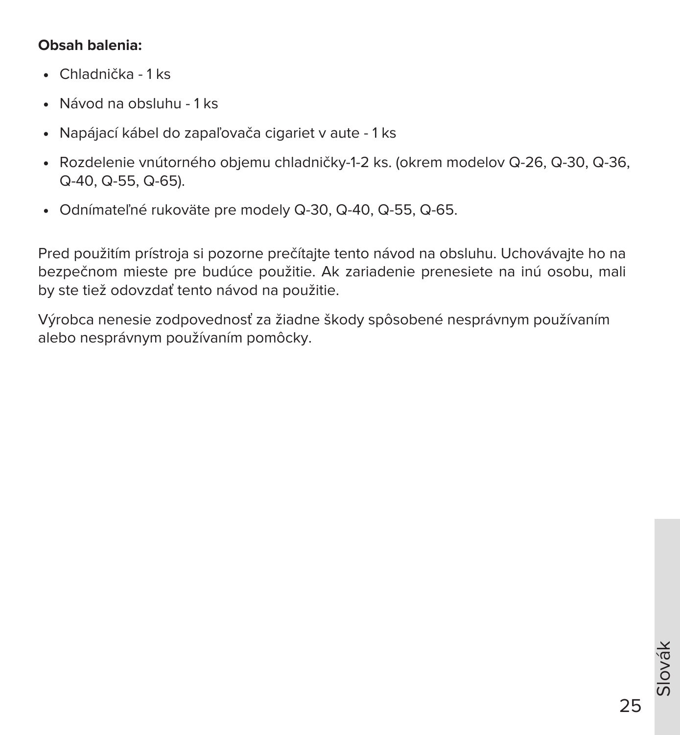**Obsah balenia:**

- Chladnička - 1 ks
- Návod na obsluhu - 1 ks
- Napájací kábel do zapaľovača cigariet v aute - 1 ks
- Rozdelenie vnútorného objemu chladničky-1-2 ks. (okrem modelov Q-26, Q-30, Q-36, Q-40, Q-55, Q-65).
- Odnímateľné rukoväte pre modely Q-30, Q-40, Q-55, Q-65.

Pred použitím prístroja si pozorne prečítajte tento návod na obsluhu. Uchovávajte ho na bezpečnom mieste pre budúce použitie. Ak zariadenie prenesiete na inú osobu, mali by ste tiež odovzdať tento návod na použitie.

Výrobca nenesie zodpovednosť za žiadne škody spôsobené nesprávnym používaním alebo nesprávnym používaním pomôcky.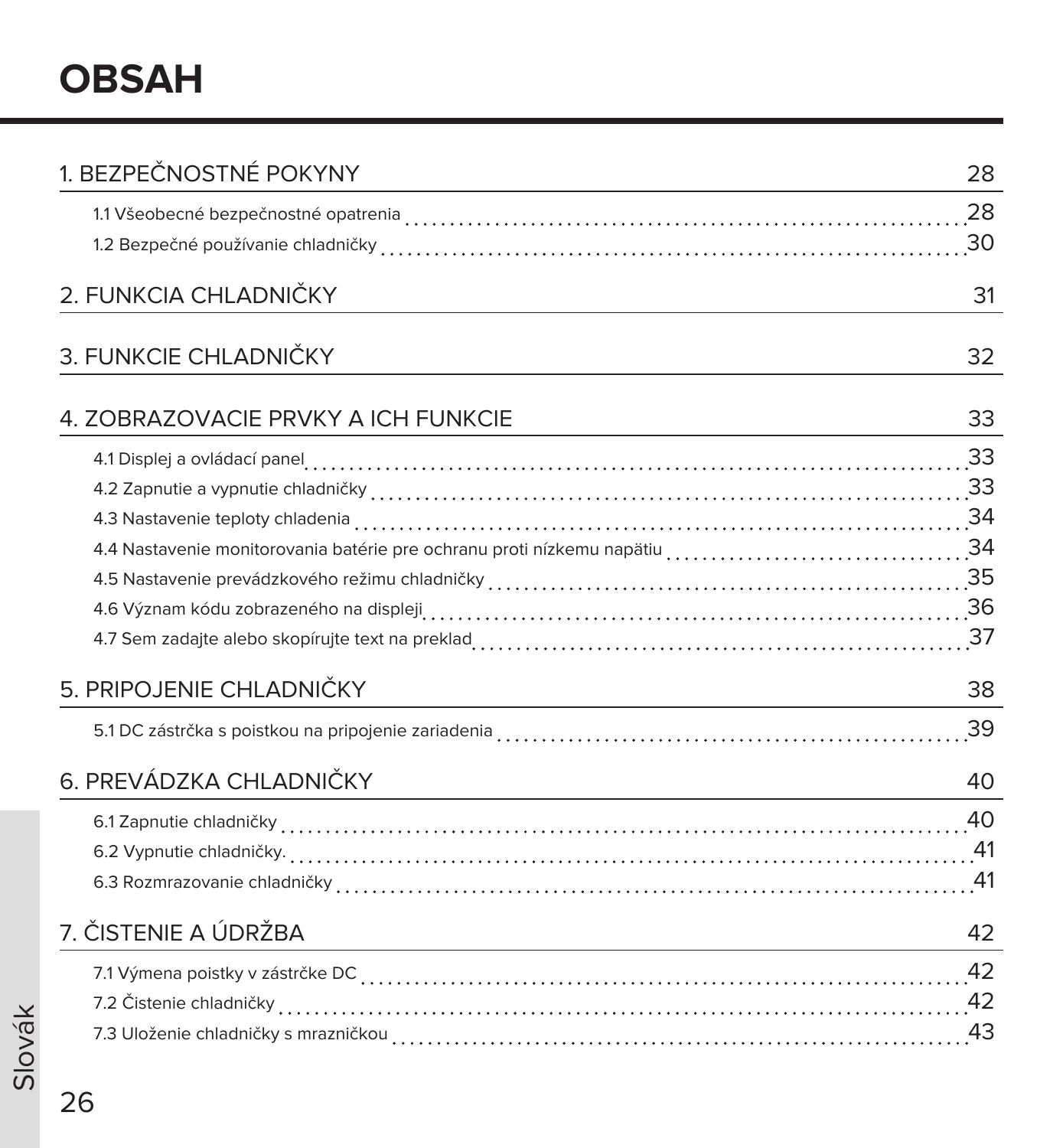# OBSAH

| | |
|---|---|
| 1. BEZPEČNOSTNÉ POKYNY | 28 |
| 1.1 Všeobecné bezpečnostné opatrenia | 28 |
| 1.2 Bezpečné používanie chladničky | 30 |
| 2. FUNKCIA CHLADNIČKY | 31 |
| 3. FUNKCIE CHLADNIČKY | 32 |
| 4. ZOBRAZOVACIE PRVKY A ICH FUNKCIE | 33 |
| 4.1 Displej a ovládací panel | 33 |
| 4.2 Zapnutie a vypnutie chladničky | 33 |
| 4.3 Nastavenie teploty chladenia | 34 |
| 4.4 Nastavenie monitorovania batérie pre ochranu proti nízkemu napätiu | 34 |
| 4.5 Nastavenie prevádzkového režimu chladničky | 35 |
| 4.6 Význam kódu zobrazeného na displeji | 36 |
| 4.7 Sem zadajte alebo skopírujte text na preklad | 37 |
| 5. PRIPOJENIE CHLADNIČKY | 38 |
| 5.1 DC zástrčka s poistkou na pripojenie zariadenia | 39 |
| 6. PREVÁDZKA CHLADNIČKY | 40 |
| 6.1 Zapnutie chladničky | 40 |
| 6.2 Vypnutie chladničky. | 41 |
| 6.3 Rozmrazovanie chladničky | 41 |
| 7. ČISTENIE A ÚDRŽBA | 42 |
| 7.1 Výmena poistky v zástrčke DC | 42 |
| 7.2 Čistenie chladničky | 42 |
| 7.3 Uloženie chladničky s mrazničkou | 43 |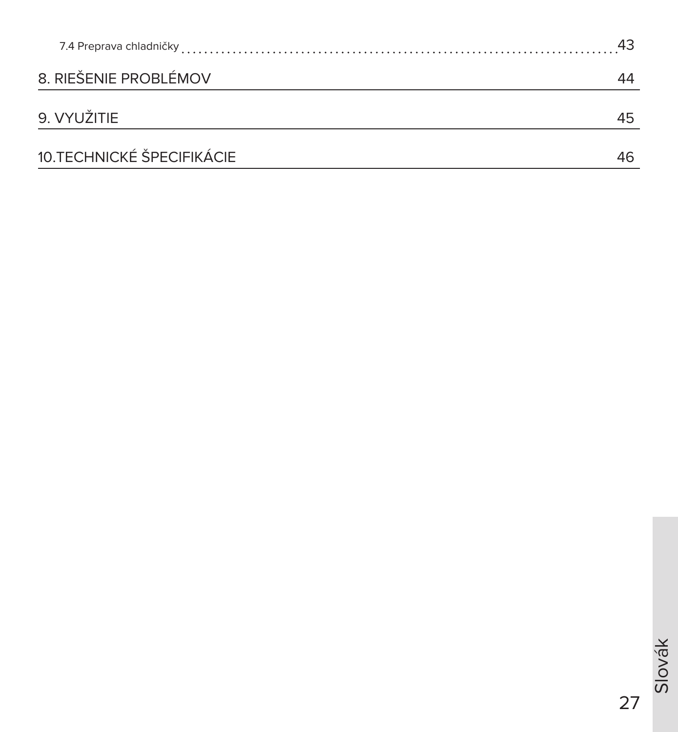7.4 Preprava chladničky ........................................................................ 43

8. RIEŠENIE PROBLÉMOV 44

9. VYUŽITIE 45

10.TECHNICKÉ ŠPECIFIKÁCIE 46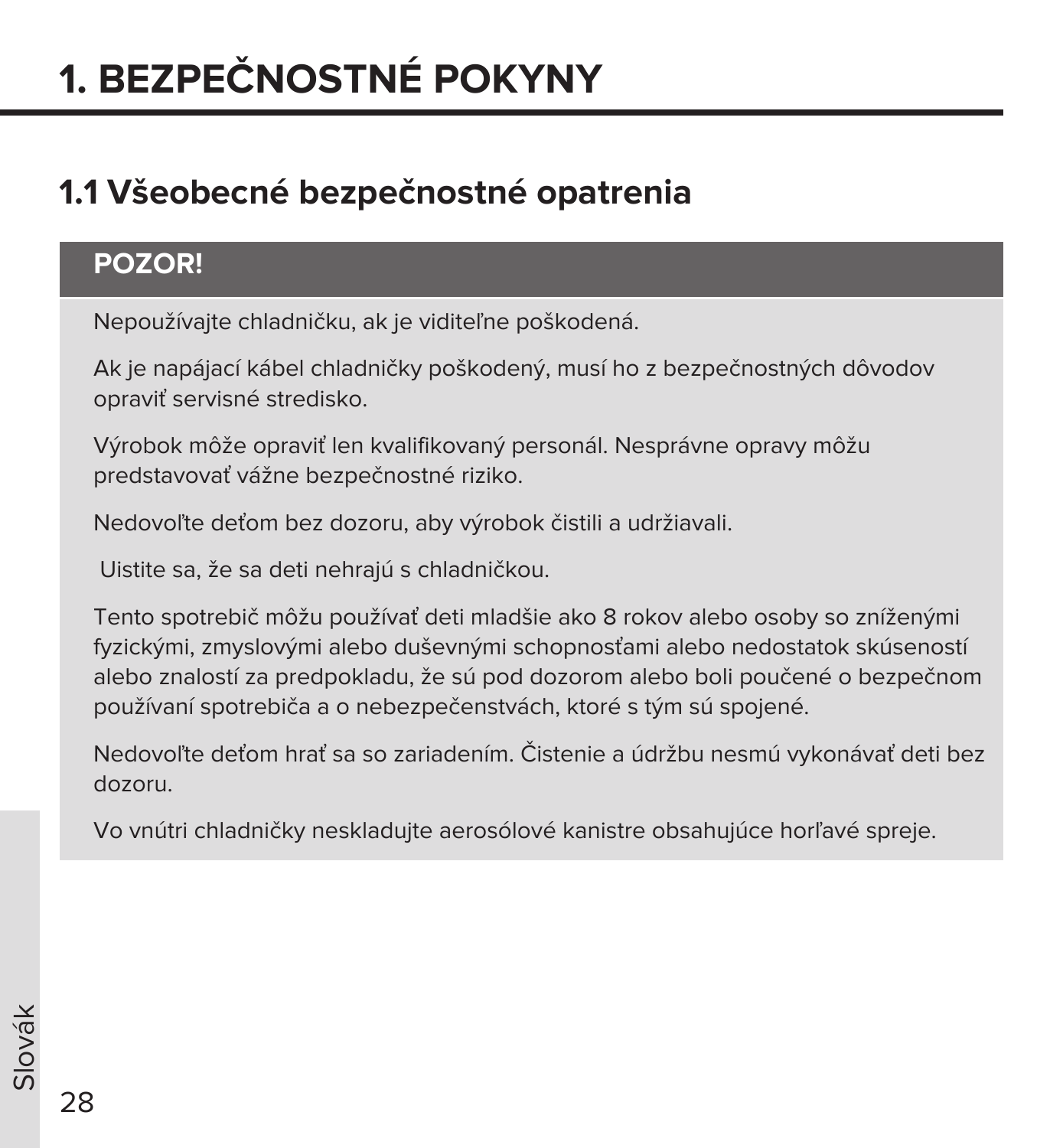# 1. BEZPEČNOSTNÉ POKYNY

## 1.1 Všeobecné bezpečnostné opatrenia

**POZOR!**

Nepoužívajte chladničku, ak je viditeľne poškodená.

Ak je napájací kábel chladničky poškodený, musí ho z bezpečnostných dôvodov opraviť servisné stredisko.

Výrobok môže opraviť len kvalifikovaný personál. Nesprávne opravy môžu predstavovať vážne bezpečnostné riziko.

Nedovoľte deťom bez dozoru, aby výrobok čistili a udržiavali.

Uistite sa, že sa deti nehrajú s chladničkou.

Tento spotrebič môžu používať deti mladšie ako 8 rokov alebo osoby so zníženými fyzickými, zmyslovými alebo duševnými schopnosťami alebo nedostatok skúseností alebo znalostí za predpokladu, že sú pod dozorom alebo boli poučené o bezpečnom používaní spotrebiča a o nebezpečenstvách, ktoré s tým sú spojené.

Nedovoľte deťom hrať sa so zariadením. Čistenie a údržbu nesmú vykonávať deti bez dozoru.

Vo vnútri chladničky neskladujte aerosólové kanistre obsahujúce horľavé spreje.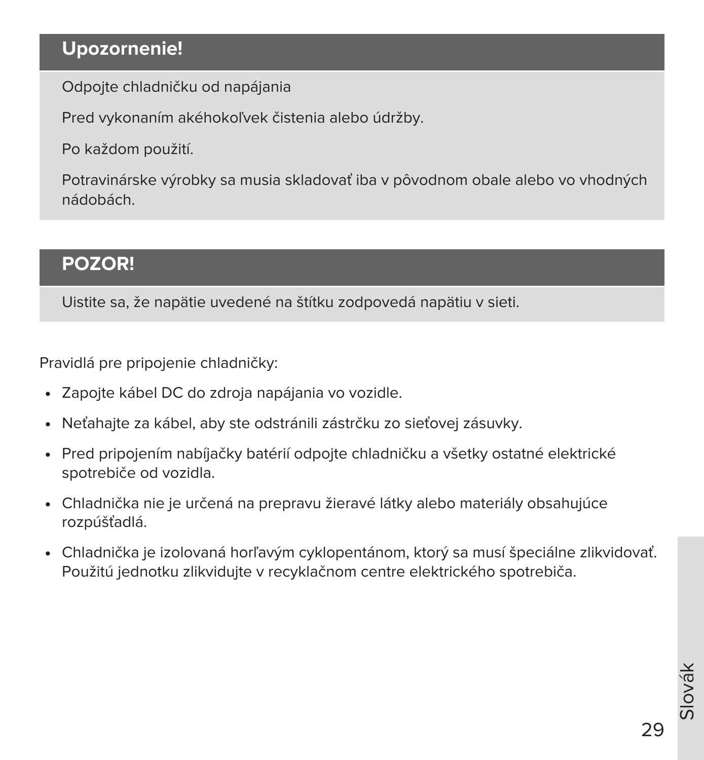## Upozornenie!

Odpojte chladničku od napájania

Pred vykonaním akéhokoľvek čistenia alebo údržby.

Po každom použití.

Potravinárske výrobky sa musia skladovať iba v pôvodnom obale alebo vo vhodných nádobách.

## POZOR!

Uistite sa, že napätie uvedené na štítku zodpovedá napätiu v sieti.

Pravidlá pre pripojenie chladničky:

- Zapojte kábel DC do zdroja napájania vo vozidle.
- Neťahajte za kábel, aby ste odstránili zástrčku zo sieťovej zásuvky.
- Pred pripojením nabíjačky batérií odpojte chladničku a všetky ostatné elektrické spotrebiče od vozidla.
- Chladnička nie je určená na prepravu žieravé látky alebo materiály obsahujúce rozpúšťadlá.
- Chladnička je izolovaná horľavým cyklopentánom, ktorý sa musí špeciálne zlikvidovať. Použitú jednotku zlikvidujte v recyklačnom centre elektrického spotrebiča.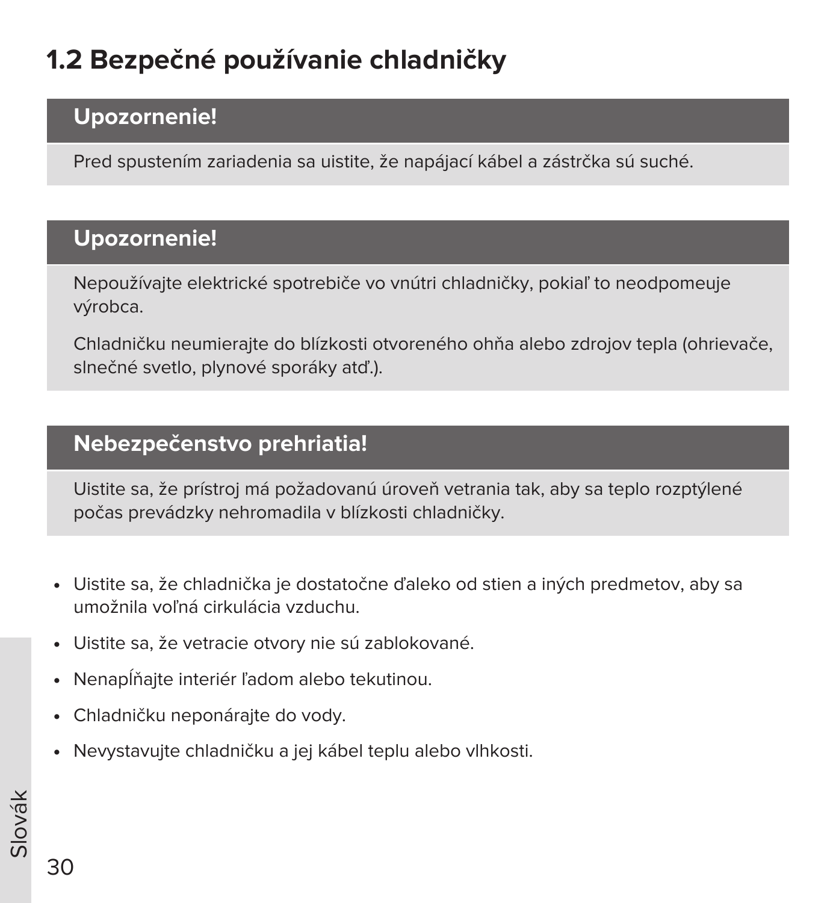## 1.2 Bezpečné používanie chladničky

**Upozornenie!**

Pred spustením zariadenia sa uistite, že napájací kábel a zástrčka sú suché.

**Upozornenie!**

Nepoužívajte elektrické spotrebiče vo vnútri chladničky, pokiaľ to neodpomeuje výrobca.

Chladničku neumierajte do blízkosti otvoreného ohňa alebo zdrojov tepla (ohrievače, slnečné svetlo, plynové sporáky atď.).

**Nebezpečenstvo prehriatia!**

Uistite sa, že prístroj má požadovanú úroveň vetrania tak, aby sa teplo rozptýlené počas prevádzky nehromadila v blízkosti chladničky.

- Uistite sa, že chladnička je dostatočne ďaleko od stien a iných predmetov, aby sa umožnila voľná cirkulácia vzduchu.
- Uistite sa, že vetracie otvory nie sú zablokované.
- NenapĹňajte interiér ľadom alebo tekutinou.
- Chladničku neponárajte do vody.
- Nevystavujte chladničku a jej kábel teplu alebo vlhkosti.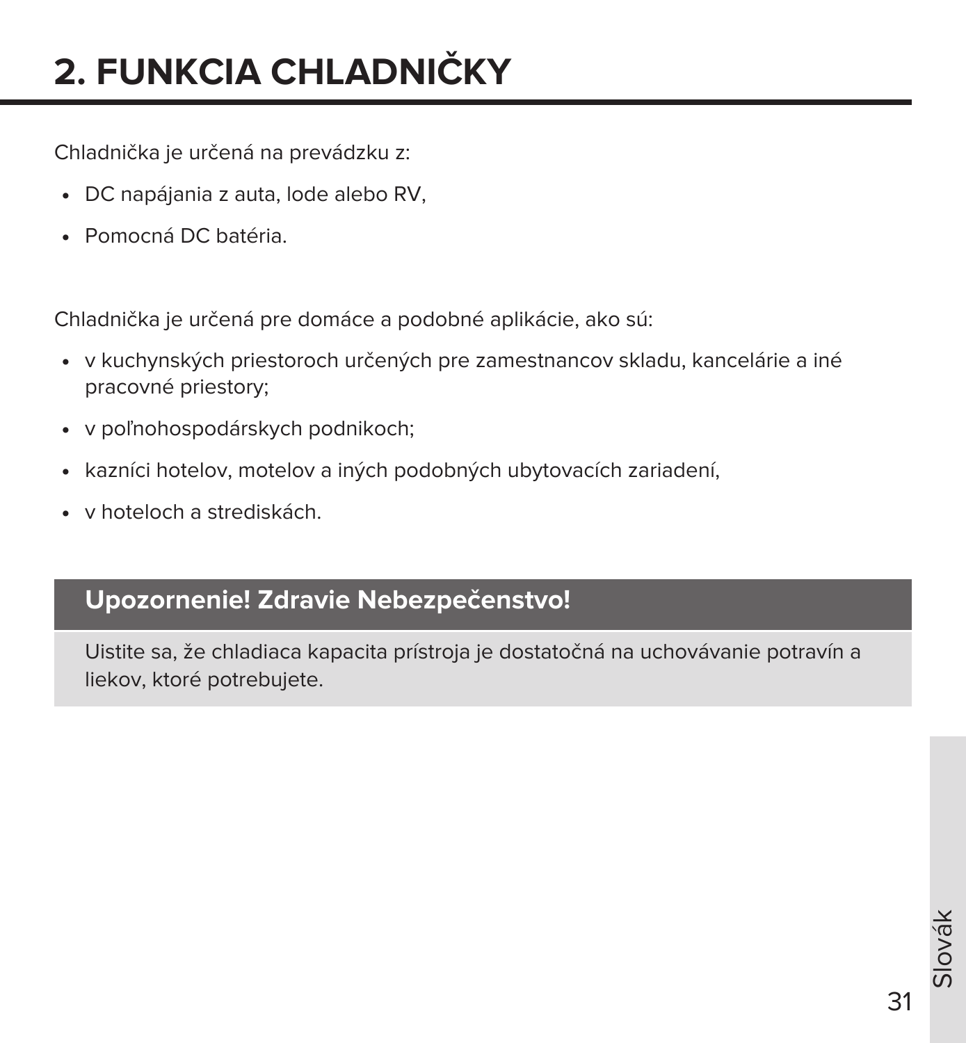# 2. FUNKCIA CHLADNIČKY

Chladnička je určená na prevádzku z:

- DC napájania z auta, lode alebo RV,
- Pomocná DC batéria.

Chladnička je určená pre domáce a podobné aplikácie, ako sú:

- v kuchynských priestoroch určených pre zamestnancov skladu, kancelárie a iné pracovné priestory;
- v poľnohospodárskych podnikoch;
- kazníci hotelov, motelov a iných podobných ubytovacích zariadení,
- v hoteloch a strediskách.

**Upozornenie! Zdravie Nebezpečenstvo!**

Uistite sa, že chladiaca kapacita prístroja je dostatočná na uchovávanie potravín a liekov, ktoré potrebujete.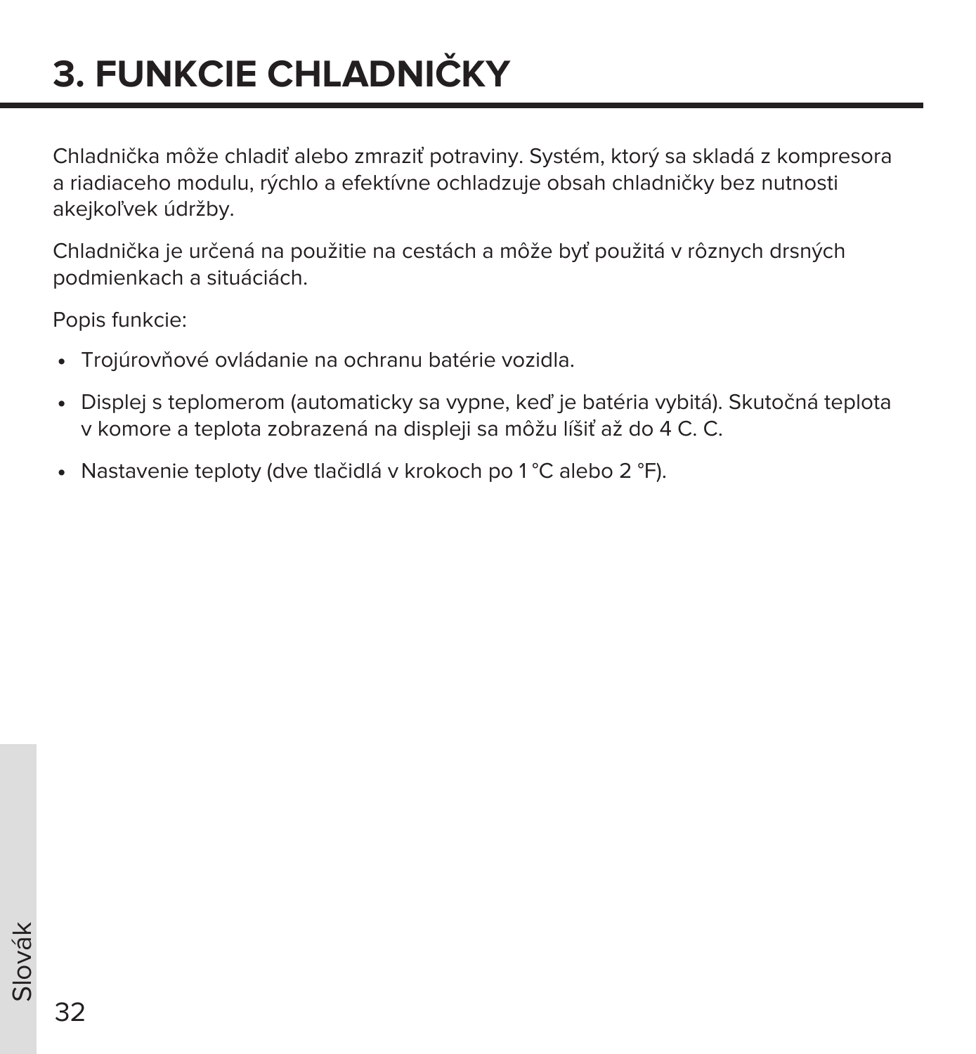# 3. FUNKCIE CHLADNIČKY

Chladnička môže chladiť alebo zmraziť potraviny. Systém, ktorý sa skladá z kompresora a riadiaceho modulu, rýchlo a efektívne ochladzuje obsah chladničky bez nutnosti akejkoľvek údržby.

Chladnička je určená na použitie na cestách a môže byť použitá v rôznych drsných podmienkach a situáciách.

Popis funkcie:

- Trojúrovňové ovládanie na ochranu batérie vozidla.
- Displej s teplomerom (automaticky sa vypne, keď je batéria vybitá). Skutočná teplota v komore a teplota zobrazená na displeji sa môžu líšiť až do 4 C. C.
- Nastavenie teploty (dve tlačidlá v krokoch po 1 °C alebo 2 °F).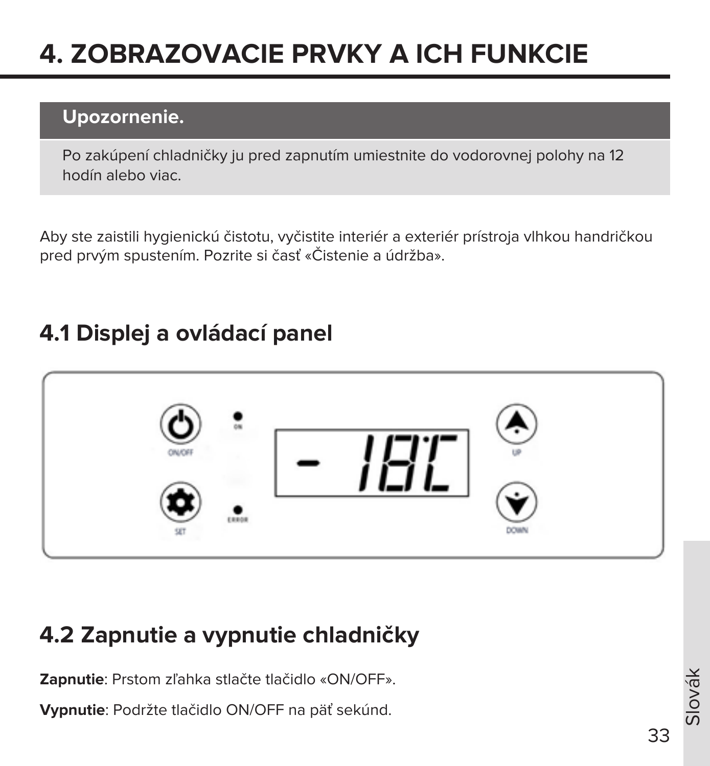# 4. ZOBRAZOVACIE PRVKY A ICH FUNKCIE

**Upozornenie.**

Po zakúpení chladničky ju pred zapnutím umiestnite do vodorovnej polohy na 12 hodín alebo viac.

Aby ste zaistili hygienickú čistotu, vyčistite interiér a exteriér prístroja vlhkou handričkou pred prvým spustením. Pozrite si časť «Čistenie a údržba».

## 4.1 Displej a ovládací panel

## 4.2 Zapnutie a vypnutie chladničky

**Zapnutie**: Prstom zľahka stlačte tlačidlo «ON/OFF».

**Vypnutie**: Podržte tlačidlo ON/OFF na päť sekúnd.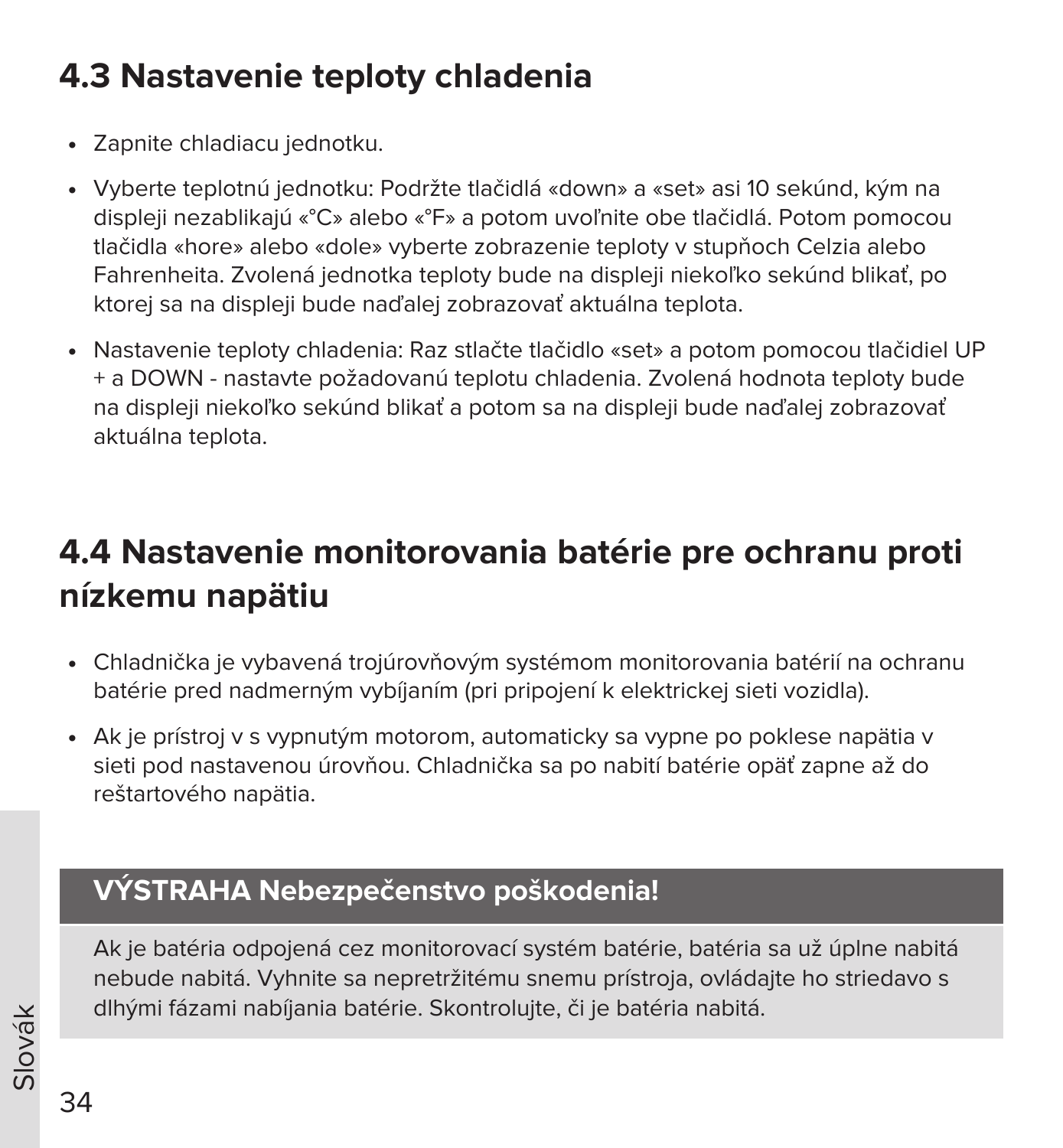## 4.3 Nastavenie teploty chladenia

- Zapnite chladiacu jednotku.
- Vyberte teplotnú jednotku: Podržte tlačidlá «down» a «set» asi 10 sekúnd, kým na displeji nezablikajú «°C» alebo «°F» a potom uvoľnite obe tlačidlá. Potom pomocou tlačidla «hore» alebo «dole» vyberte zobrazenie teploty v stupňoch Celzia alebo Fahrenheita. Zvolená jednotka teploty bude na displeji niekoľko sekúnd blikať, po ktorej sa na displeji bude naďalej zobrazovať aktuálna teplota.
- Nastavenie teploty chladenia: Raz stlačte tlačidlo «set» a potom pomocou tlačidiel UP + a DOWN - nastavte požadovanú teplotu chladenia. Zvolená hodnota teploty bude na displeji niekoľko sekúnd blikať a potom sa na displeji bude naďalej zobrazovať aktuálna teplota.

## 4.4 Nastavenie monitorovania batérie pre ochranu proti nízkemu napätiu

- Chladnička je vybavená trojúrovňovým systémom monitorovania batérií na ochranu batérie pred nadmerným vybíjaním (pri pripojení k elektrickej sieti vozidla).
- Ak je prístroj v s vypnutým motorom, automaticky sa vypne po poklese napätia v sieti pod nastavenou úrovňou. Chladnička sa po nabití batérie opäť zapne až do reštartového napätia.

**VÝSTRAHA Nebezpečenstvo poškodenia!**

Ak je batéria odpojená cez monitorovací systém batérie, batéria sa už úplne nabitá nebude nabitá. Vyhnite sa nepretržitému snemu prístroja, ovládajte ho striedavo s dlhými fázami nabíjania batérie. Skontrolujte, či je batéria nabitá.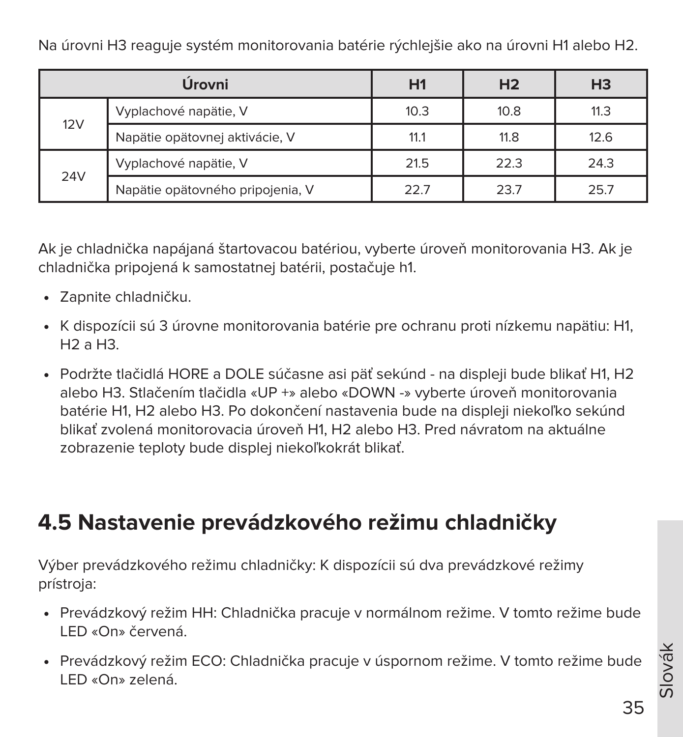Na úrovni H3 reaguje systém monitorovania batérie rýchlejšie ako na úrovni H1 alebo H2.

| Úrovni | | H1 | H2 | H3 |
|---|---|---|---|---|
| 12V | Vyplachové napätie, V | 10.3 | 10.8 | 11.3 |
| | Napätie opätovnej aktivácie, V | 11.1 | 11.8 | 12.6 |
| 24V | Vyplachové napätie, V | 21.5 | 22.3 | 24.3 |
| | Napätie opätovného pripojenia, V | 22.7 | 23.7 | 25.7 |

Ak je chladnička napájaná štartovacou batériou, vyberte úroveň monitorovania H3. Ak je chladnička pripojená k samostatnej batérii, postačuje h1.

- Zapnite chladničku.
- K dispozícii sú 3 úrovne monitorovania batérie pre ochranu proti nízkemu napätiu: H1, H2 a H3.
- Podržte tlačidlá HORE a DOLE súčasne asi päť sekúnd - na displeji bude blikať H1, H2 alebo H3. Stlačením tlačidla «UP +» alebo «DOWN -» vyberte úroveň monitorovania batérie H1, H2 alebo H3. Po dokončení nastavenia bude na displeji niekoľko sekúnd blikať zvolená monitorovacia úroveň H1, H2 alebo H3. Pred návratom na aktuálne zobrazenie teploty bude displej niekoľkokrát blikať.

## 4.5 Nastavenie prevádzkového režimu chladničky

Výber prevádzkového režimu chladničky: K dispozícii sú dva prevádzkové režimy prístroja:

- Prevádzkový režim HH: Chladnička pracuje v normálnom režime. V tomto režime bude LED «On» červená.
- Prevádzkový režim ECO: Chladnička pracuje v úspornom režime. V tomto režime bude LED «On» zelená.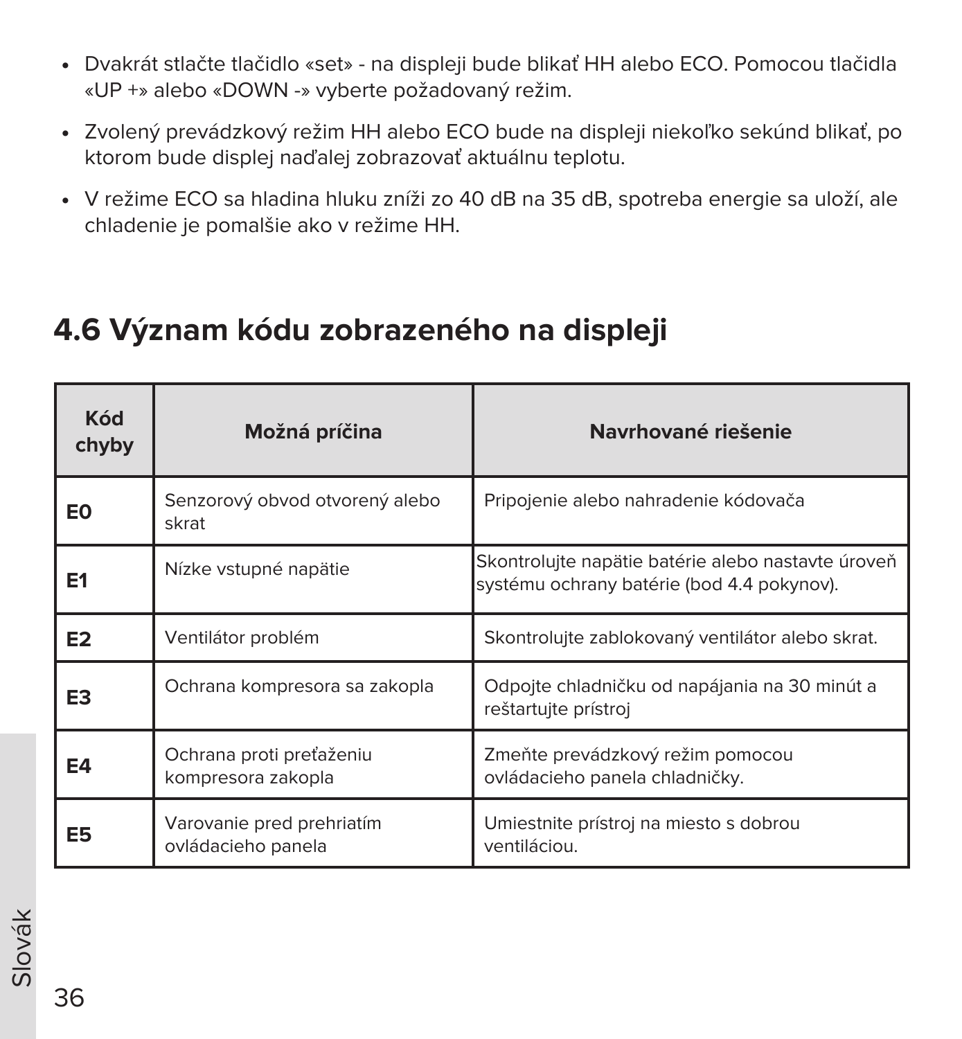- Dvakrát stlačte tlačidlo «set» - na displeji bude blikať HH alebo ECO. Pomocou tlačidla «UP +» alebo «DOWN -» vyberte požadovaný režim.
- Zvolený prevádzkový režim HH alebo ECO bude na displeji niekoľko sekúnd blikať, po ktorom bude displej naďalej zobrazovať aktuálnu teplotu.
- V režime ECO sa hladina hluku zníži zo 40 dB na 35 dB, spotreba energie sa uloží, ale chladenie je pomalšie ako v režime HH.

## 4.6 Význam kódu zobrazeného na displeji

| Kód chyby | Možná príčina | Navrhované riešenie |
|---|---|---|
| **E0** | Senzorový obvod otvorený alebo skrat | Pripojenie alebo nahradenie kódovača |
| **E1** | Nízke vstupné napätie | Skontrolujte napätie batérie alebo nastavte úroveň systému ochrany batérie (bod 4.4 pokynov). |
| **E2** | Ventilátor problém | Skontrolujte zablokovaný ventilátor alebo skrat. |
| **E3** | Ochrana kompresora sa zakopla | Odpojte chladničku od napájania na 30 minút a reštartujte prístroj |
| **E4** | Ochrana proti preťaženiu kompresora zakopla | Zmeňte prevádzkový režim pomocou ovládacieho panela chladničky. |
| **E5** | Varovanie pred prehriatím ovládacieho panela | Umiestnite prístroj na miesto s dobrou ventiláciou. |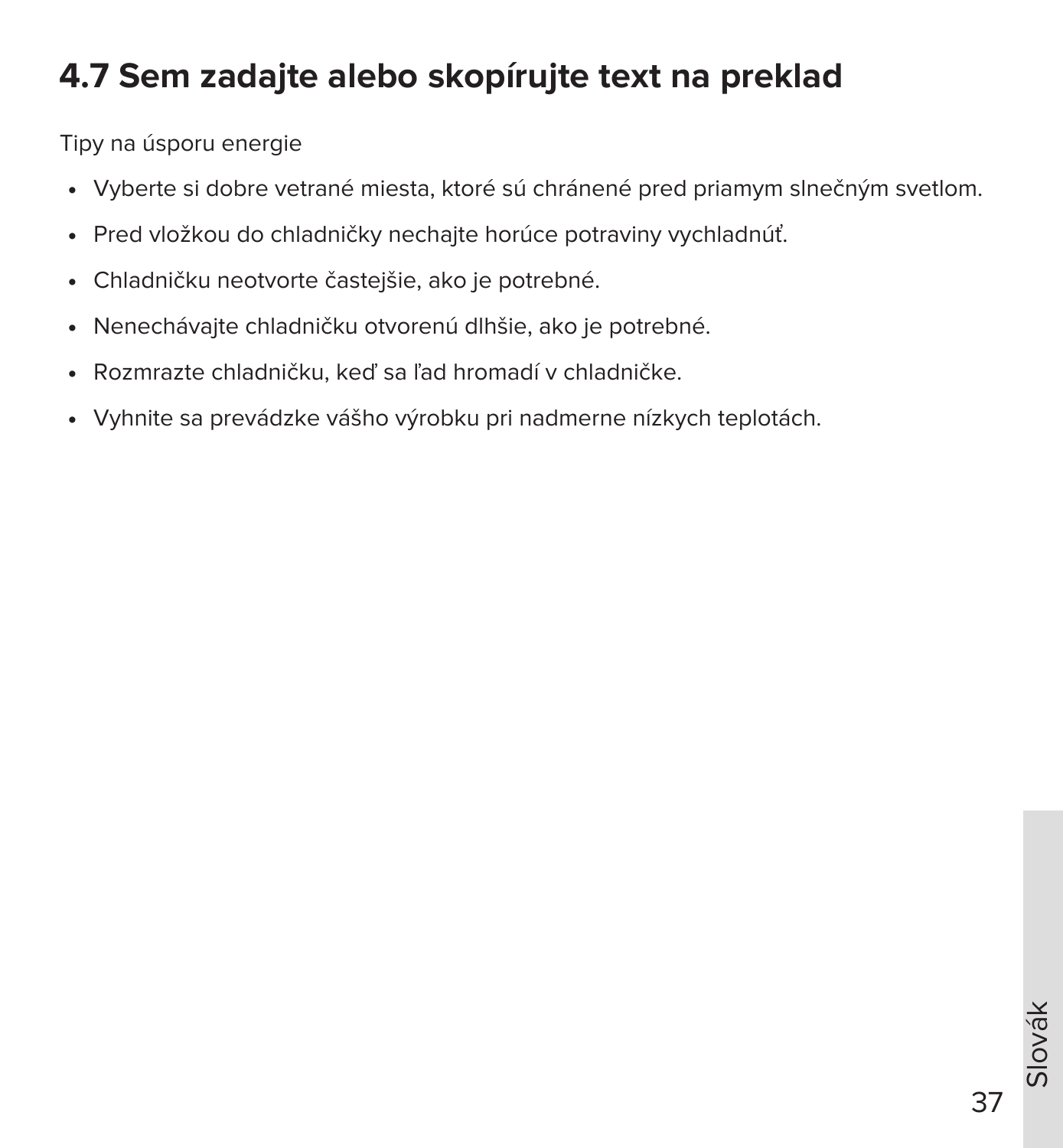## 4.7 Sem zadajte alebo skopírujte text na preklad

Tipy na úsporu energie

- Vyberte si dobre vetrané miesta, ktoré sú chránené pred priamym slnečným svetlom.
- Pred vložkou do chladničky nechajte horúce potraviny vychladnúť.
- Chladničku neotvorte častejšie, ako je potrebné.
- Nenechávajte chladničku otvorenú dlhšie, ako je potrebné.
- Rozmrazte chladničku, keď sa ľad hromadí v chladničke.
- Vyhnite sa prevádzke vášho výrobku pri nadmerne nízkych teplotách.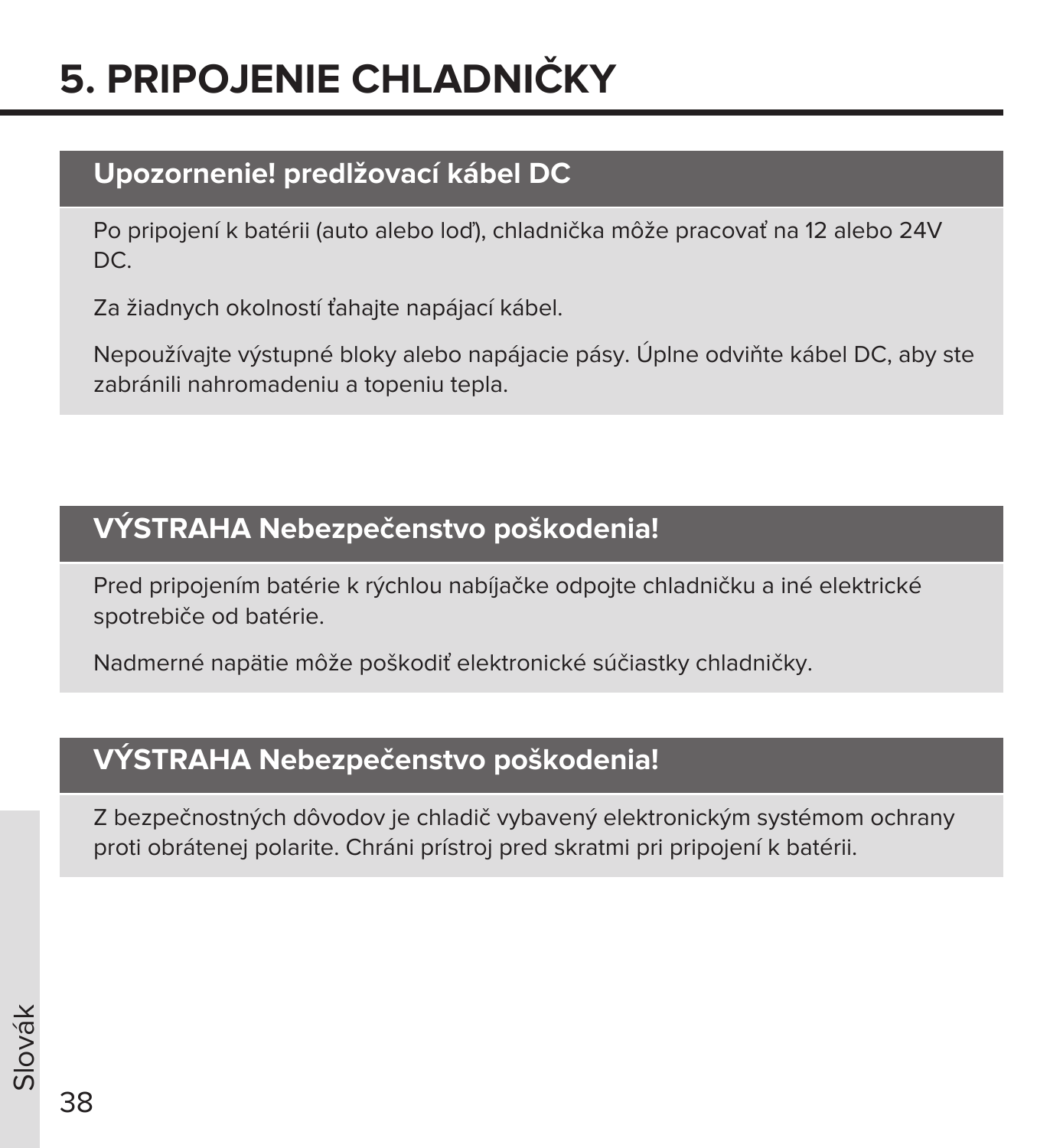# 5. PRIPOJENIE CHLADNIČKY

**Upozornenie! predlžovací kábel DC**

Po pripojení k batérii (auto alebo loď), chladnička môže pracovať na 12 alebo 24V DC.

Za žiadnych okolností ťahajte napájací kábel.

Nepoužívajte výstupné bloky alebo napájacie pásy. Úplne odviňte kábel DC, aby ste zabránili nahromadeniu a topeniu tepla.

**VÝSTRAHA Nebezpečenstvo poškodenia!**

Pred pripojením batérie k rýchlou nabíjačke odpojte chladničku a iné elektrické spotrebiče od batérie.

Nadmerné napätie môže poškodiť elektronické súčiastky chladničky.

**VÝSTRAHA Nebezpečenstvo poškodenia!**

Z bezpečnostných dôvodov je chladič vybavený elektronickým systémom ochrany proti obrátenej polarite. Chráni prístroj pred skratmi pri pripojení k batérii.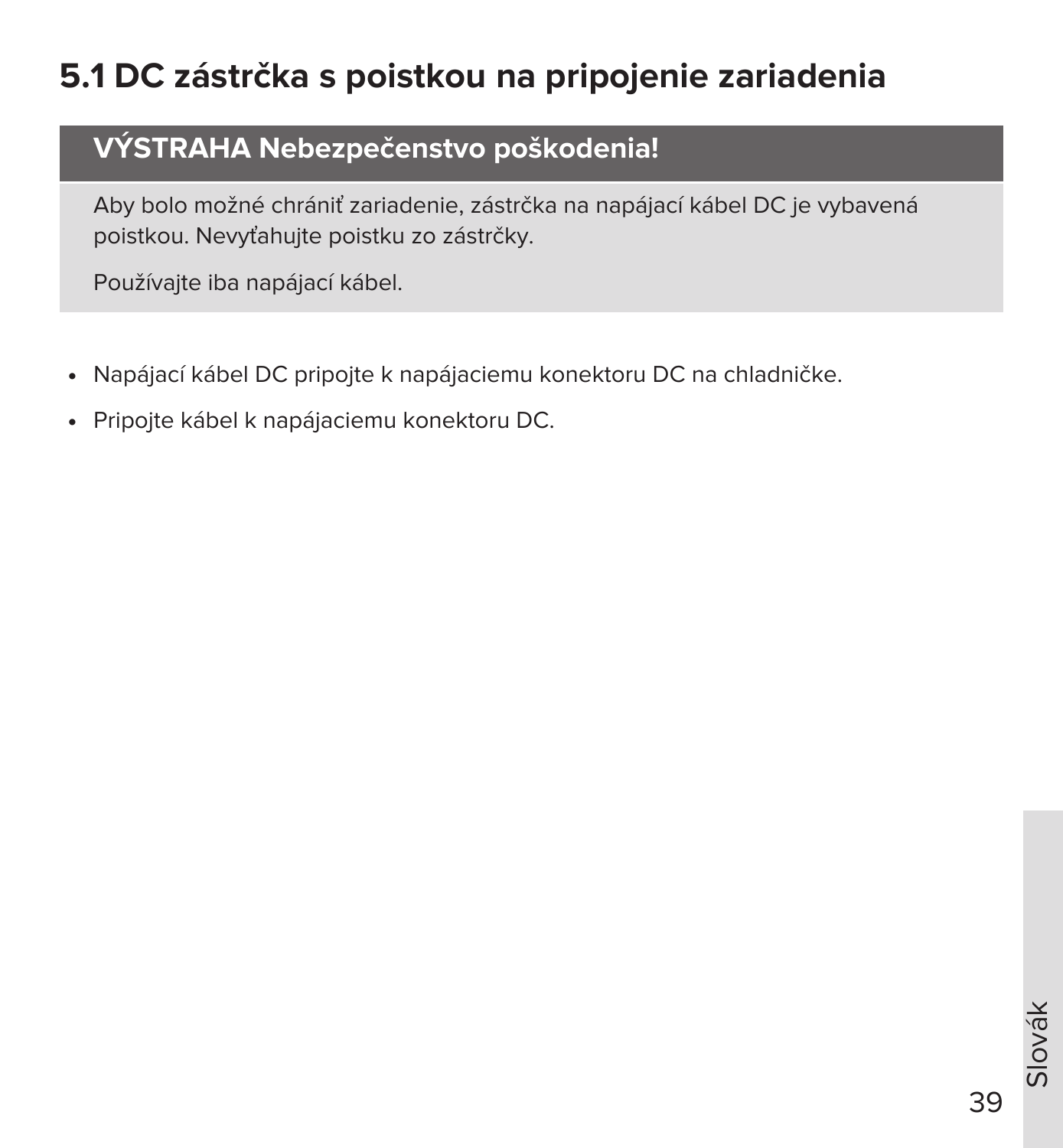## 5.1 DC zástrčka s poistkou na pripojenie zariadenia

**VÝSTRAHA Nebezpečenstvo poškodenia!**

Aby bolo možné chrániť zariadenie, zástrčka na napájací kábel DC je vybavená poistkou. Nevyťahujte poistku zo zástrčky.

Používajte iba napájací kábel.

- Napájací kábel DC pripojte k napájaciemu konektoru DC na chladničke.
- Pripojte kábel k napájaciemu konektoru DC.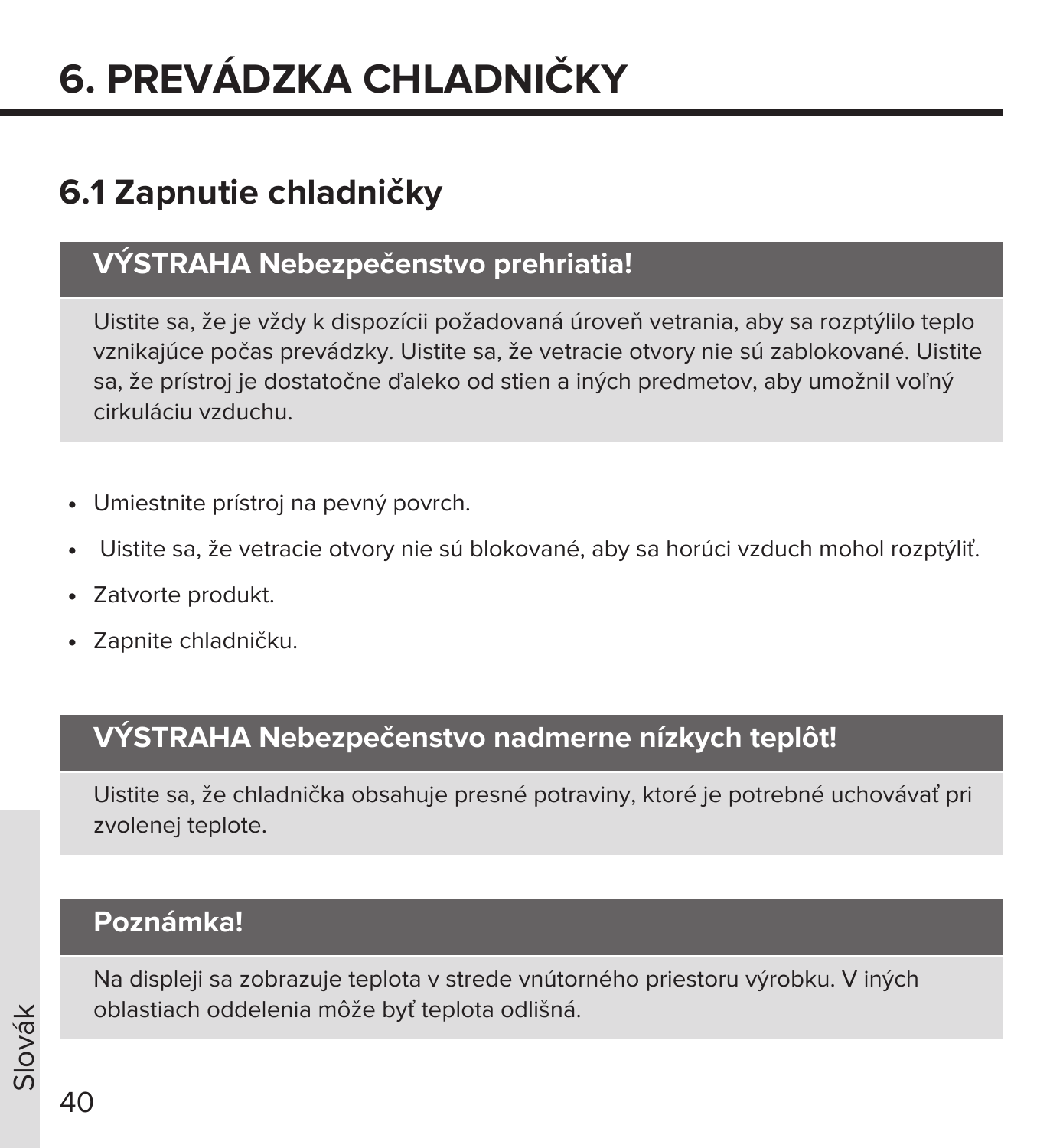# 6. PREVÁDZKA CHLADNIČKY

## 6.1 Zapnutie chladničky

**VÝSTRAHA Nebezpečenstvo prehriatia!**

Uistite sa, že je vždy k dispozícii požadovaná úroveň vetrania, aby sa rozptýlilo teplo vznikajúce počas prevádzky. Uistite sa, že vetracie otvory nie sú zablokované. Uistite sa, že prístroj je dostatočne ďaleko od stien a iných predmetov, aby umožnil voľný cirkuláciu vzduchu.

- Umiestnite prístroj na pevný povrch.
- Uistite sa, že vetracie otvory nie sú blokované, aby sa horúci vzduch mohol rozptýliť.
- Zatvorte produkt.
- Zapnite chladničku.

**VÝSTRAHA Nebezpečenstvo nadmerne nízkych teplôt!**

Uistite sa, že chladnička obsahuje presné potraviny, ktoré je potrebné uchovávať pri zvolenej teplote.

**Poznámka!**

Na displeji sa zobrazuje teplota v strede vnútorného priestoru výrobku. V iných oblastiach oddelenia môže byť teplota odlišná.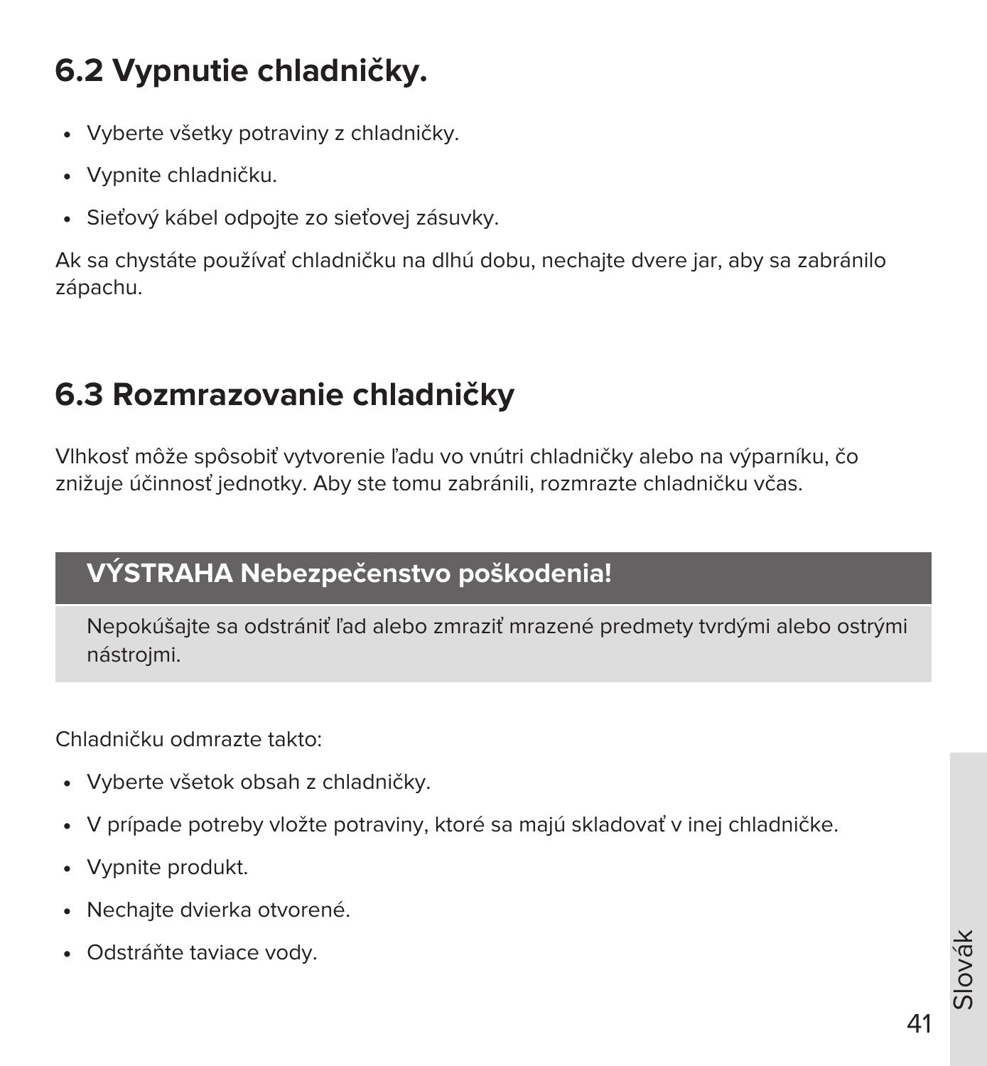## 6.2 Vypnutie chladničky.

- Vyberte všetky potraviny z chladničky.
- Vypnite chladničku.
- Sieťový kábel odpojte zo sieťovej zásuvky.

Ak sa chystáte používať chladničku na dlhú dobu, nechajte dvere jar, aby sa zabránilo zápachu.

## 6.3 Rozmrazovanie chladničky

Vlhkosť môže spôsobiť vytvorenie ľadu vo vnútri chladničky alebo na výparníku, čo znižuje účinnosť jednotky. Aby ste tomu zabránili, rozmrazte chladničku včas.

**VÝSTRAHA Nebezpečenstvo poškodenia!**

Nepokúšajte sa odstrániť ľad alebo zmraziť mrazené predmety tvrdými alebo ostrými nástrojmi.

Chladničku odmrazte takto:

- Vyberte všetok obsah z chladničky.
- V prípade potreby vložte potraviny, ktoré sa majú skladovať v inej chladničke.
- Vypnite produkt.
- Nechajte dvierka otvorené.
- Odstráňte taviace vody.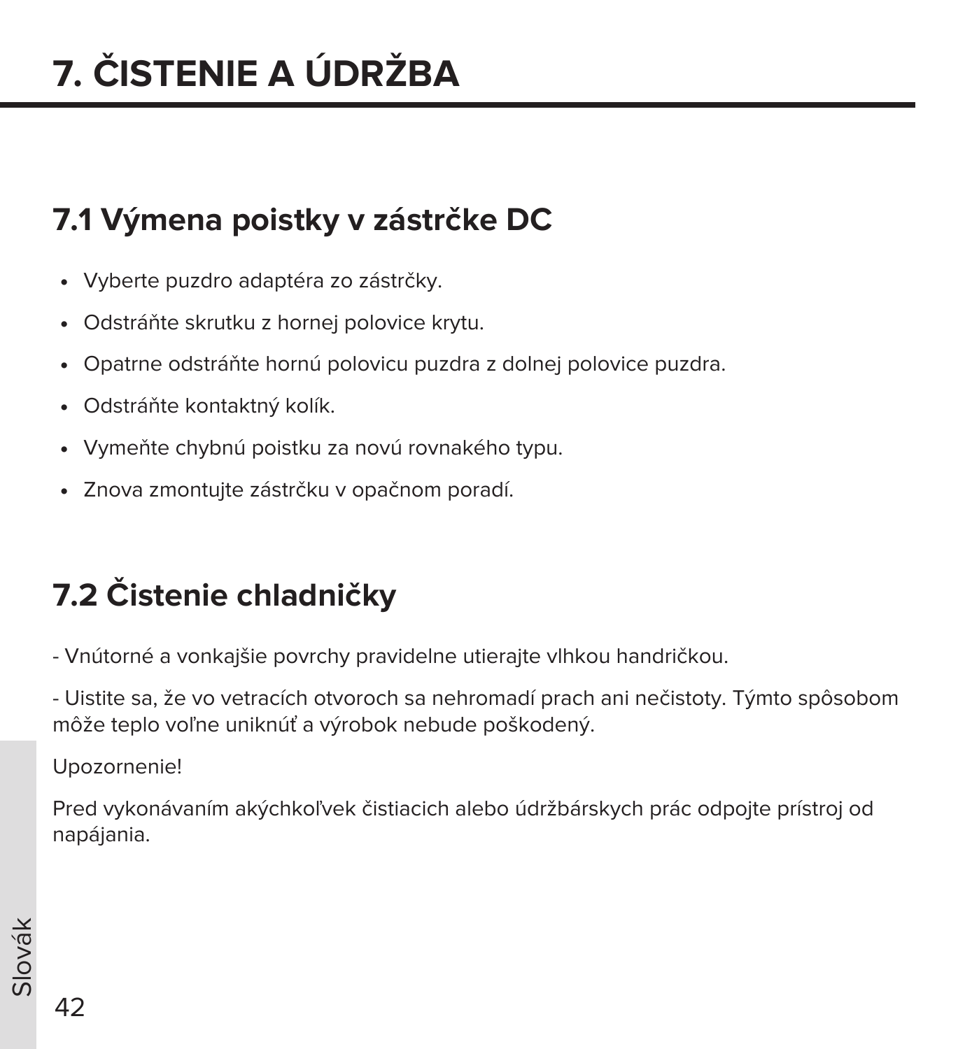# 7. ČISTENIE A ÚDRŽBA

## 7.1 Výmena poistky v zástrčke DC

- Vyberte puzdro adaptéra zo zástrčky.
- Odstráňte skrutku z hornej polovice krytu.
- Opatrne odstráňte hornú polovicu puzdra z dolnej polovice puzdra.
- Odstráňte kontaktný kolík.
- Vymeňte chybnú poistku za novú rovnakého typu.
- Znova zmontujte zástrčku v opačnom poradí.

## 7.2 Čistenie chladničky

- Vnútorné a vonkajšie povrchy pravidelne utierajte vlhkou handričkou.

- Uistite sa, že vo vetracích otvoroch sa nehromadí prach ani nečistoty. Týmto spôsobom môže teplo voľne uniknúť a výrobok nebude poškodený.

Upozornenie!

Pred vykonávaním akýchkoľvek čistiacich alebo údržbárskych prác odpojte prístroj od napájania.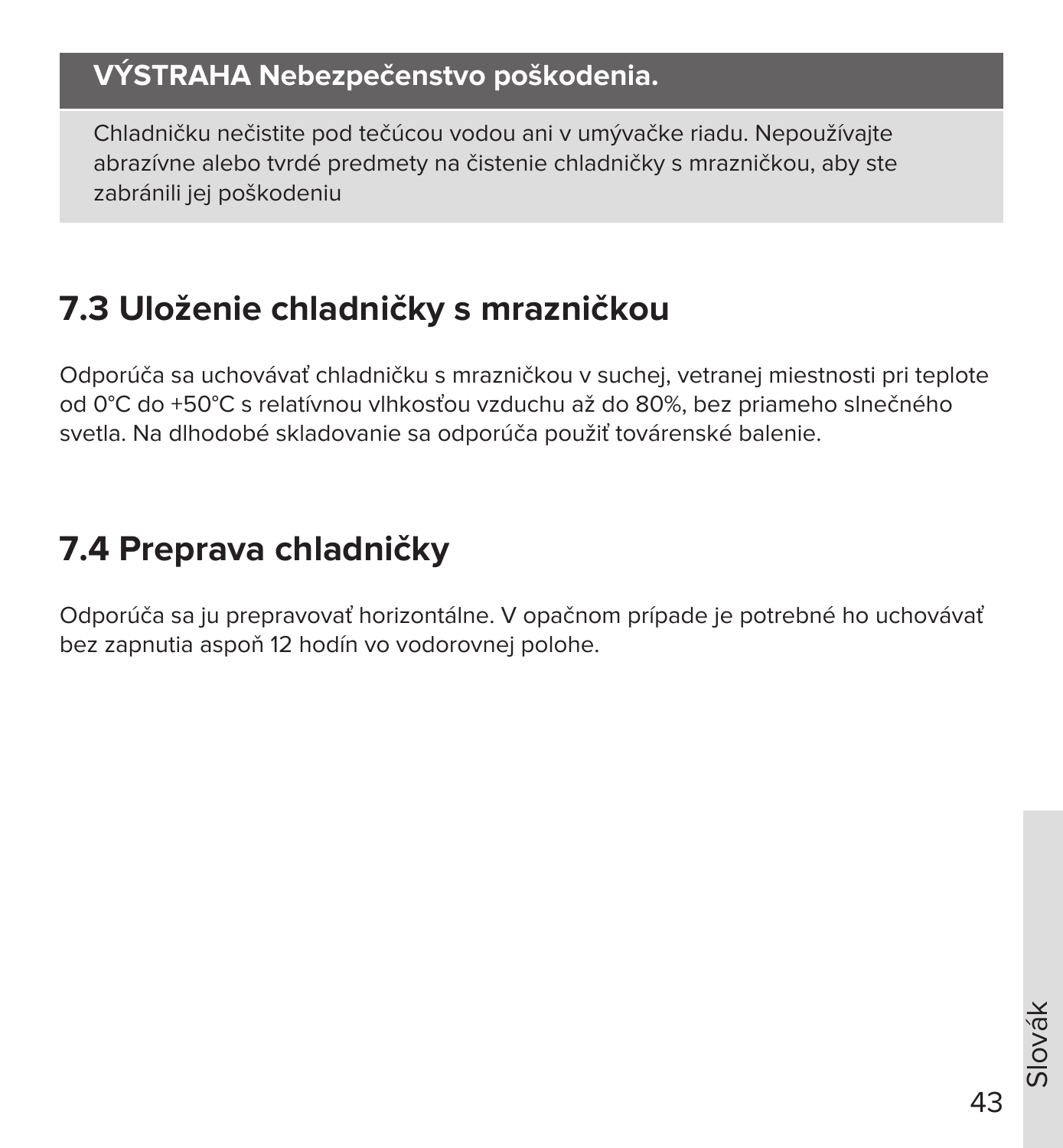**VÝSTRAHA Nebezpečenstvo poškodenia.**

Chladničku nečistite pod tečúcou vodou ani v umývačke riadu. Nepoužívajte abrazívne alebo tvrdé predmety na čistenie chladničky s mrazničkou, aby ste zabránili jej poškodeniu

## 7.3 Uloženie chladničky s mrazničkou

Odporúča sa uchovávať chladničku s mrazničkou v suchej, vetranej miestnosti pri teplote od 0°C do +50°C s relatívnou vlhkosťou vzduchu až do 80%, bez priameho slnečného svetla. Na dlhodobé skladovanie sa odporúča použiť továrenské balenie.

## 7.4 Preprava chladničky

Odporúča sa ju prepravovať horizontálne. V opačnom prípade je potrebné ho uchovávať bez zapnutia aspoň 12 hodín vo vodorovnej polohe.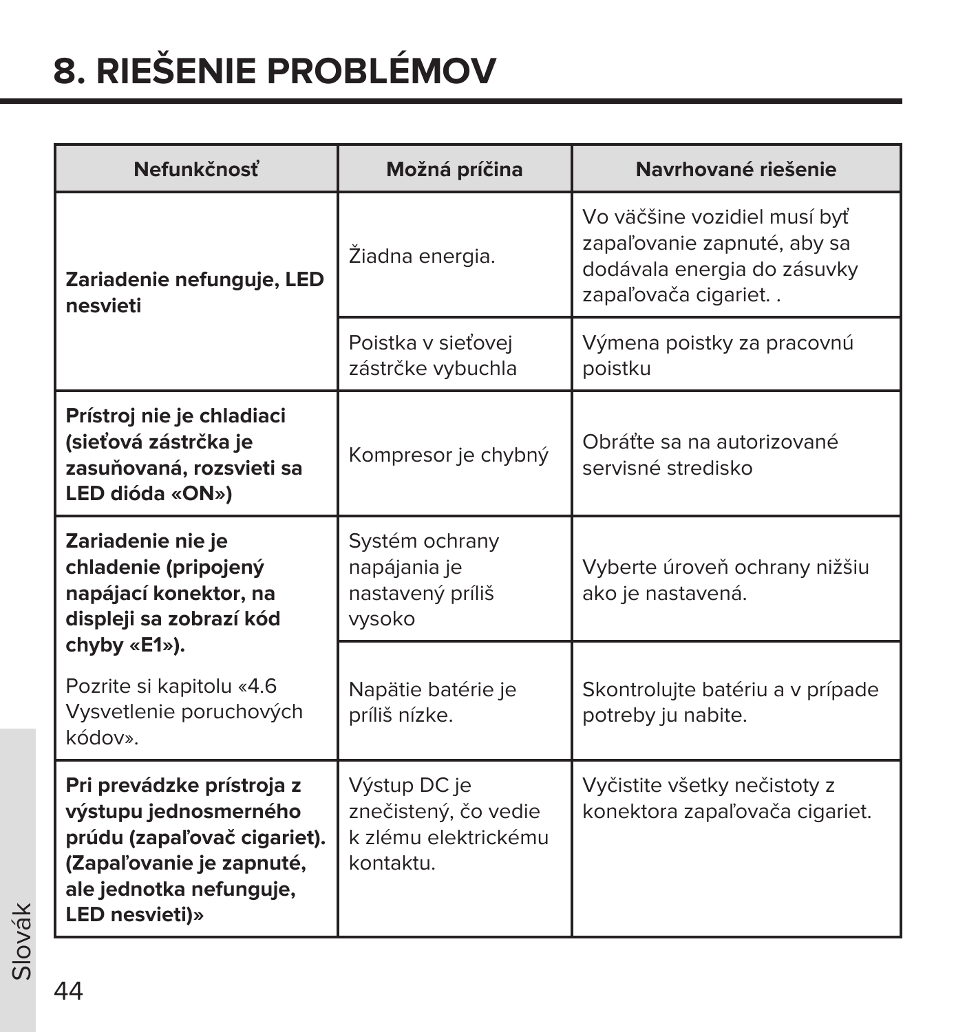# 8. RIEŠENIE PROBLÉMOV

| Nefunkčnosť | Možná príčina | Navrhované riešenie |
|---|---|---|
| **Zariadenie nefunguje, LED nesvieti** | Žiadna energia. | Vo väčšine vozidiel musí byť zapaľovanie zapnuté, aby sa dodávala energia do zásuvky zapaľovača cigariet. . |
| | Poistka v sieťovej zástrčke vybuchla | Výmena poistky za pracovnú poistku |
| **Prístroj nie je chladiaci (sieťová zástrčka je zasuňovaná, rozsvieti sa LED dióda «ON»)** | Kompresor je chybný | Obráťte sa na autorizované servisné stredisko |
| **Zariadenie nie je chladenie (pripojený napájací konektor, na displeji sa zobrazí kód chyby «E1»).** Pozrite si kapitolu «4.6 Vysvetlenie poruchových kódov». | Systém ochrany napájania je nastavený príliš vysoko | Vyberte úroveň ochrany nižšiu ako je nastavená. |
| | Napätie batérie je príliš nízke. | Skontrolujte batériu a v prípade potreby ju nabite. |
| **Pri prevádzke prístroja z výstupu jednosmerného prúdu (zapaľovač cigariet). (Zapaľovanie je zapnuté, ale jednotka nefunguje, LED nesvieti)»** | Výstup DC je znečistený, čo vedie k zlému elektrickému kontaktu. | Vyčistite všetky nečistoty z konektora zapaľovača cigariet. |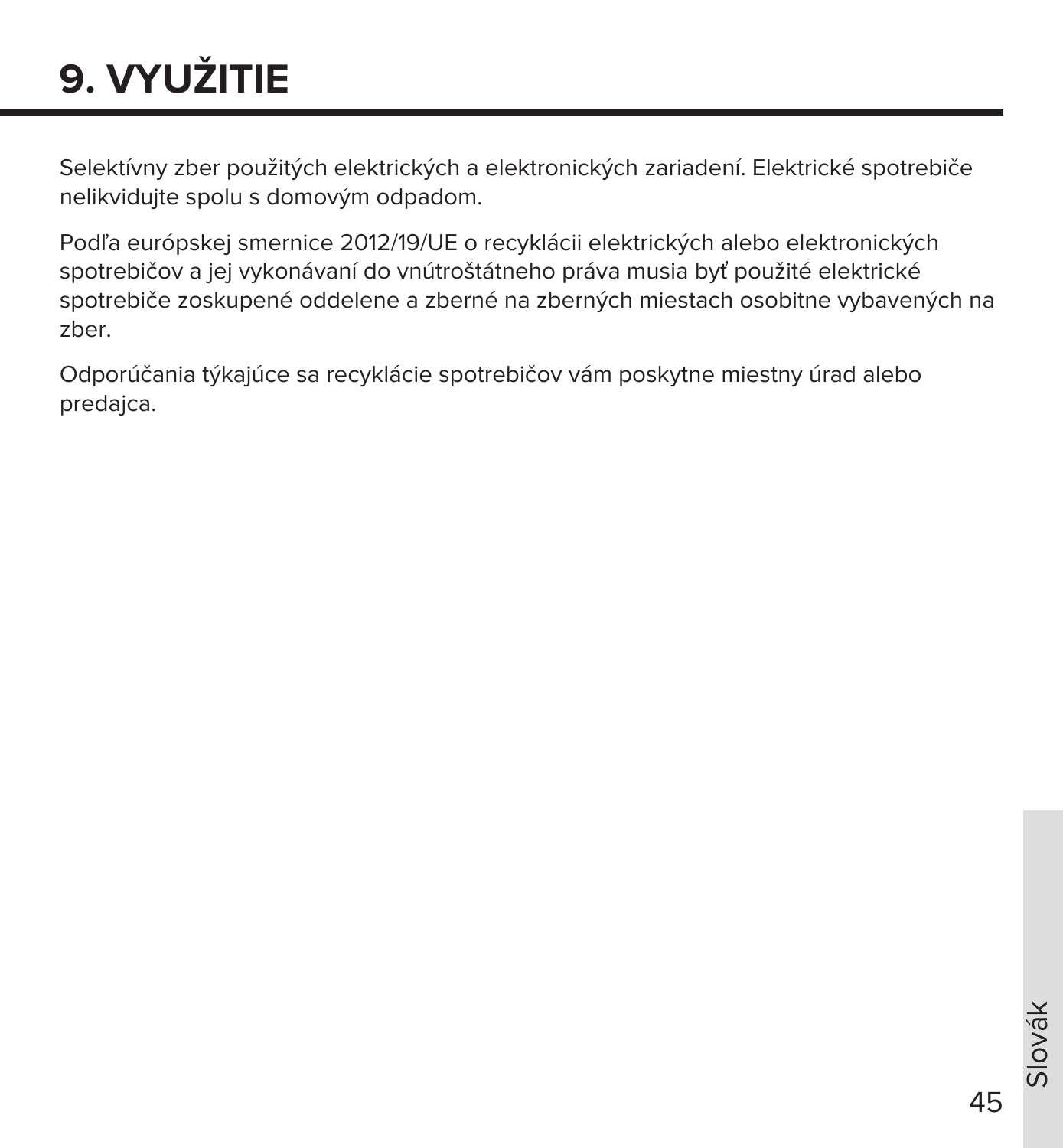# 9. VYUŽITIE

Selektívny zber použitých elektrických a elektronických zariadení. Elektrické spotrebiče nelikvidujte spolu s domovým odpadom.

Podľa európskej smernice 2012/19/UE o recyklácii elektrických alebo elektronických spotrebičov a jej vykonávaní do vnútroštátneho práva musia byť použité elektrické spotrebiče zoskupené oddelene a zberné na zberných miestach osobitne vybavených na zber.

Odporúčania týkajúce sa recyklácie spotrebičov vám poskytne miestny úrad alebo predajca.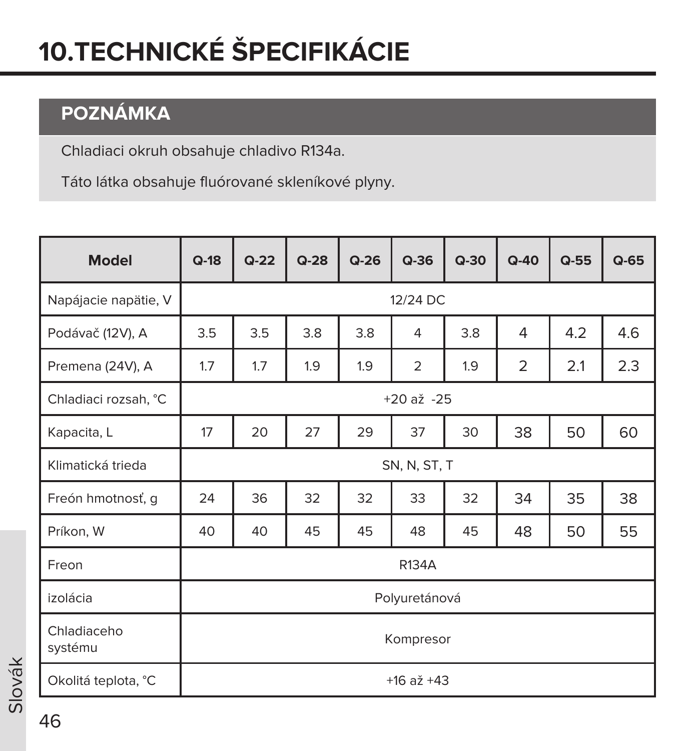# 10.TECHNICKÉ ŠPECIFIKÁCIE

## POZNÁMKA

Chladiaci okruh obsahuje chladivo R134a.

Táto látka obsahuje fluórované skleníkové plyny.

| Model | Q-18 | Q-22 | Q-28 | Q-26 | Q-36 | Q-30 | Q-40 | Q-55 | Q-65 |
|---|---|---|---|---|---|---|---|---|---|
| Napájacie napätie, V | 12/24 DC | | | | | | | | |
| Podávač (12V), A | 3.5 | 3.5 | 3.8 | 3.8 | 4 | 3.8 | 4 | 4.2 | 4.6 |
| Premena (24V), A | 1.7 | 1.7 | 1.9 | 1.9 | 2 | 1.9 | 2 | 2.1 | 2.3 |
| Chladiaci rozsah, °C | +20 až -25 | | | | | | | | |
| Kapacita, L | 17 | 20 | 27 | 29 | 37 | 30 | 38 | 50 | 60 |
| Klimatická trieda | SN, N, ST, T | | | | | | | | |
| Freón hmotnosť, g | 24 | 36 | 32 | 32 | 33 | 32 | 34 | 35 | 38 |
| Príkon, W | 40 | 40 | 45 | 45 | 48 | 45 | 48 | 50 | 55 |
| Freon | R134A | | | | | | | | |
| izolácia | Polyuretánová | | | | | | | | |
| Chladiaceho systému | Kompresor | | | | | | | | |
| Okolitá teplota, °C | +16 až +43 | | | | | | | | |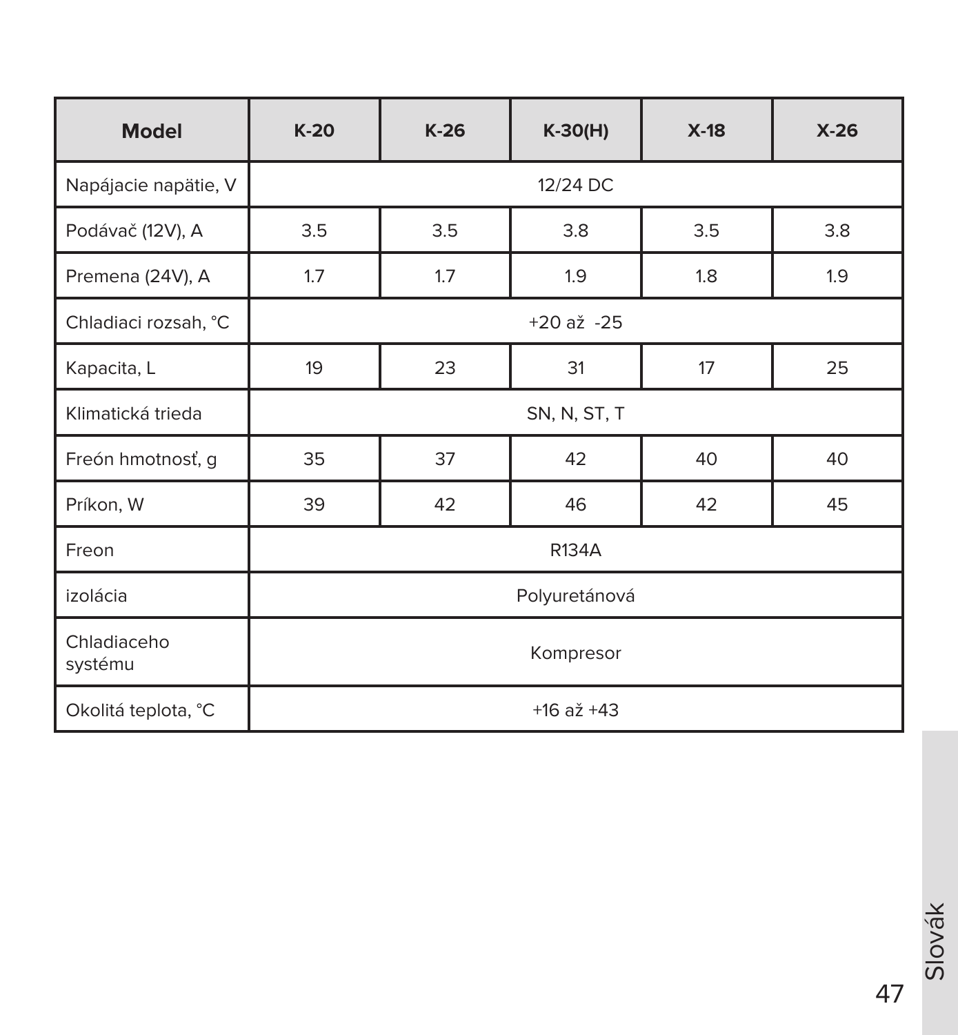| Model | K-20 | K-26 | K-30(H) | X-18 | X-26 |
|---|---|---|---|---|---|
| Napájacie napätie, V | 12/24 DC | | | | |
| Podávač (12V), A | 3.5 | 3.5 | 3.8 | 3.5 | 3.8 |
| Premena (24V), A | 1.7 | 1.7 | 1.9 | 1.8 | 1.9 |
| Chladiaci rozsah, °C | +20 až -25 | | | | |
| Kapacita, L | 19 | 23 | 31 | 17 | 25 |
| Klimatická trieda | SN, N, ST, T | | | | |
| Freón hmotnosť, g | 35 | 37 | 42 | 40 | 40 |
| Príkon, W | 39 | 42 | 46 | 42 | 45 |
| Freon | R134A | | | | |
| izolácia | Polyuretánová | | | | |
| Chladiaceho systému | Kompresor | | | | |
| Okolitá teplota, °C | +16 až +43 | | | | |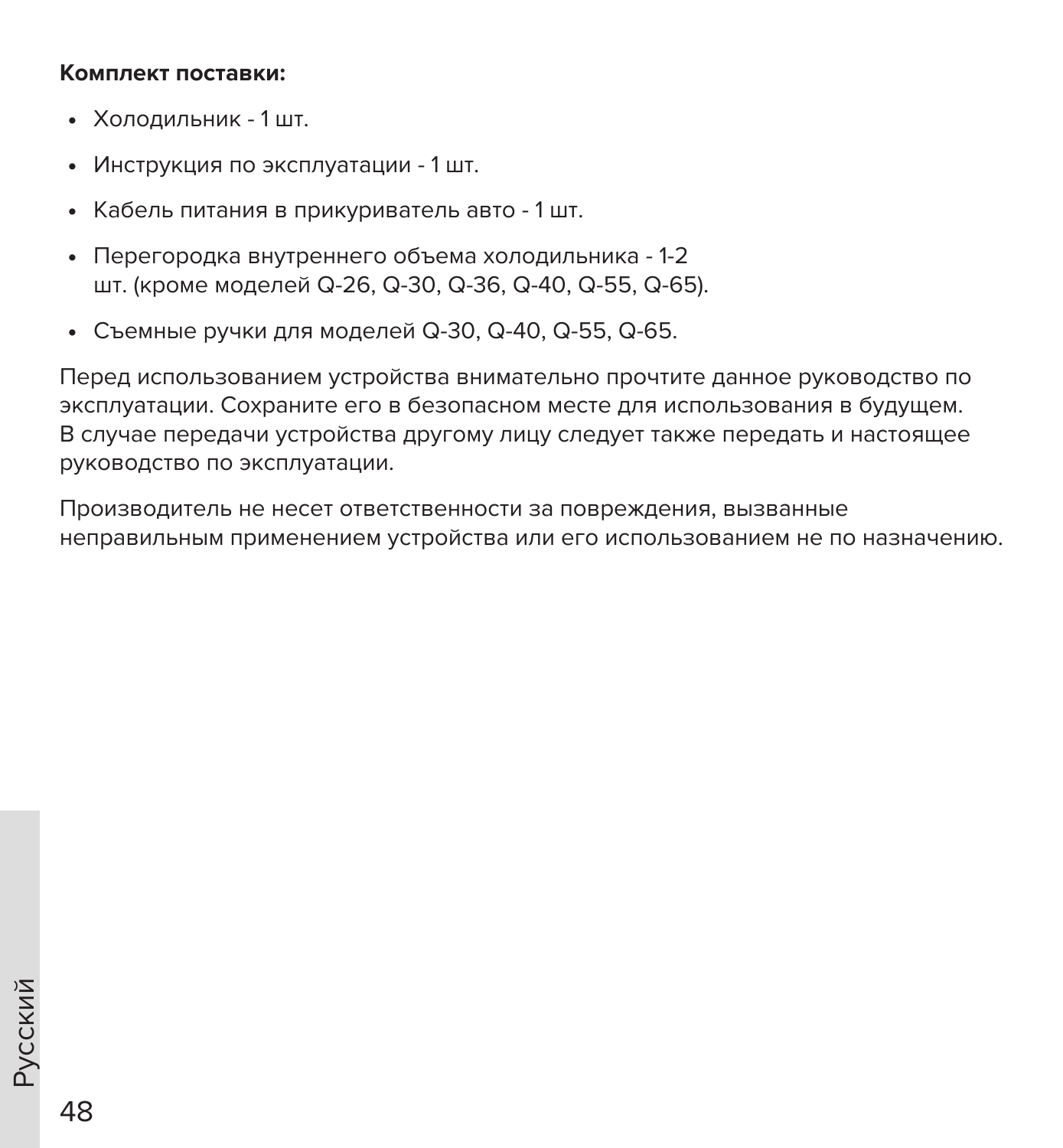**Комплект поставки:**

- Холодильник - 1 шт.
- Инструкция по эксплуатации - 1 шт.
- Кабель питания в прикуриватель авто - 1 шт.
- Перегородка внутреннего объема холодильника - 1-2 шт. (кроме моделей Q-26, Q-30, Q-36, Q-40, Q-55, Q-65).
- Съемные ручки для моделей Q-30, Q-40, Q-55, Q-65.

Перед использованием устройства внимательно прочтите данное руководство по эксплуатации. Сохраните его в безопасном месте для использования в будущем. В случае передачи устройства другому лицу следует также передать и настоящее руководство по эксплуатации.

Производитель не несет ответственности за повреждения, вызванные неправильным применением устройства или его использованием не по назначению.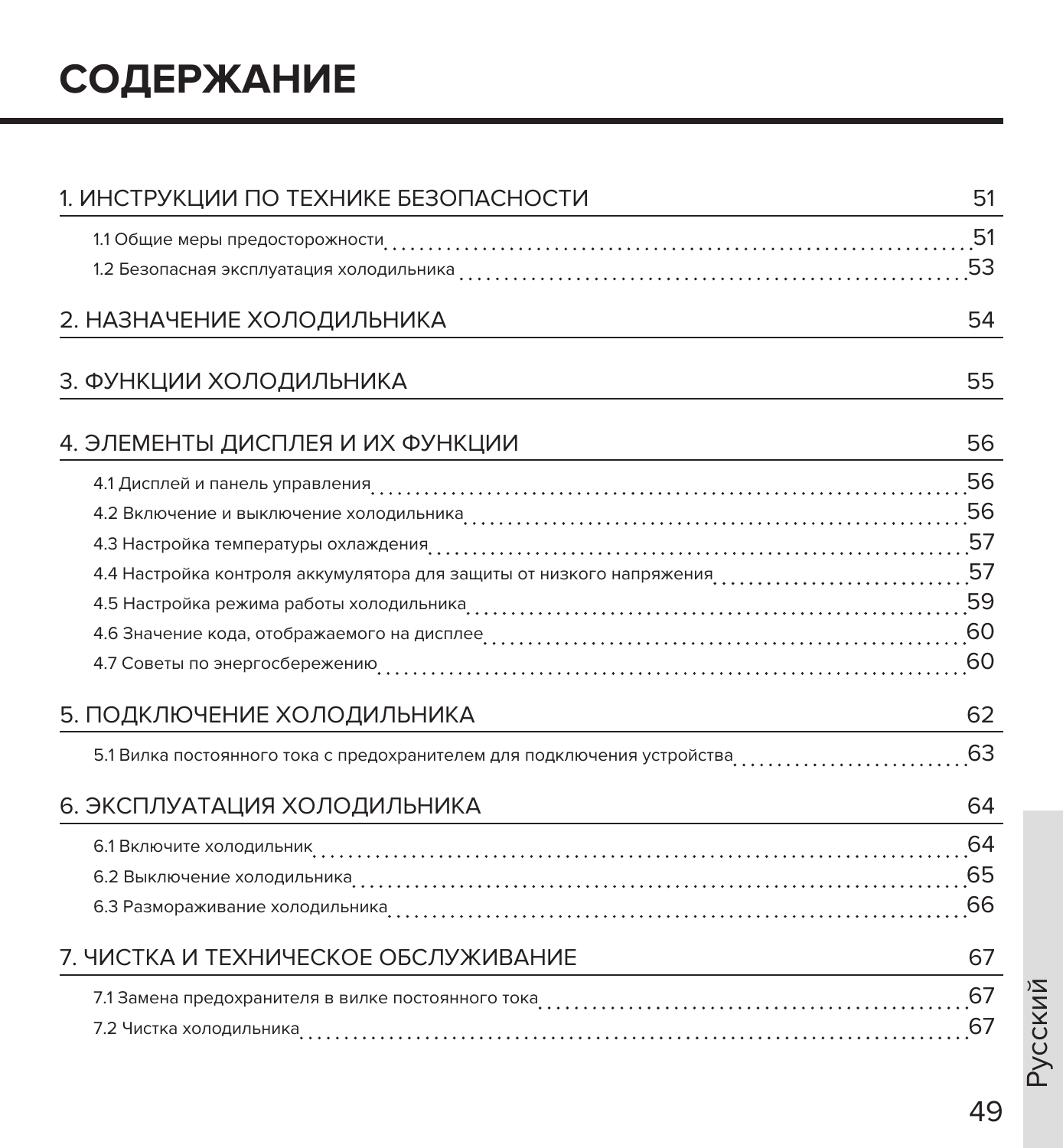# СОДЕРЖАНИЕ

| | |
|---|---|
| **1. ИНСТРУКЦИИ ПО ТЕХНИКЕ БЕЗОПАСНОСТИ** | **51** |
| 1.1 Общие меры предосторожности | 51 |
| 1.2 Безопасная эксплуатация холодильника | 53 |
| **2. НАЗНАЧЕНИЕ ХОЛОДИЛЬНИКА** | **54** |
| **3. ФУНКЦИИ ХОЛОДИЛЬНИКА** | **55** |
| **4. ЭЛЕМЕНТЫ ДИСПЛЕЯ И ИХ ФУНКЦИИ** | **56** |
| 4.1 Дисплей и панель управления | 56 |
| 4.2 Включение и выключение холодильника | 56 |
| 4.3 Настройка температуры охлаждения | 57 |
| 4.4 Настройка контроля аккумулятора для защиты от низкого напряжения | 57 |
| 4.5 Настройка режима работы холодильника | 59 |
| 4.6 Значение кода, отображаемого на дисплее | 60 |
| 4.7 Советы по энергосбережению | 60 |
| **5. ПОДКЛЮЧЕНИЕ ХОЛОДИЛЬНИКА** | **62** |
| 5.1 Вилка постоянного тока с предохранителем для подключения устройства | 63 |
| **6. ЭКСПЛУАТАЦИЯ ХОЛОДИЛЬНИКА** | **64** |
| 6.1 Включите холодильник | 64 |
| 6.2 Выключение холодильника | 65 |
| 6.3 Размораживание холодильника | 66 |
| **7. ЧИСТКА И ТЕХНИЧЕСКОЕ ОБСЛУЖИВАНИЕ** | **67** |
| 7.1 Замена предохранителя в вилке постоянного тока | 67 |
| 7.2 Чистка холодильника | 67 |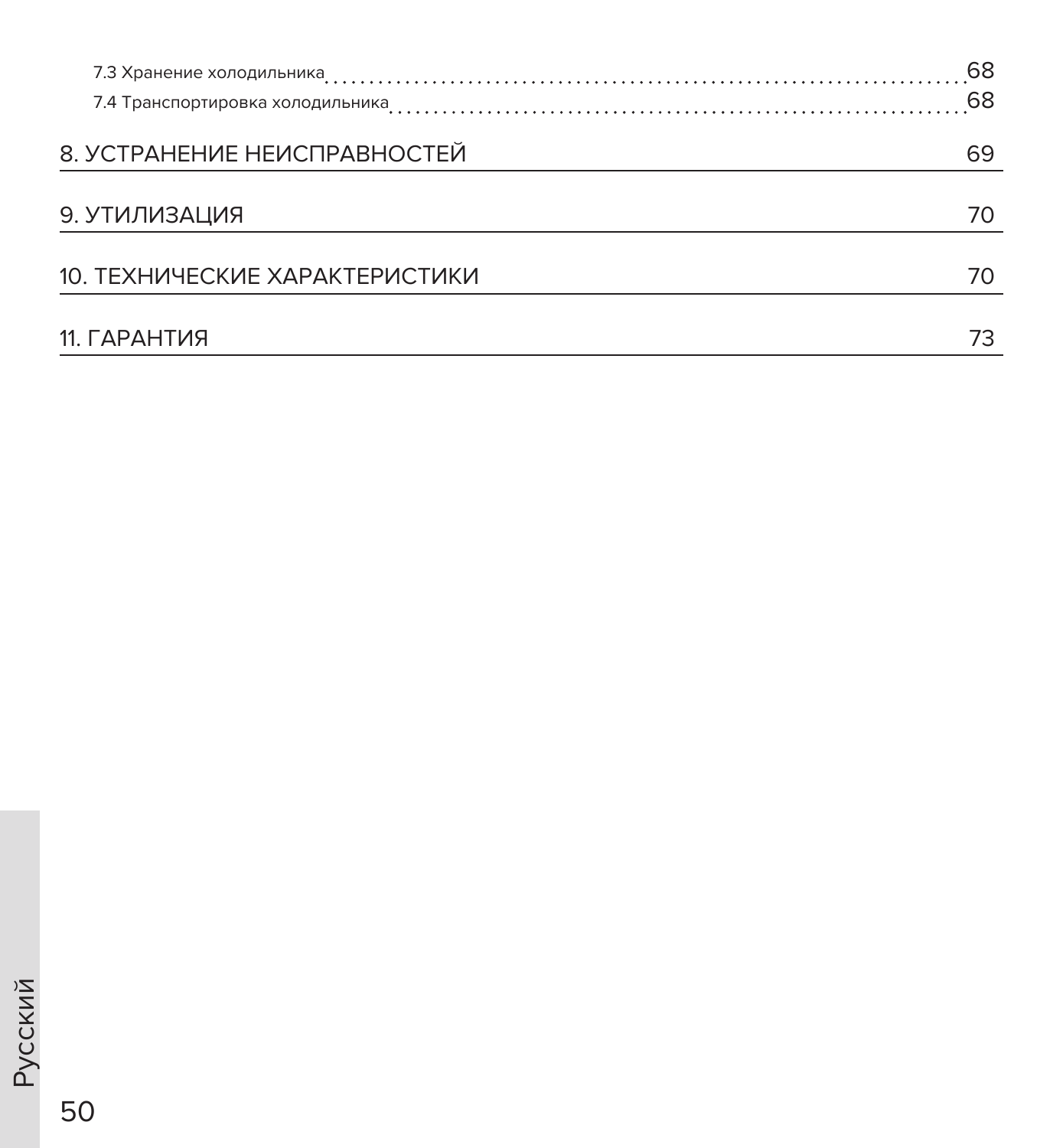7.3 Хранение холодильника .......... 68
7.4 Транспортировка холодильника .......... 68

8. УСТРАНЕНИЕ НЕИСПРАВНОСТЕЙ 69

9. УТИЛИЗАЦИЯ 70

10. ТЕХНИЧЕСКИЕ ХАРАКТЕРИСТИКИ 70

11. ГАРАНТИЯ 73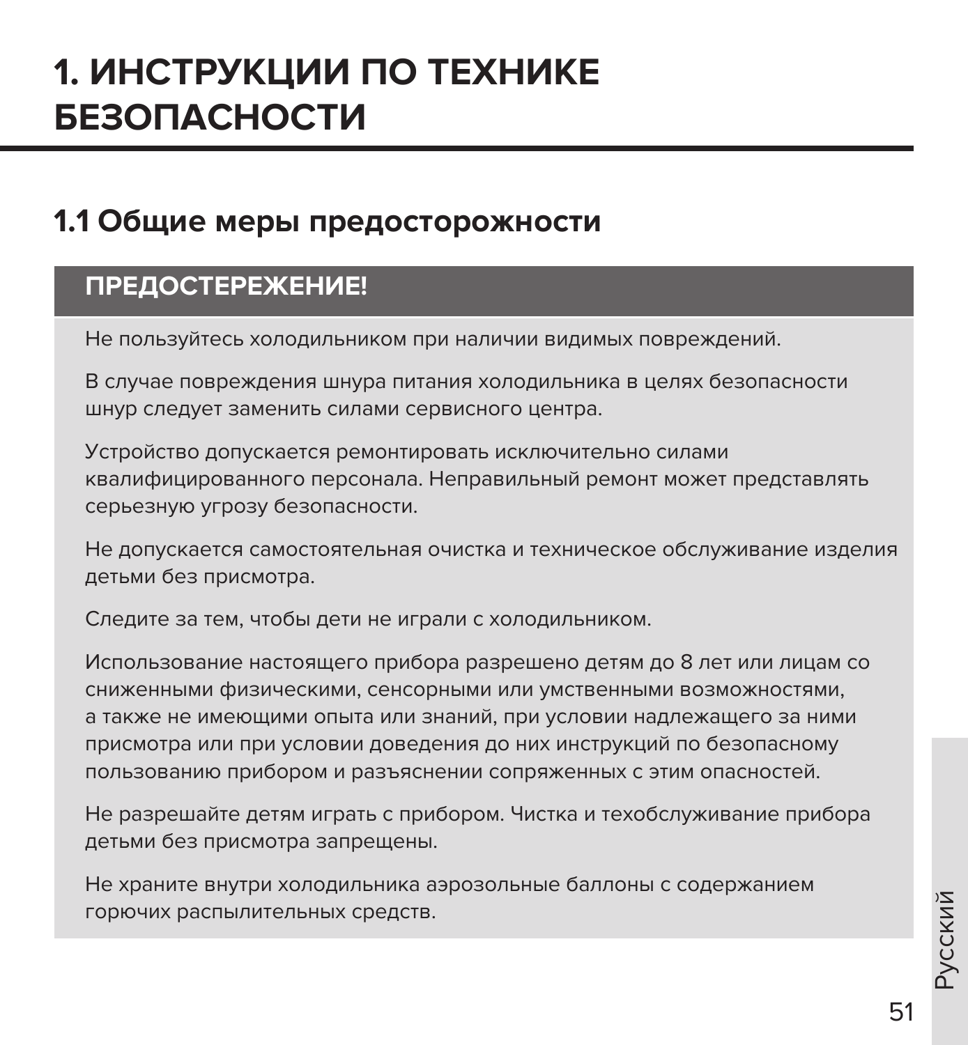# 1. ИНСТРУКЦИИ ПО ТЕХНИКЕ БЕЗОПАСНОСТИ

## 1.1 Общие меры предосторожности

**ПРЕДОСТЕРЕЖЕНИЕ!**

Не пользуйтесь холодильником при наличии видимых повреждений.

В случае повреждения шнура питания холодильника в целях безопасности шнур следует заменить силами сервисного центра.

Устройство допускается ремонтировать исключительно силами квалифицированного персонала. Неправильный ремонт может представлять серьезную угрозу безопасности.

Не допускается самостоятельная очистка и техническое обслуживание изделия детьми без присмотра.

Следите за тем, чтобы дети не играли с холодильником.

Использование настоящего прибора разрешено детям до 8 лет или лицам со сниженными физическими, сенсорными или умственными возможностями, а также не имеющими опыта или знаний, при условии надлежащего за ними присмотра или при условии доведения до них инструкций по безопасному пользованию прибором и разъяснении сопряженных с этим опасностей.

Не разрешайте детям играть с прибором. Чистка и техобслуживание прибора детьми без присмотра запрещены.

Не храните внутри холодильника аэрозольные баллоны с содержанием горючих распылительных средств.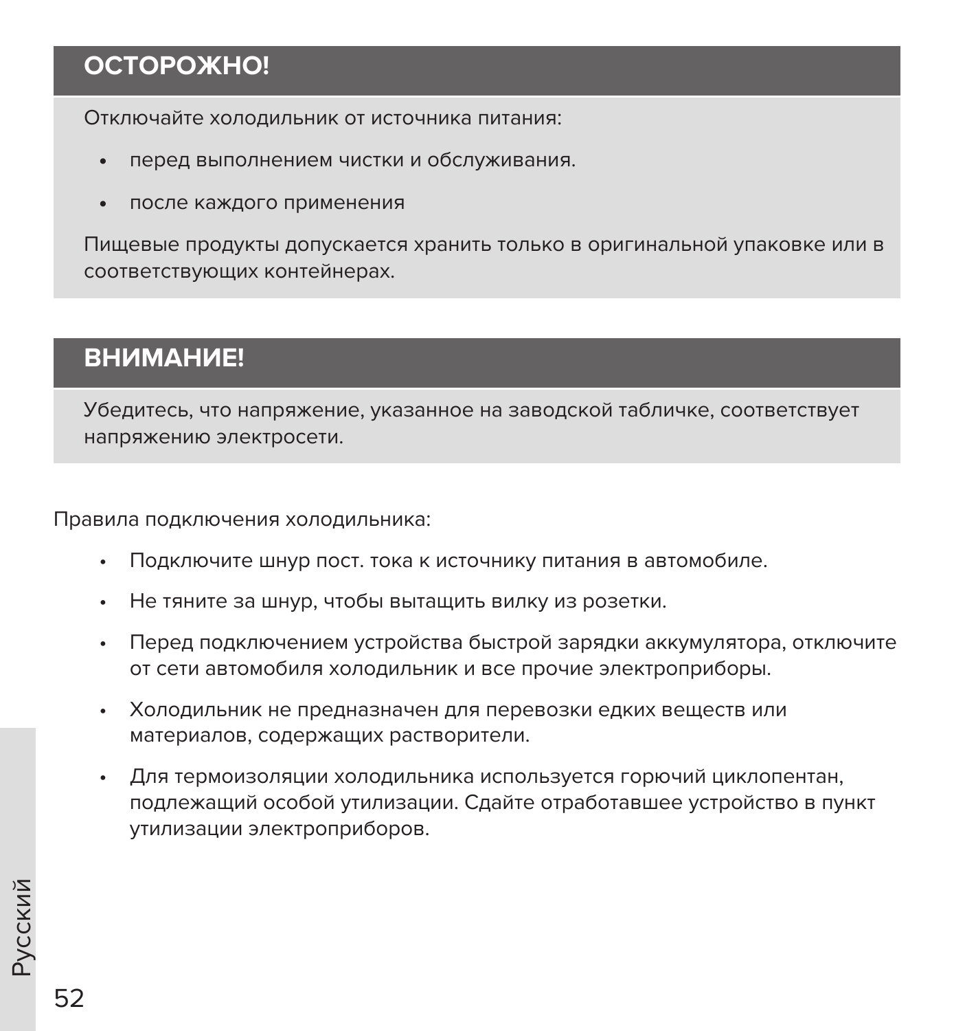## ОСТОРОЖНО!

Отключайте холодильник от источника питания:

- перед выполнением чистки и обслуживания.
- после каждого применения

Пищевые продукты допускается хранить только в оригинальной упаковке или в соответствующих контейнерах.

## ВНИМАНИЕ!

Убедитесь, что напряжение, указанное на заводской табличке, соответствует напряжению электросети.

Правила подключения холодильника:

- Подключите шнур пост. тока к источнику питания в автомобиле.
- Не тяните за шнур, чтобы вытащить вилку из розетки.
- Перед подключением устройства быстрой зарядки аккумулятора, отключите от сети автомобиля холодильник и все прочие электроприборы.
- Холодильник не предназначен для перевозки едких веществ или материалов, содержащих растворители.
- Для термоизоляции холодильника используется горючий циклопентан, подлежащий особой утилизации. Сдайте отработавшее устройство в пункт утилизации электроприборов.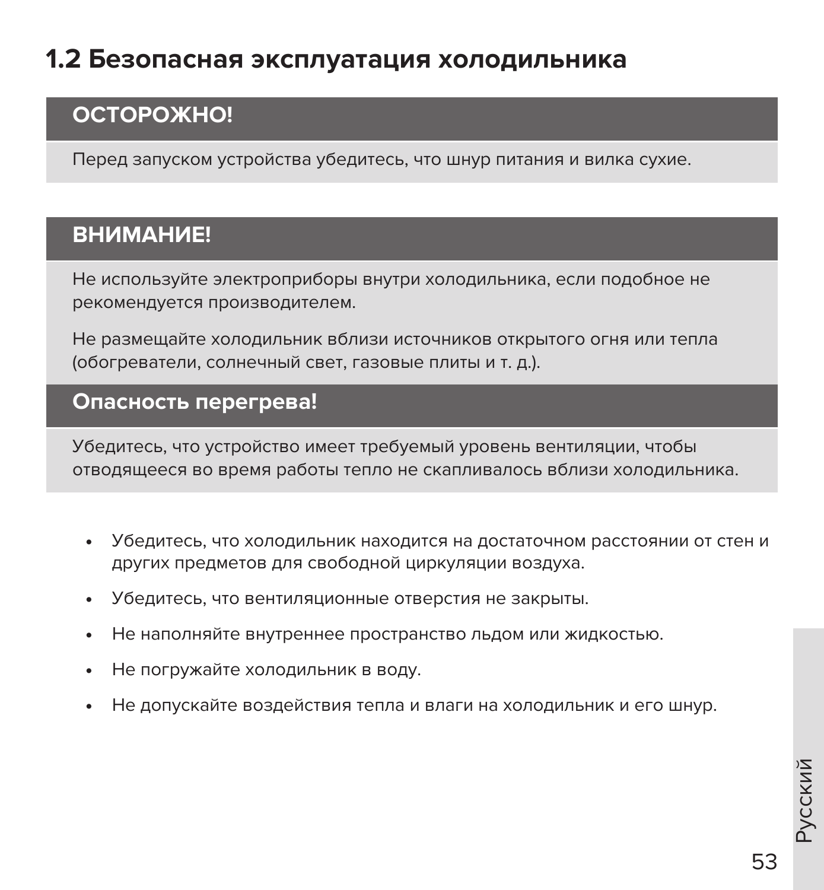## 1.2 Безопасная эксплуатация холодильника

**ОСТОРОЖНО!**

Перед запуском устройства убедитесь, что шнур питания и вилка сухие.

**ВНИМАНИЕ!**

Не используйте электроприборы внутри холодильника, если подобное не рекомендуется производителем.

Не размещайте холодильник вблизи источников открытого огня или тепла (обогреватели, солнечный свет, газовые плиты и т. д.).

**Опасность перегрева!**

Убедитесь, что устройство имеет требуемый уровень вентиляции, чтобы отводящееся во время работы тепло не скапливалось вблизи холодильника.

- Убедитесь, что холодильник находится на достаточном расстоянии от стен и других предметов для свободной циркуляции воздуха.
- Убедитесь, что вентиляционные отверстия не закрыты.
- Не наполняйте внутреннее пространство льдом или жидкостью.
- Не погружайте холодильник в воду.
- Не допускайте воздействия тепла и влаги на холодильник и его шнур.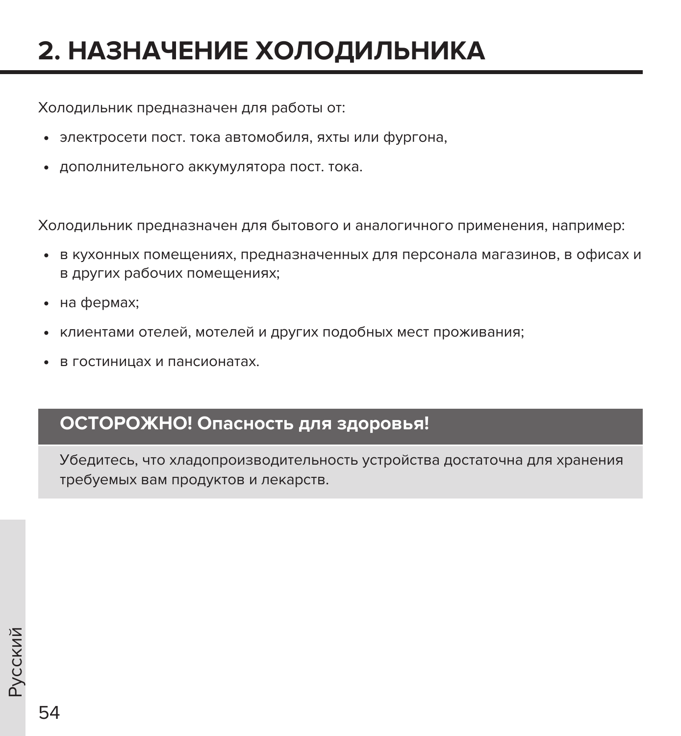# 2. НАЗНАЧЕНИЕ ХОЛОДИЛЬНИКА

Холодильник предназначен для работы от:

- электросети пост. тока автомобиля, яхты или фургона,
- дополнительного аккумулятора пост. тока.

Холодильник предназначен для бытового и аналогичного применения, например:

- в кухонных помещениях, предназначенных для персонала магазинов, в офисах и в других рабочих помещениях;
- на фермах;
- клиентами отелей, мотелей и других подобных мест проживания;
- в гостиницах и пансионатах.

**ОСТОРОЖНО! Опасность для здоровья!**

Убедитесь, что хладопроизводительность устройства достаточна для хранения требуемых вам продуктов и лекарств.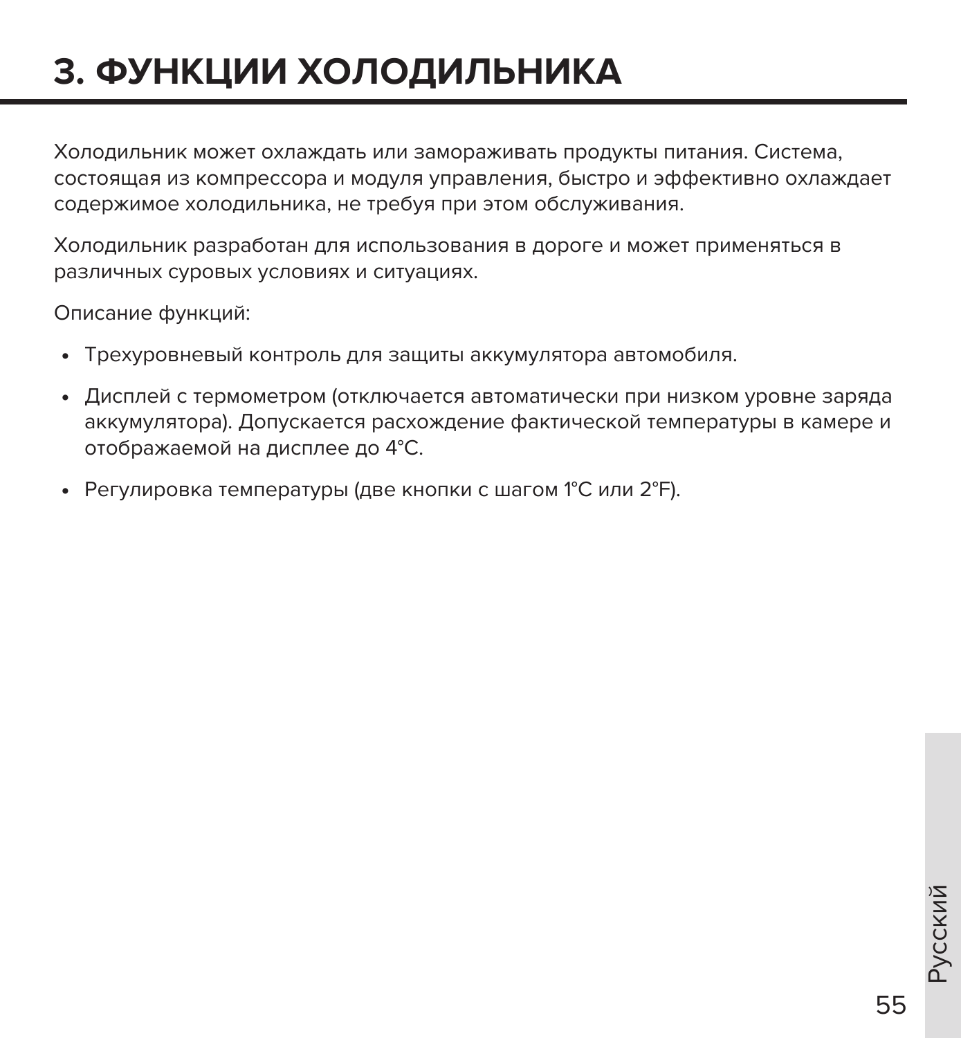# 3. ФУНКЦИИ ХОЛОДИЛЬНИКА

Холодильник может охлаждать или замораживать продукты питания. Система, состоящая из компрессора и модуля управления, быстро и эффективно охлаждает содержимое холодильника, не требуя при этом обслуживания.

Холодильник разработан для использования в дороге и может применяться в различных суровых условиях и ситуациях.

Описание функций:

- Трехуровневый контроль для защиты аккумулятора автомобиля.
- Дисплей с термометром (отключается автоматически при низком уровне заряда аккумулятора). Допускается расхождение фактической температуры в камере и отображаемой на дисплее до 4°C.
- Регулировка температуры (две кнопки с шагом 1°C или 2°F).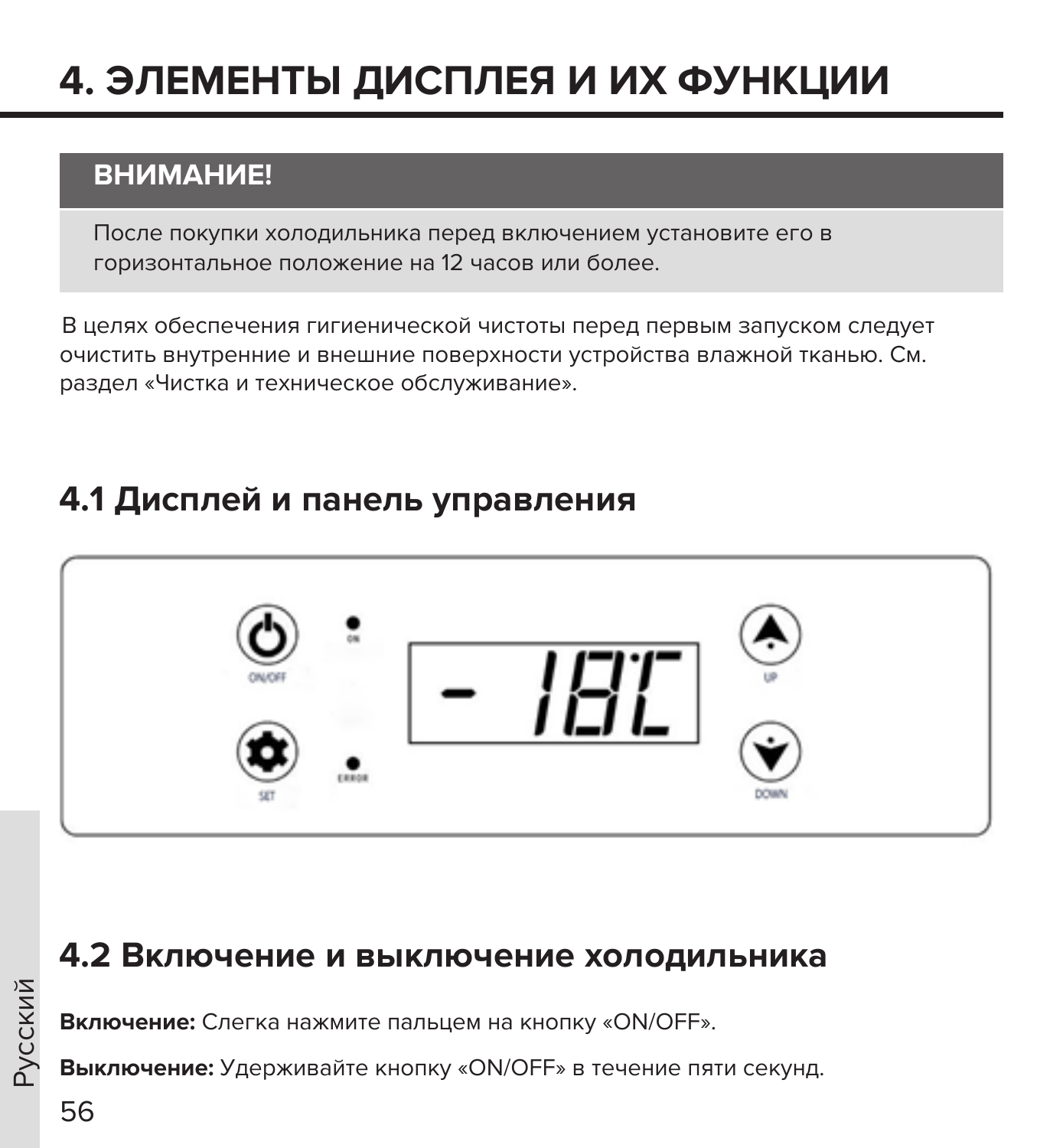# 4. ЭЛЕМЕНТЫ ДИСПЛЕЯ И ИХ ФУНКЦИИ

**ВНИМАНИЕ!**

После покупки холодильника перед включением установите его в горизонтальное положение на 12 часов или более.

В целях обеспечения гигиенической чистоты перед первым запуском следует очистить внутренние и внешние поверхности устройства влажной тканью. См. раздел «Чистка и техническое обслуживание».

## 4.1 Дисплей и панель управления

## 4.2 Включение и выключение холодильника

**Включение:** Слегка нажмите пальцем на кнопку «ON/OFF».

**Выключение:** Удерживайте кнопку «ON/OFF» в течение пяти секунд.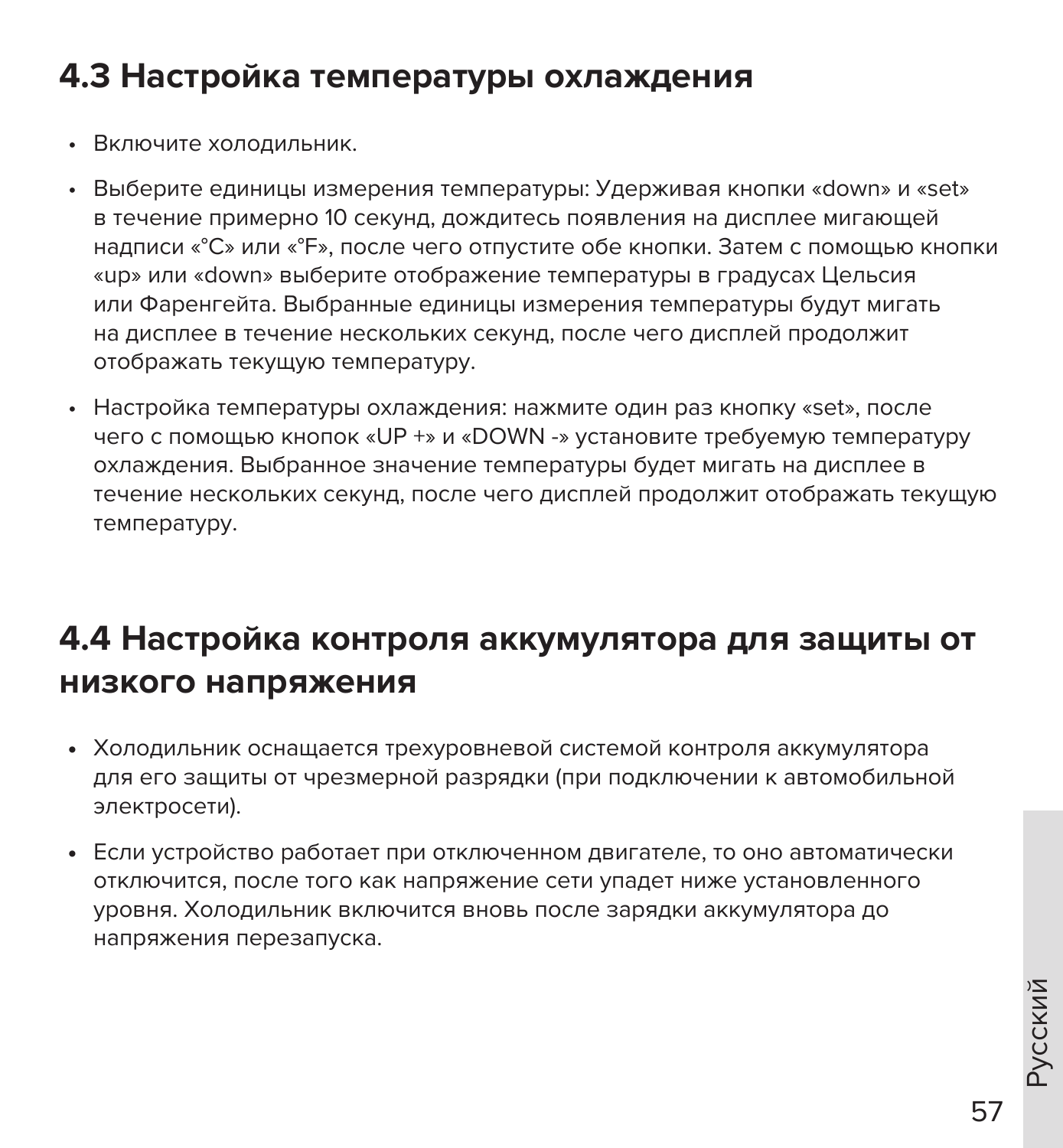## 4.3 Настройка температуры охлаждения

- Включите холодильник.
- Выберите единицы измерения температуры: Удерживая кнопки «down» и «set» в течение примерно 10 секунд, дождитесь появления на дисплее мигающей надписи «°C» или «°F», после чего отпустите обе кнопки. Затем с помощью кнопки «up» или «down» выберите отображение температуры в градусах Цельсия или Фаренгейта. Выбранные единицы измерения температуры будут мигать на дисплее в течение нескольких секунд, после чего дисплей продолжит отображать текущую температуру.
- Настройка температуры охлаждения: нажмите один раз кнопку «set», после чего с помощью кнопок «UP +» и «DOWN -» установите требуемую температуру охлаждения. Выбранное значение температуры будет мигать на дисплее в течение нескольких секунд, после чего дисплей продолжит отображать текущую температуру.

## 4.4 Настройка контроля аккумулятора для защиты от низкого напряжения

- Холодильник оснащается трехуровневой системой контроля аккумулятора для его защиты от чрезмерной разрядки (при подключении к автомобильной электросети).
- Если устройство работает при отключенном двигателе, то оно автоматически отключится, после того как напряжение сети упадет ниже установленного уровня. Холодильник включится вновь после зарядки аккумулятора до напряжения перезапуска.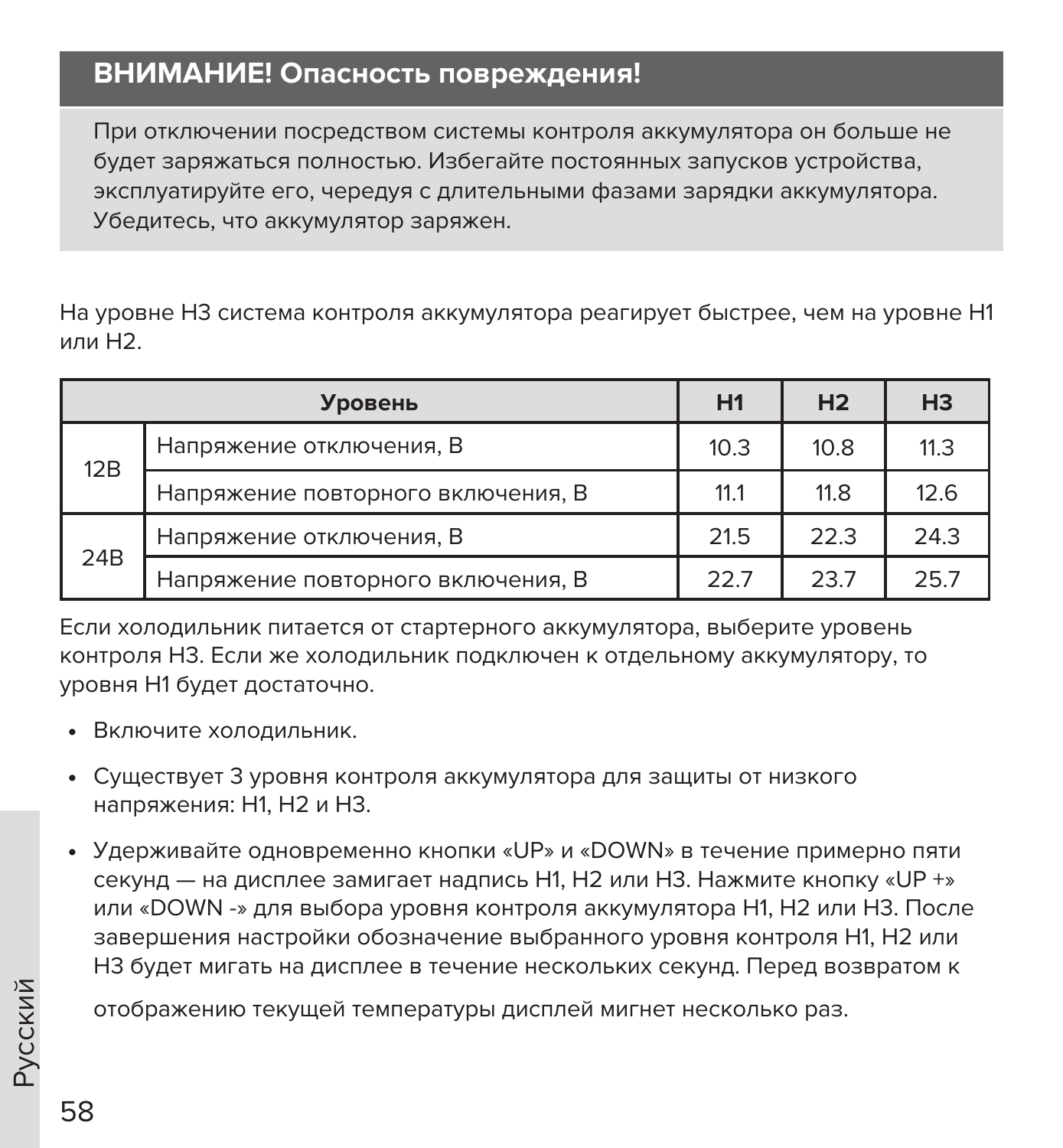**ВНИМАНИЕ! Опасность повреждения!**

При отключении посредством системы контроля аккумулятора он больше не будет заряжаться полностью. Избегайте постоянных запусков устройства, эксплуатируйте его, чередуя с длительными фазами зарядки аккумулятора. Убедитесь, что аккумулятор заряжен.

На уровне H3 система контроля аккумулятора реагирует быстрее, чем на уровне H1 или H2.

| Уровень | | H1 | H2 | H3 |
|---|---|---|---|---|
| 12В | Напряжение отключения, В | 10.3 | 10.8 | 11.3 |
| | Напряжение повторного включения, В | 11.1 | 11.8 | 12.6 |
| 24В | Напряжение отключения, В | 21.5 | 22.3 | 24.3 |
| | Напряжение повторного включения, В | 22.7 | 23.7 | 25.7 |

Если холодильник питается от стартерного аккумулятора, выберите уровень контроля H3. Если же холодильник подключен к отдельному аккумулятору, то уровня H1 будет достаточно.

- Включите холодильник.
- Существует 3 уровня контроля аккумулятора для защиты от низкого напряжения: H1, H2 и H3.
- Удерживайте одновременно кнопки «UP» и «DOWN» в течение примерно пяти секунд — на дисплее замигает надпись H1, H2 или H3. Нажмите кнопку «UP +» или «DOWN -» для выбора уровня контроля аккумулятора H1, H2 или H3. После завершения настройки обозначение выбранного уровня контроля H1, H2 или H3 будет мигать на дисплее в течение нескольких секунд. Перед возвратом к отображению текущей температуры дисплей мигнет несколько раз.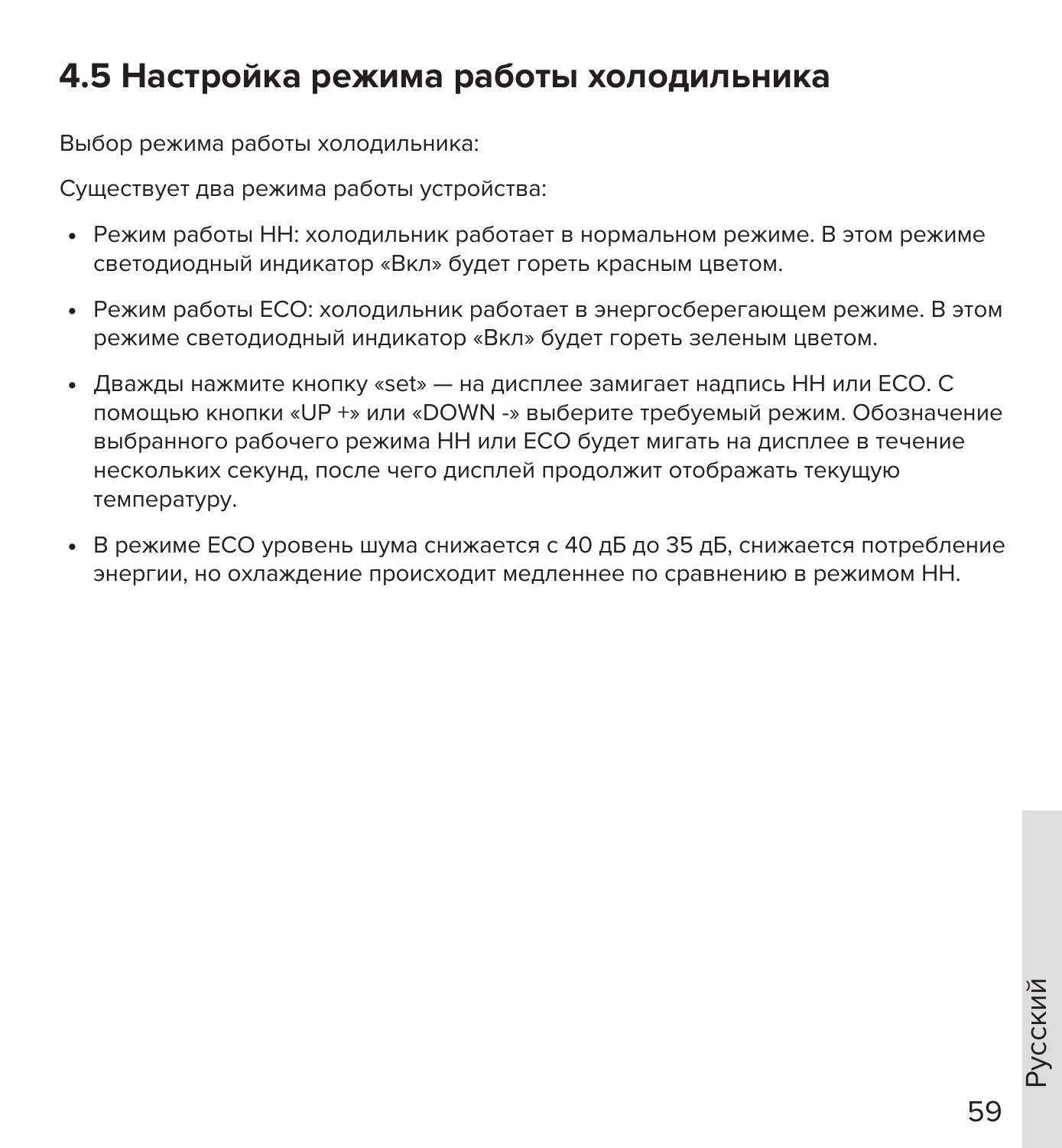## 4.5 Настройка режима работы холодильника

Выбор режима работы холодильника:

Существует два режима работы устройства:

- Режим работы HH: холодильник работает в нормальном режиме. В этом режиме светодиодный индикатор «Вкл» будет гореть красным цветом.
- Режим работы ECO: холодильник работает в энергосберегающем режиме. В этом режиме светодиодный индикатор «Вкл» будет гореть зеленым цветом.
- Дважды нажмите кнопку «set» — на дисплее замигает надпись HH или ECO. С помощью кнопки «UP +» или «DOWN -» выберите требуемый режим. Обозначение выбранного рабочего режима HH или ECO будет мигать на дисплее в течение нескольких секунд, после чего дисплей продолжит отображать текущую температуру.
- В режиме ECO уровень шума снижается с 40 дБ до 35 дБ, снижается потребление энергии, но охлаждение происходит медленнее по сравнению в режимом HH.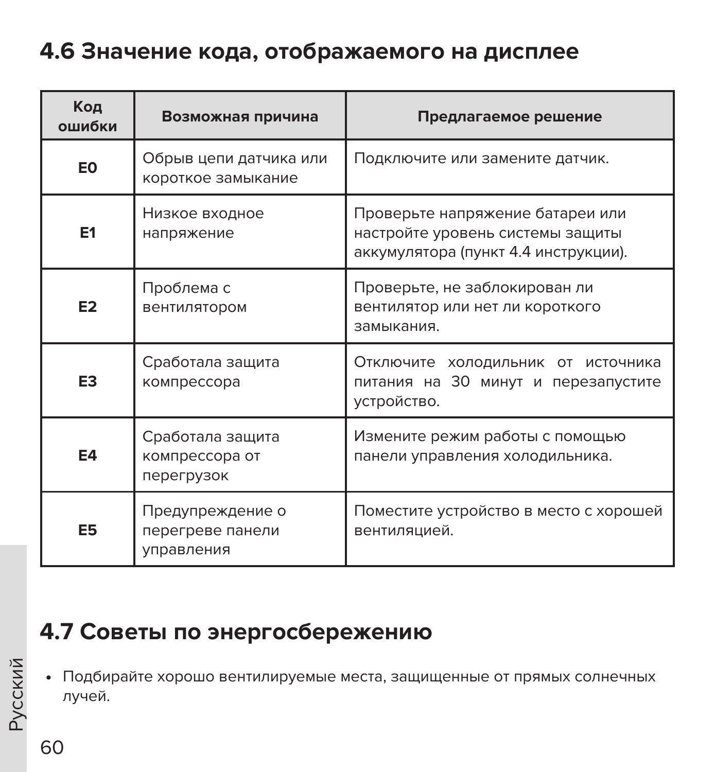## 4.6 Значение кода, отображаемого на дисплее

| Код ошибки | Возможная причина | Предлагаемое решение |
|---|---|---|
| **E0** | Обрыв цепи датчика или короткое замыкание | Подключите или замените датчик. |
| **E1** | Низкое входное напряжение | Проверьте напряжение батареи или настройте уровень системы защиты аккумулятора (пункт 4.4 инструкции). |
| **E2** | Проблема с вентилятором | Проверьте, не заблокирован ли вентилятор или нет ли короткого замыкания. |
| **E3** | Сработала защита компрессора | Отключите холодильник от источника питания на 30 минут и перезапустите устройство. |
| **E4** | Сработала защита компрессора от перегрузок | Измените режим работы с помощью панели управления холодильника. |
| **E5** | Предупреждение о перегреве панели управления | Поместите устройство в место с хорошей вентиляцией. |

## 4.7 Советы по энергосбережению

- Подбирайте хорошо вентилируемые места, защищенные от прямых солнечных лучей.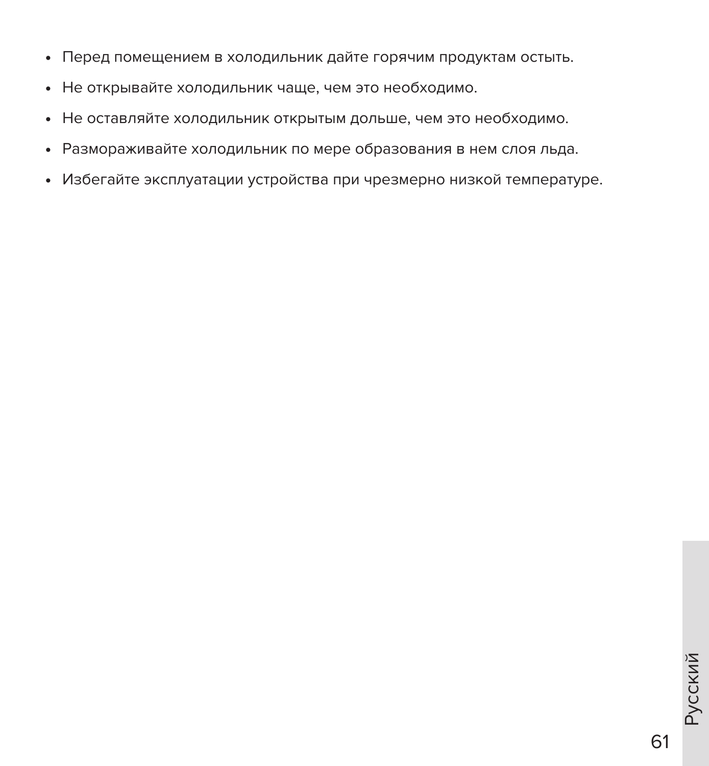- Перед помещением в холодильник дайте горячим продуктам остыть.
- Не открывайте холодильник чаще, чем это необходимо.
- Не оставляйте холодильник открытым дольше, чем это необходимо.
- Размораживайте холодильник по мере образования в нем слоя льда.
- Избегайте эксплуатации устройства при чрезмерно низкой температуре.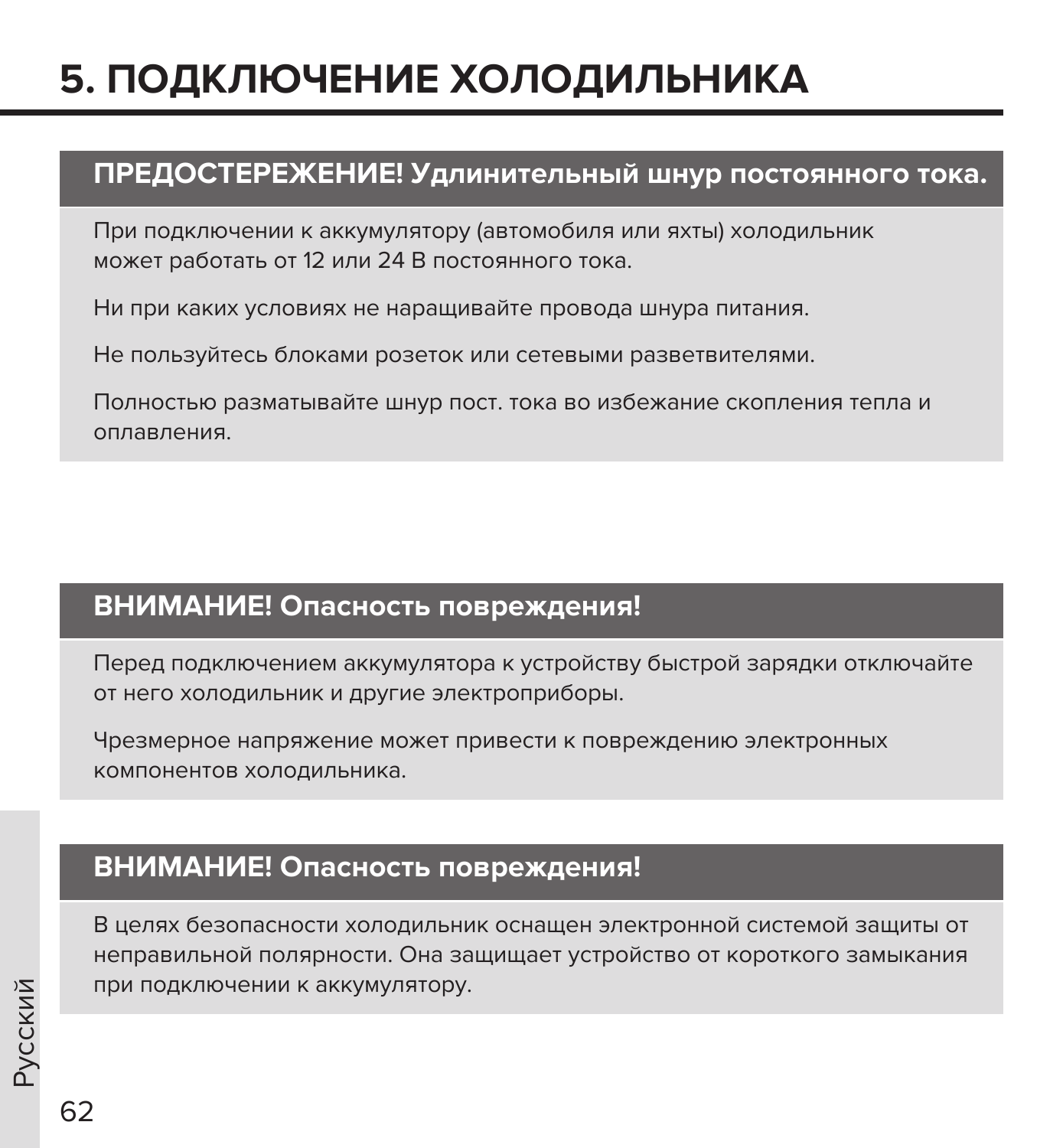# 5. ПОДКЛЮЧЕНИЕ ХОЛОДИЛЬНИКА

**ПРЕДОСТЕРЕЖЕНИЕ! Удлинительный шнур постоянного тока.**

При подключении к аккумулятору (автомобиля или яхты) холодильник может работать от 12 или 24 В постоянного тока.

Ни при каких условиях не наращивайте провода шнура питания.

Не пользуйтесь блоками розеток или сетевыми разветвителями.

Полностью разматывайте шнур пост. тока во избежание скопления тепла и оплавления.

**ВНИМАНИЕ! Опасность повреждения!**

Перед подключением аккумулятора к устройству быстрой зарядки отключайте от него холодильник и другие электроприборы.

Чрезмерное напряжение может привести к повреждению электронных компонентов холодильника.

**ВНИМАНИЕ! Опасность повреждения!**

В целях безопасности холодильник оснащен электронной системой защиты от неправильной полярности. Она защищает устройство от короткого замыкания при подключении к аккумулятору.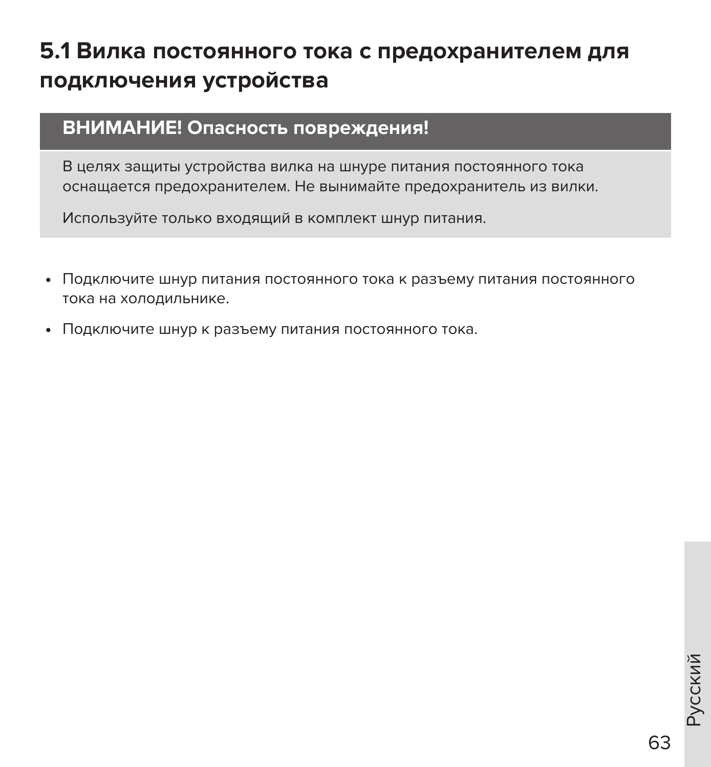## 5.1 Вилка постоянного тока с предохранителем для подключения устройства

**ВНИМАНИЕ! Опасность повреждения!**

В целях защиты устройства вилка на шнуре питания постоянного тока оснащается предохранителем. Не вынимайте предохранитель из вилки.

Используйте только входящий в комплект шнур питания.

- Подключите шнур питания постоянного тока к разъему питания постоянного тока на холодильнике.
- Подключите шнур к разъему питания постоянного тока.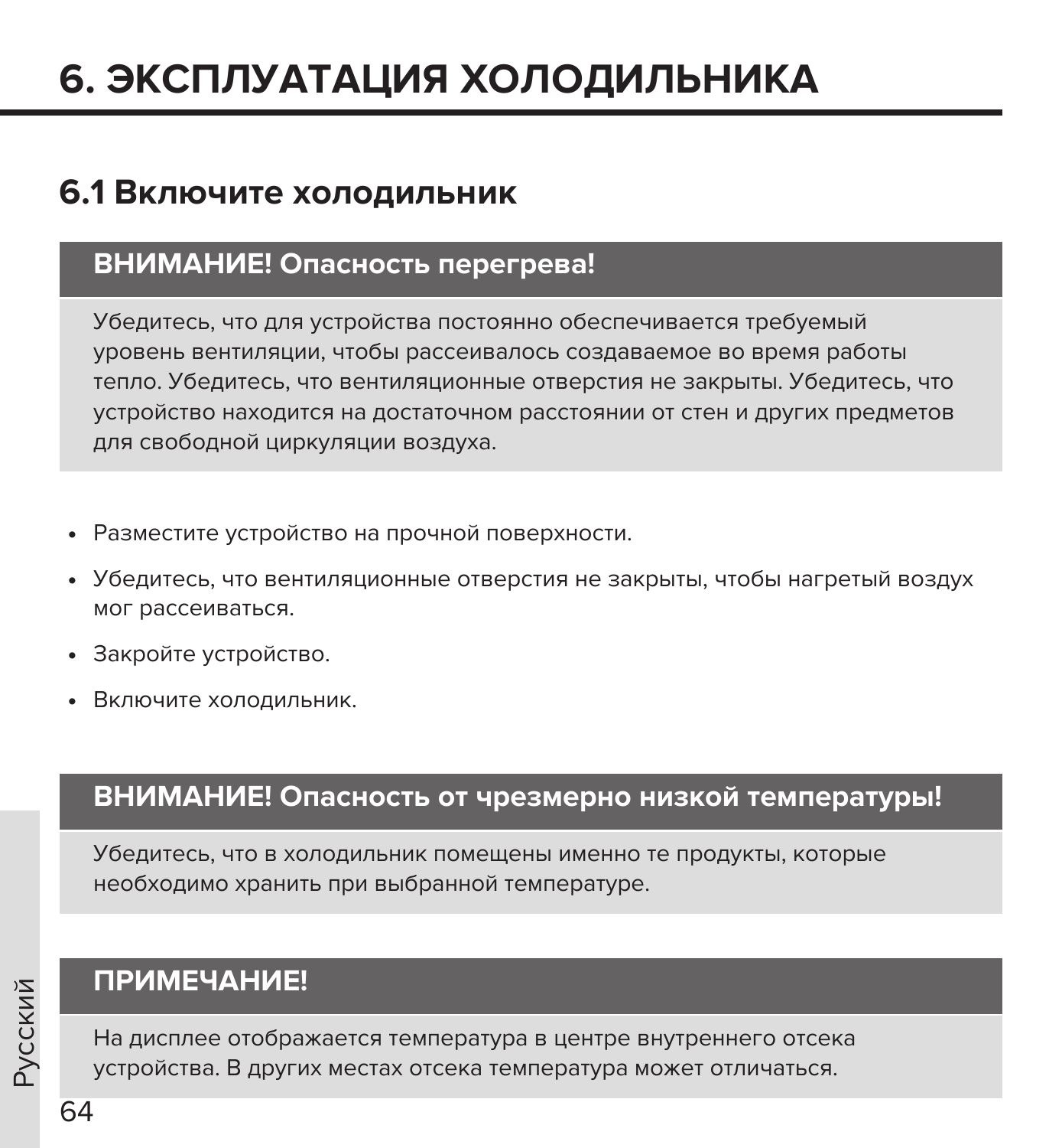# 6. ЭКСПЛУАТАЦИЯ ХОЛОДИЛЬНИКА

## 6.1 Включите холодильник

**ВНИМАНИЕ! Опасность перегрева!**

Убедитесь, что для устройства постоянно обеспечивается требуемый уровень вентиляции, чтобы рассеивалось создаваемое во время работы тепло. Убедитесь, что вентиляционные отверстия не закрыты. Убедитесь, что устройство находится на достаточном расстоянии от стен и других предметов для свободной циркуляции воздуха.

- Разместите устройство на прочной поверхности.
- Убедитесь, что вентиляционные отверстия не закрыты, чтобы нагретый воздух мог рассеиваться.
- Закройте устройство.
- Включите холодильник.

**ВНИМАНИЕ! Опасность от чрезмерно низкой температуры!**

Убедитесь, что в холодильник помещены именно те продукты, которые необходимо хранить при выбранной температуре.

**ПРИМЕЧАНИЕ!**

На дисплее отображается температура в центре внутреннего отсека устройства. В других местах отсека температура может отличаться.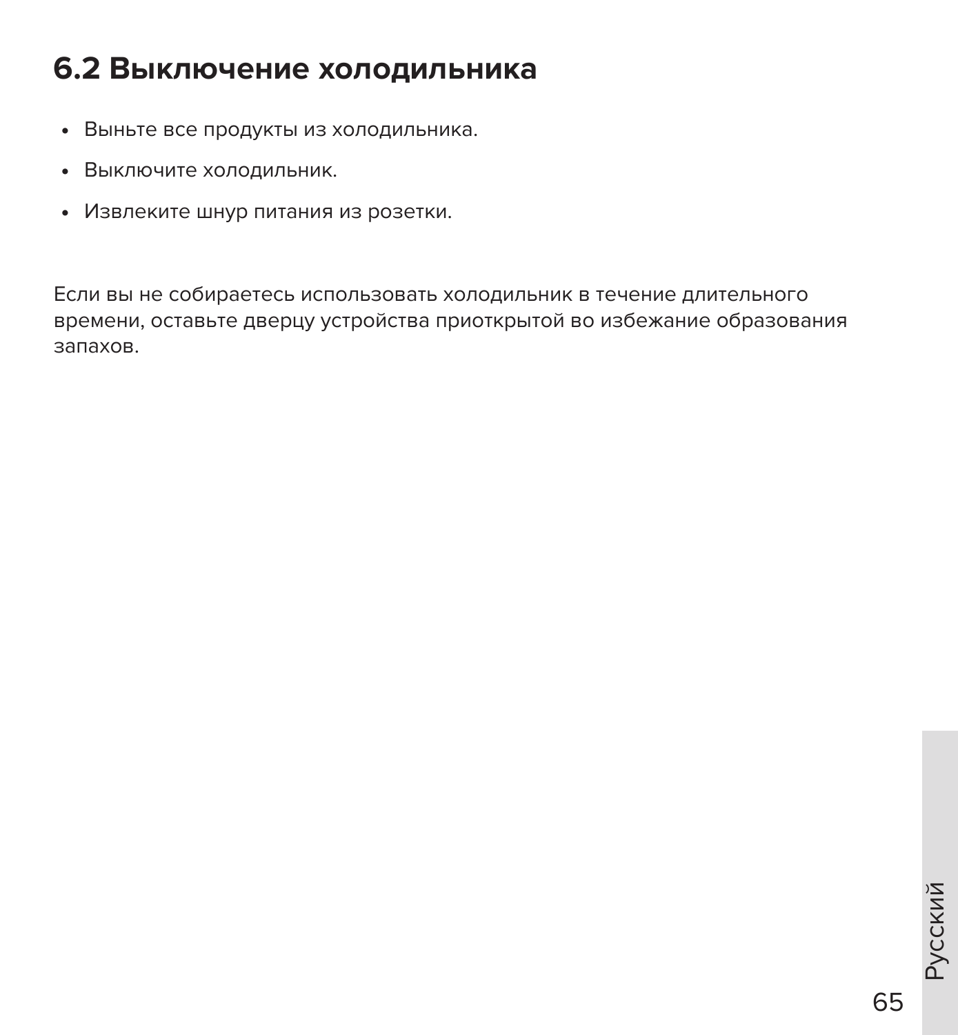## 6.2 Выключение холодильника

- Выньте все продукты из холодильника.
- Выключите холодильник.
- Извлеките шнур питания из розетки.

Если вы не собираетесь использовать холодильник в течение длительного времени, оставьте дверцу устройства приоткрытой во избежание образования запахов.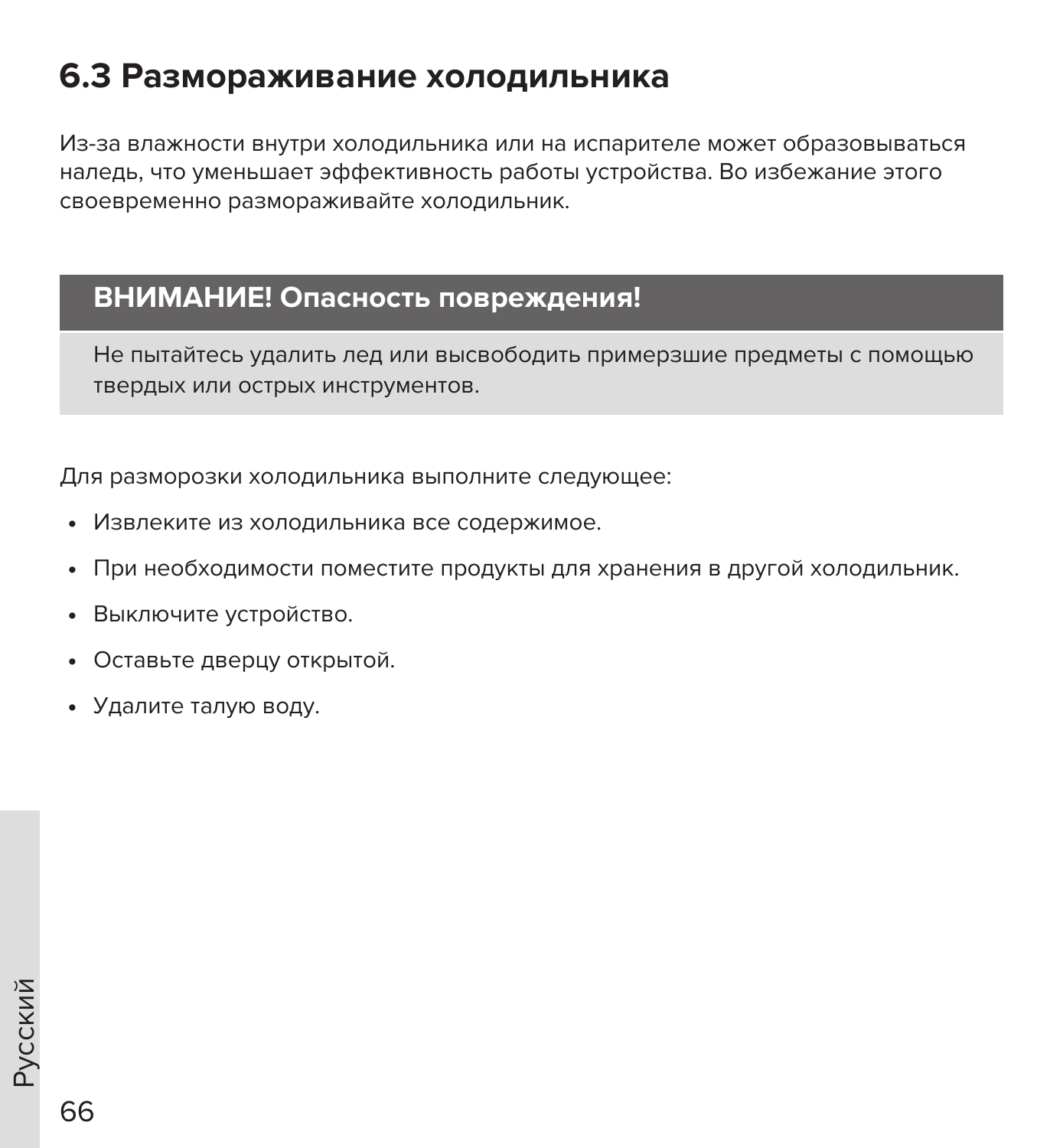## 6.3 Размораживание холодильника

Из-за влажности внутри холодильника или на испарителе может образовываться наледь, что уменьшает эффективность работы устройства. Во избежание этого своевременно размораживайте холодильник.

**ВНИМАНИЕ! Опасность повреждения!**

Не пытайтесь удалить лед или высвободить примерзшие предметы с помощью твердых или острых инструментов.

Для разморозки холодильника выполните следующее:

- Извлеките из холодильника все содержимое.
- При необходимости поместите продукты для хранения в другой холодильник.
- Выключите устройство.
- Оставьте дверцу открытой.
- Удалите талую воду.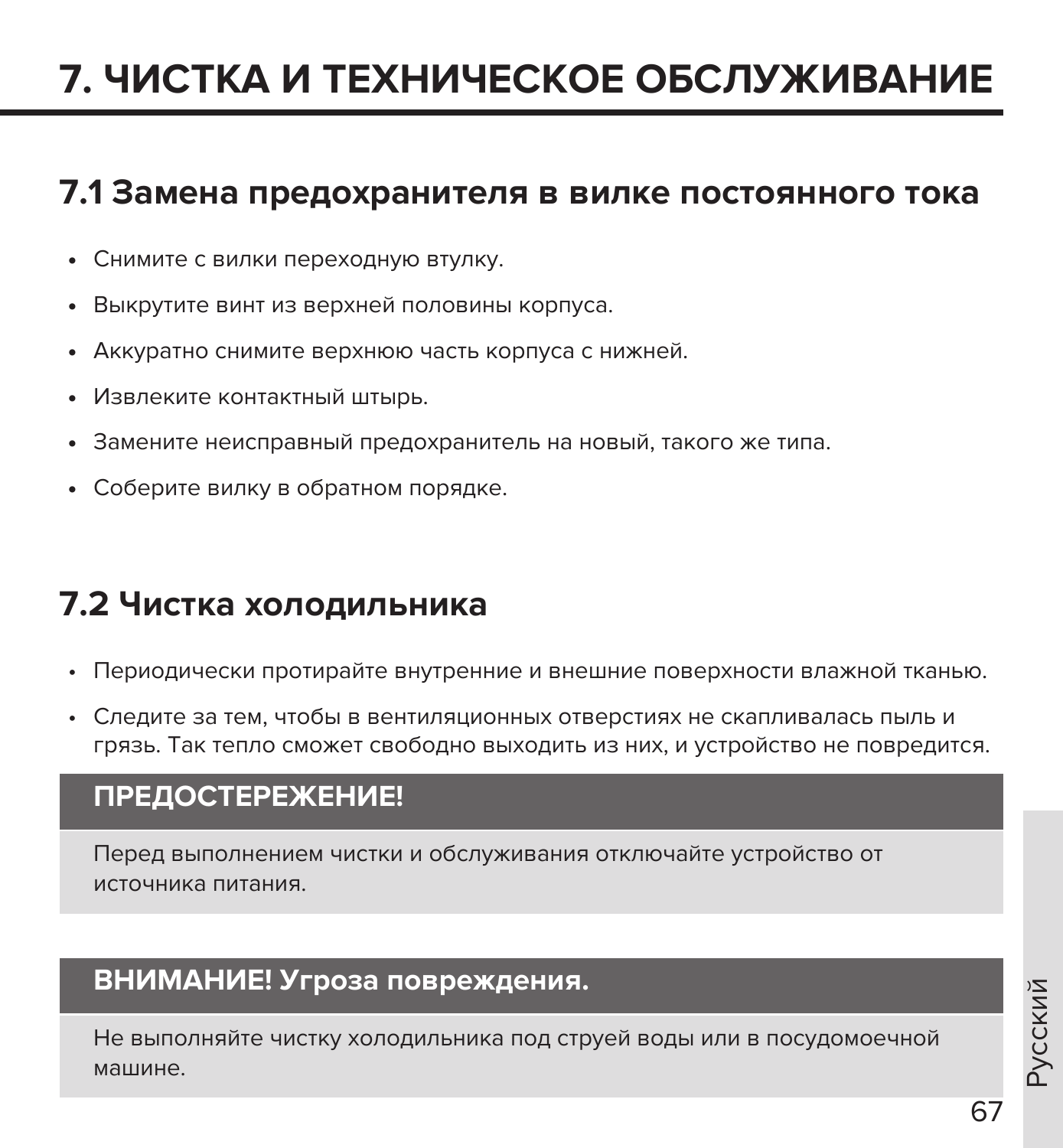# 7. ЧИСТКА И ТЕХНИЧЕСКОЕ ОБСЛУЖИВАНИЕ

## 7.1 Замена предохранителя в вилке постоянного тока

- Снимите с вилки переходную втулку.
- Выкрутите винт из верхней половины корпуса.
- Аккуратно снимите верхнюю часть корпуса с нижней.
- Извлеките контактный штырь.
- Замените неисправный предохранитель на новый, такого же типа.
- Соберите вилку в обратном порядке.

## 7.2 Чистка холодильника

- Периодически протирайте внутренние и внешние поверхности влажной тканью.
- Следите за тем, чтобы в вентиляционных отверстиях не скапливалась пыль и грязь. Так тепло сможет свободно выходить из них, и устройство не повредится.

**ПРЕДОСТЕРЕЖЕНИЕ!**

Перед выполнением чистки и обслуживания отключайте устройство от источника питания.

**ВНИМАНИЕ! Угроза повреждения.**

Не выполняйте чистку холодильника под струей воды или в посудомоечной машине.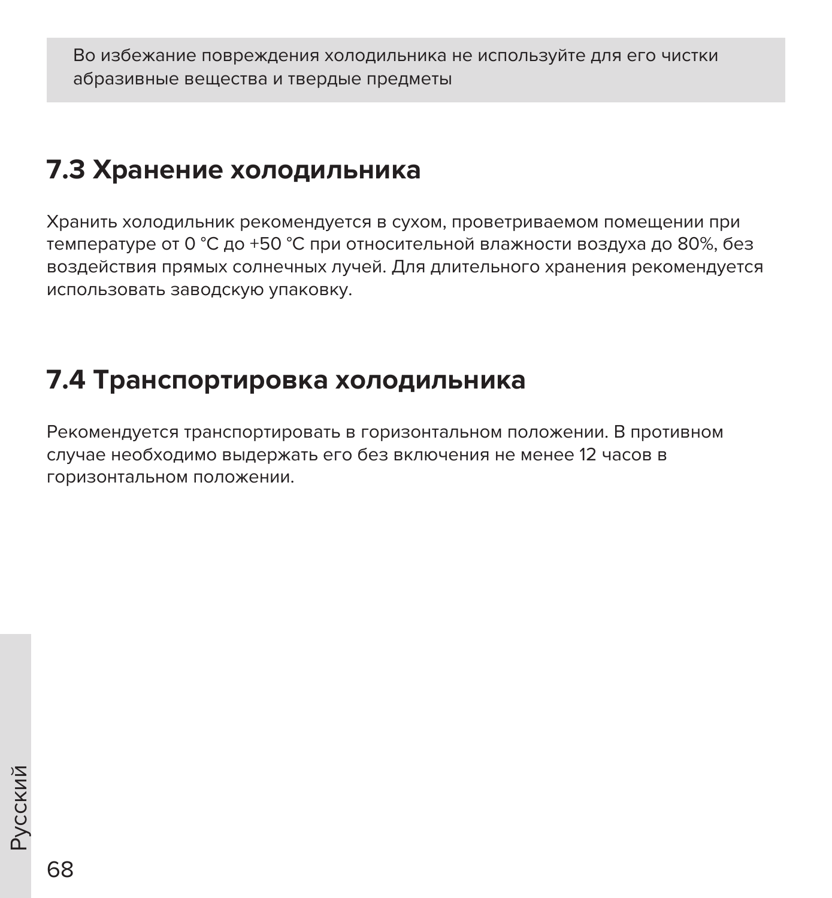> Во избежание повреждения холодильника не используйте для его чистки абразивные вещества и твердые предметы

## 7.3 Хранение холодильника

Хранить холодильник рекомендуется в сухом, проветриваемом помещении при температуре от 0 °C до +50 °C при относительной влажности воздуха до 80%, без воздействия прямых солнечных лучей. Для длительного хранения рекомендуется использовать заводскую упаковку.

## 7.4 Транспортировка холодильника

Рекомендуется транспортировать в горизонтальном положении. В противном случае необходимо выдержать его без включения не менее 12 часов в горизонтальном положении.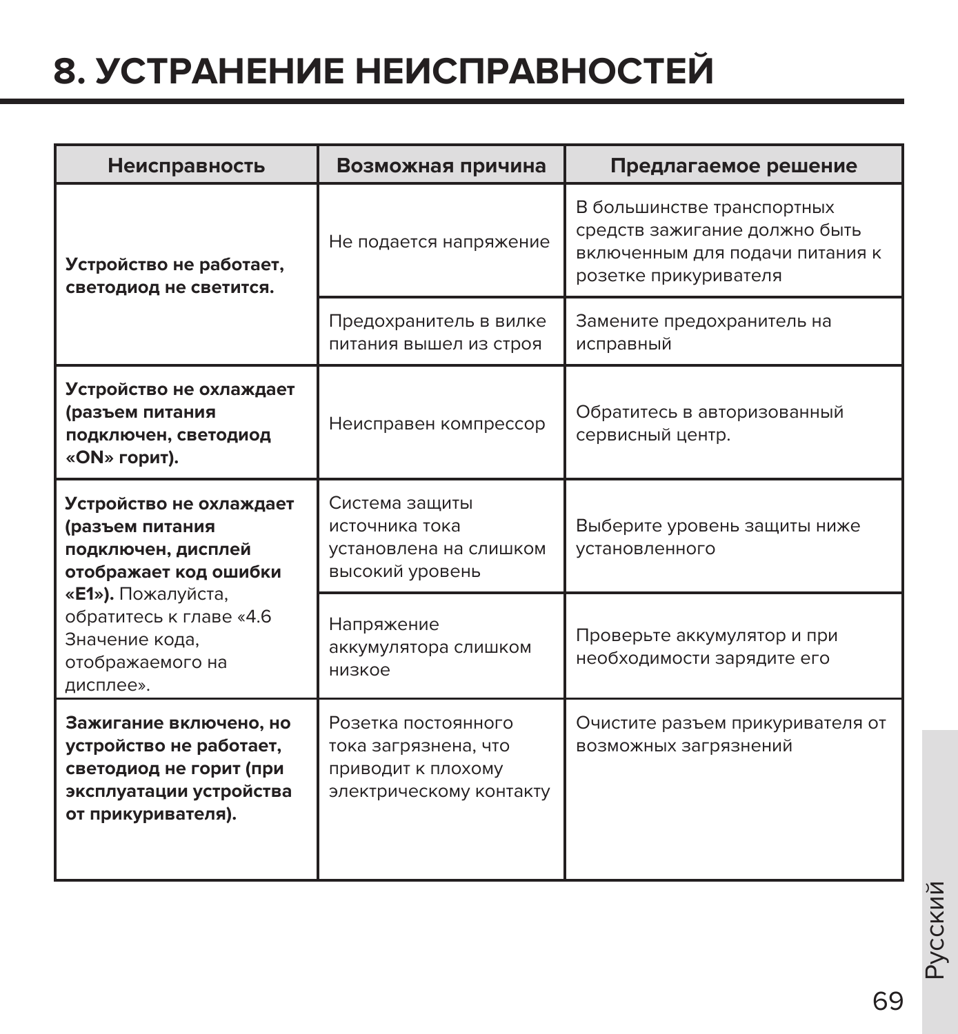# 8. УСТРАНЕНИЕ НЕИСПРАВНОСТЕЙ

| Неисправность | Возможная причина | Предлагаемое решение |
|---|---|---|
| **Устройство не работает, светодиод не светится.** | Не подается напряжение | В большинстве транспортных средств зажигание должно быть включенным для подачи питания к розетке прикуривателя |
| | Предохранитель в вилке питания вышел из строя | Замените предохранитель на исправный |
| **Устройство не охлаждает (разъем питания подключен, светодиод «ON» горит).** | Неисправен компрессор | Обратитесь в авторизованный сервисный центр. |
| **Устройство не охлаждает (разъем питания подключен, дисплей отображает код ошибки «E1»).** Пожалуйста, обратитесь к главе «4.6 Значение кода, отображаемого на дисплее». | Система защиты источника тока установлена на слишком высокий уровень | Выберите уровень защиты ниже установленного |
| | Напряжение аккумулятора слишком низкое | Проверьте аккумулятор и при необходимости зарядите его |
| **Зажигание включено, но устройство не работает, светодиод не горит (при эксплуатации устройства от прикуривателя).** | Розетка постоянного тока загрязнена, что приводит к плохому электрическому контакту | Очистите разъем прикуривателя от возможных загрязнений |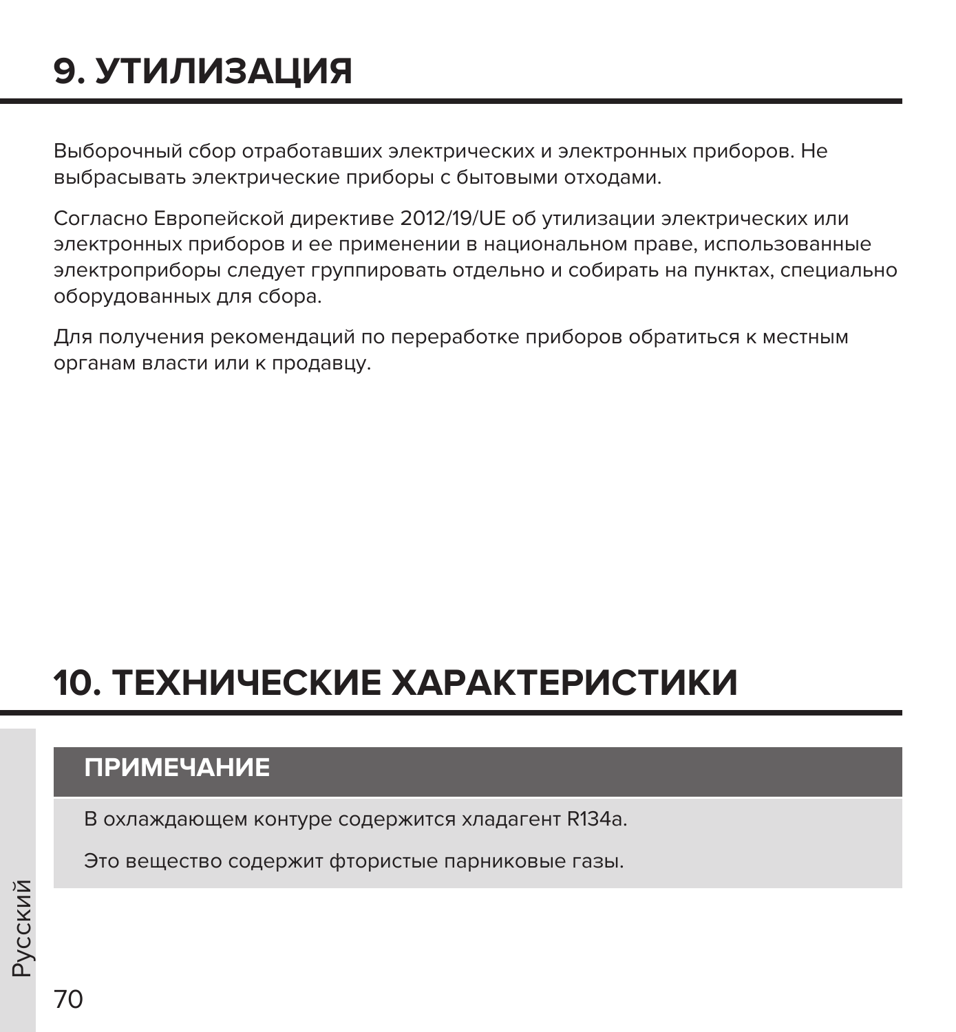# 9. УТИЛИЗАЦИЯ

Выборочный сбор отработавших электрических и электронных приборов. Не выбрасывать электрические приборы с бытовыми отходами.

Согласно Европейской директиве 2012/19/UE об утилизации электрических или электронных приборов и ее применении в национальном праве, использованные электроприборы следует группировать отдельно и собирать на пунктах, специально оборудованных для сбора.

Для получения рекомендаций по переработке приборов обратиться к местным органам власти или к продавцу.

# 10. ТЕХНИЧЕСКИЕ ХАРАКТЕРИСТИКИ

**ПРИМЕЧАНИЕ**

В охлаждающем контуре содержится хладагент R134a.

Это вещество содержит фтористые парниковые газы.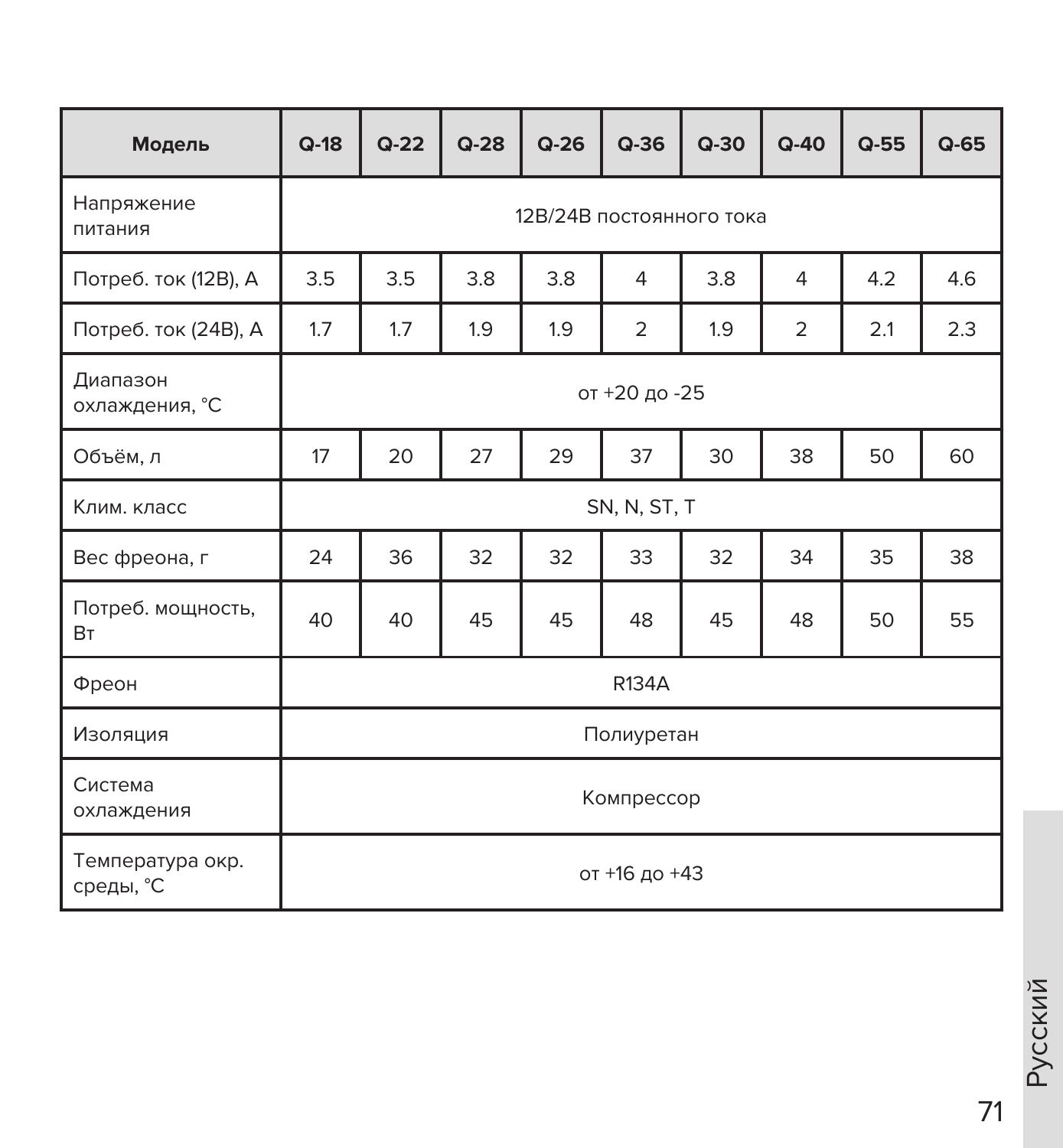| Модель | Q-18 | Q-22 | Q-28 | Q-26 | Q-36 | Q-30 | Q-40 | Q-55 | Q-65 |
|---|---|---|---|---|---|---|---|---|---|
| Напряжение питания | 12В/24В постоянного тока | | | | | | | | |
| Потреб. ток (12В), А | 3.5 | 3.5 | 3.8 | 3.8 | 4 | 3.8 | 4 | 4.2 | 4.6 |
| Потреб. ток (24В), А | 1.7 | 1.7 | 1.9 | 1.9 | 2 | 1.9 | 2 | 2.1 | 2.3 |
| Диапазон охлаждения, °С | от +20 до -25 | | | | | | | | |
| Объём, л | 17 | 20 | 27 | 29 | 37 | 30 | 38 | 50 | 60 |
| Клим. класс | SN, N, ST, T | | | | | | | | |
| Вес фреона, г | 24 | 36 | 32 | 32 | 33 | 32 | 34 | 35 | 38 |
| Потреб. мощность, Вт | 40 | 40 | 45 | 45 | 48 | 45 | 48 | 50 | 55 |
| Фреон | R134A | | | | | | | | |
| Изоляция | Полиуретан | | | | | | | | |
| Система охлаждения | Компрессор | | | | | | | | |
| Температура окр. среды, °С | от +16 до +43 | | | | | | | | |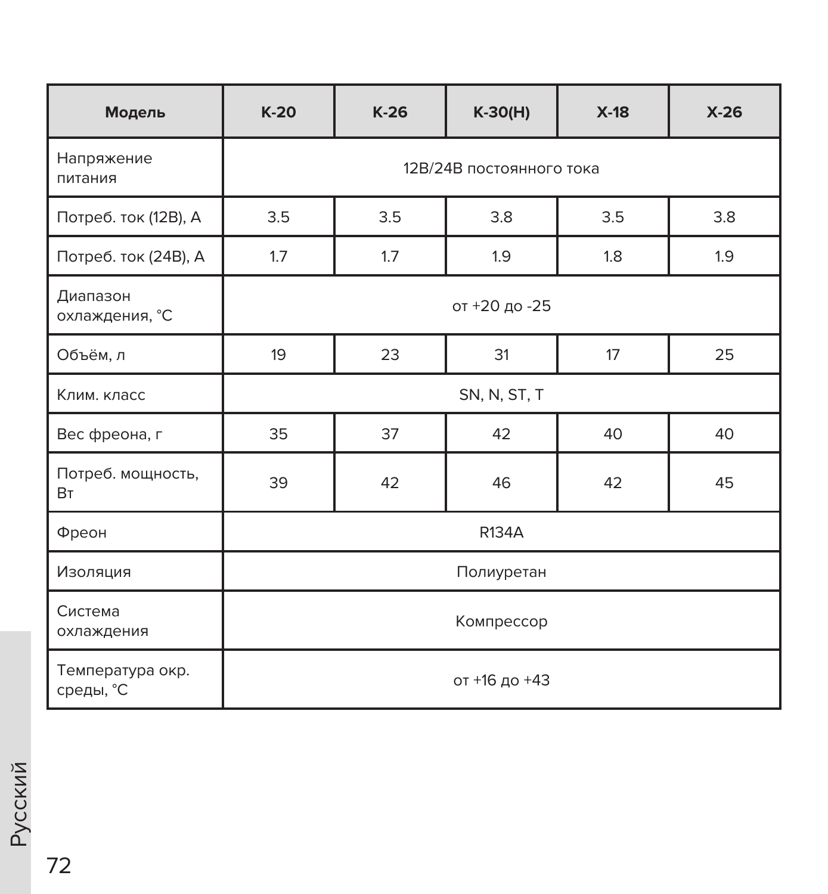| Модель | K-20 | K-26 | K-30(H) | X-18 | X-26 |
|---|---|---|---|---|---|
| Напряжение питания | 12В/24В постоянного тока | | | | |
| Потреб. ток (12В), А | 3.5 | 3.5 | 3.8 | 3.5 | 3.8 |
| Потреб. ток (24В), А | 1.7 | 1.7 | 1.9 | 1.8 | 1.9 |
| Диапазон охлаждения, °С | от +20 до -25 | | | | |
| Объём, л | 19 | 23 | 31 | 17 | 25 |
| Клим. класс | SN, N, ST, T | | | | |
| Вес фреона, г | 35 | 37 | 42 | 40 | 40 |
| Потреб. мощность, Вт | 39 | 42 | 46 | 42 | 45 |
| Фреон | R134A | | | | |
| Изоляция | Полиуретан | | | | |
| Система охлаждения | Компрессор | | | | |
| Температура окр. среды, °С | от +16 до +43 | | | | |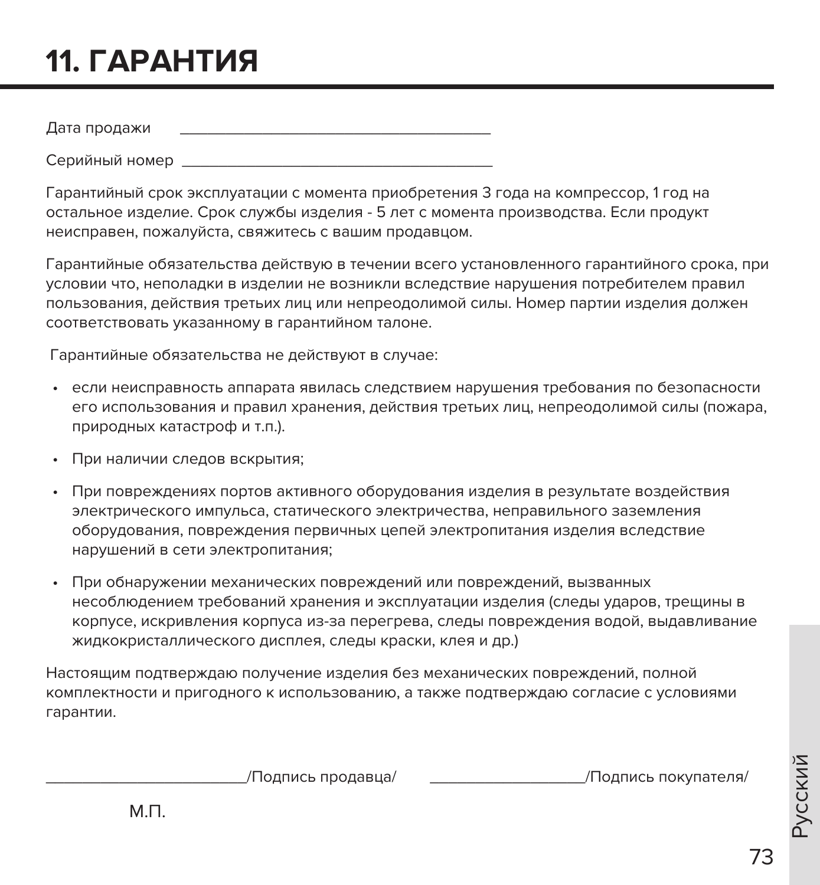# 11. ГАРАНТИЯ

Дата продажи ______________________________________

Серийный номер ______________________________________

Гарантийный срок эксплуатации с момента приобретения 3 года на компрессор, 1 год на остальное изделие. Срок службы изделия - 5 лет с момента производства. Если продукт неисправен, пожалуйста, свяжитесь с вашим продавцом.

Гарантийные обязательства действую в течении всего установленного гарантийного срока, при условии что, неполадки в изделии не возникли вследствие нарушения потребителем правил пользования, действия третьих лиц или непреодолимой силы. Номер партии изделия должен соответствовать указанному в гарантийном талоне.

Гарантийные обязательства не действуют в случае:

- если неисправность аппарата явилась следствием нарушения требования по безопасности его использования и правил хранения, действия третьих лиц, непреодолимой силы (пожара, природных катастроф и т.п.).
- При наличии следов вскрытия;
- При повреждениях портов активного оборудования изделия в результате воздействия электрического импульса, статического электричества, неправильного заземления оборудования, повреждения первичных цепей электропитания изделия вследствие нарушений в сети электропитания;
- При обнаружении механических повреждений или повреждений, вызванных несоблюдением требований хранения и эксплуатации изделия (следы ударов, трещины в корпусе, искривления корпуса из-за перегрева, следы повреждения водой, выдавливание жидкокристаллического дисплея, следы краски, клея и др.)

Настоящим подтверждаю получение изделия без механических повреждений, полной комплектности и пригодного к использованию, а также подтверждаю согласие с условиями гарантии.

________________________/Подпись продавца/ __________________/Подпись покупателя/

М.П.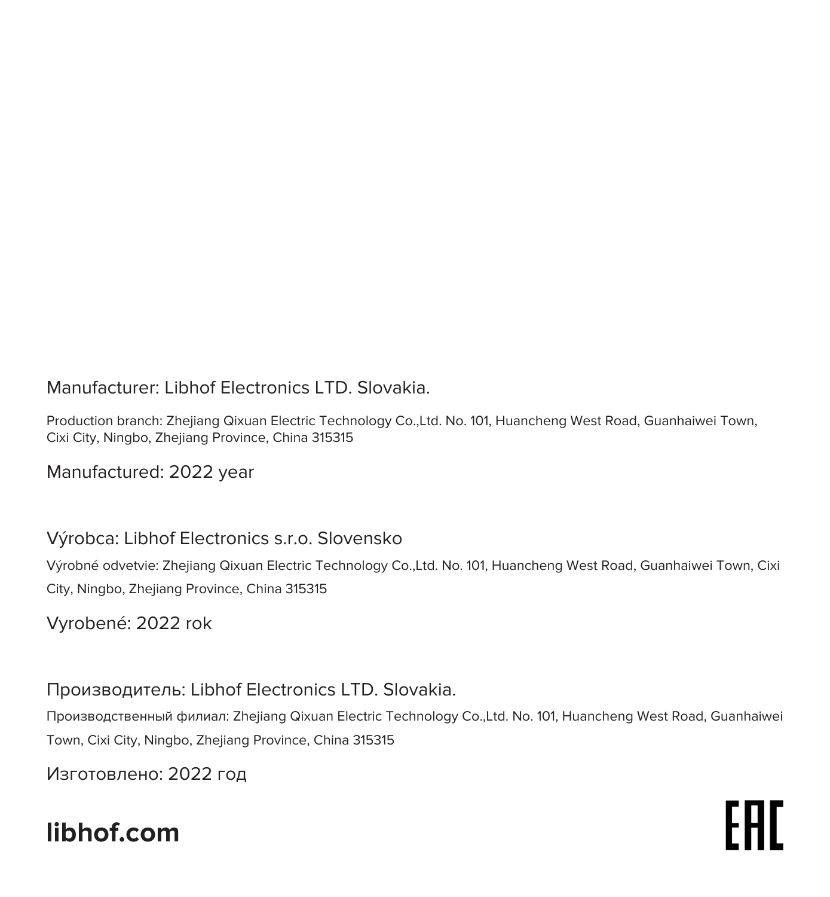Manufacturer: Libhof Electronics LTD. Slovakia.

Production branch: Zhejiang Qixuan Electric Technology Co.,Ltd. No. 101, Huancheng West Road, Guanhaiwei Town, Cixi City, Ningbo, Zhejiang Province, China 315315

Manufactured: 2022 year

Výrobca: Libhof Electronics s.r.o. Slovensko

Výrobné odvetvie: Zhejiang Qixuan Electric Technology Co.,Ltd. No. 101, Huancheng West Road, Guanhaiwei Town, Cixi City, Ningbo, Zhejiang Province, China 315315

Vyrobené: 2022 rok

Производитель: Libhof Electronics LTD. Slovakia.

Производственный филиал: Zhejiang Qixuan Electric Technology Co.,Ltd. No. 101, Huancheng West Road, Guanhaiwei Town, Cixi City, Ningbo, Zhejiang Province, China 315315

Изготовлено: 2022 год

**libhof.com**

EAC